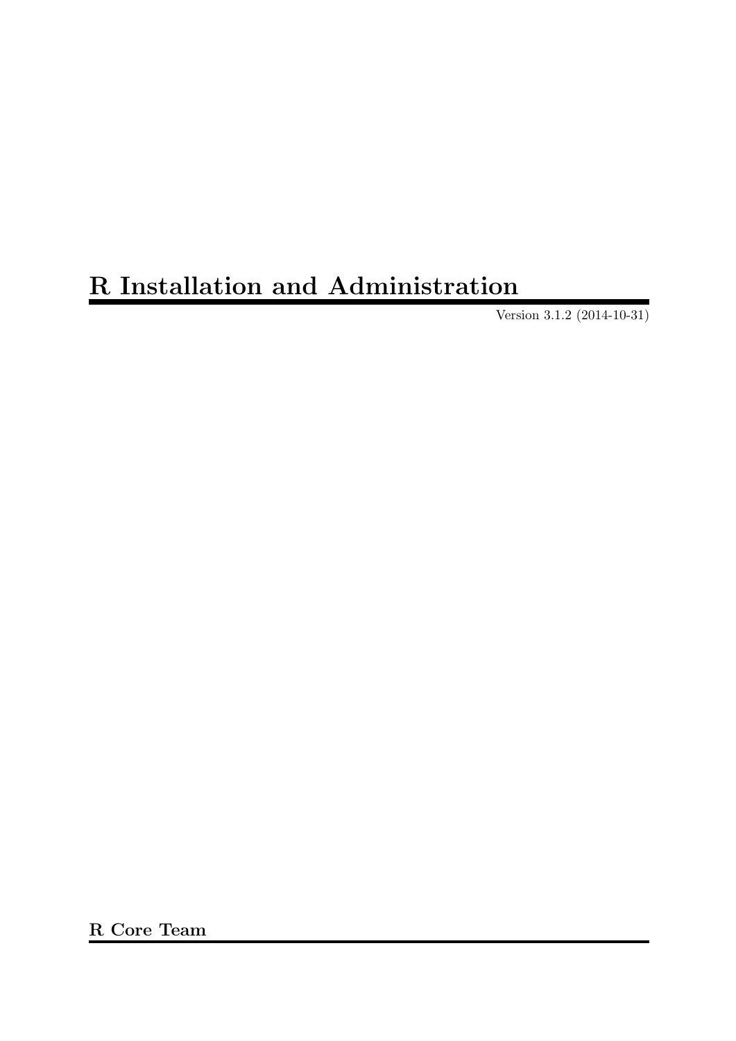# R Installation and Administration

Version 3.1.2 (2014-10-31)

**R Core Team**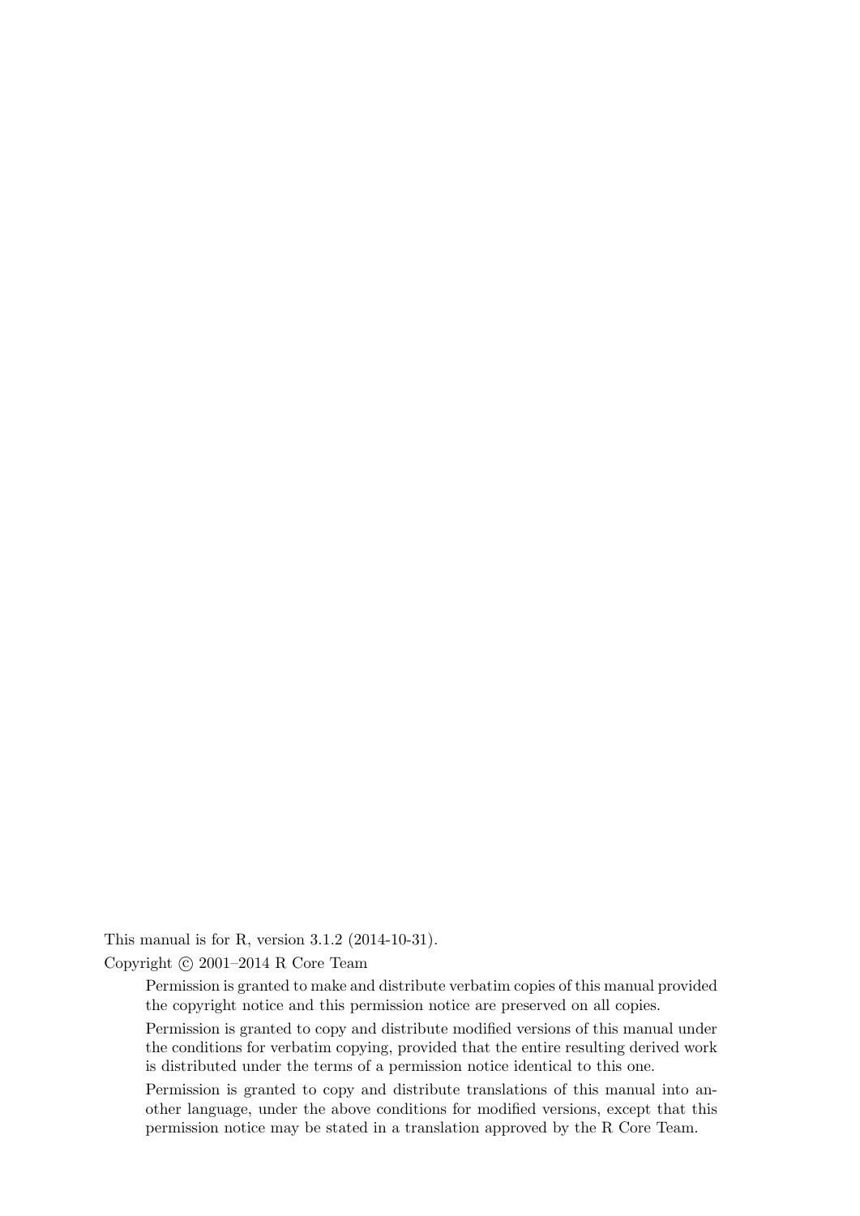This manual is for R, version 3.1.2 (2014-10-31).

Copyright © 2001–2014 R Core Team

> Permission is granted to make and distribute verbatim copies of this manual provided the copyright notice and this permission notice are preserved on all copies.
>
> Permission is granted to copy and distribute modified versions of this manual under the conditions for verbatim copying, provided that the entire resulting derived work is distributed under the terms of a permission notice identical to this one.
>
> Permission is granted to copy and distribute translations of this manual into another language, under the above conditions for modified versions, except that this permission notice may be stated in a translation approved by the R Core Team.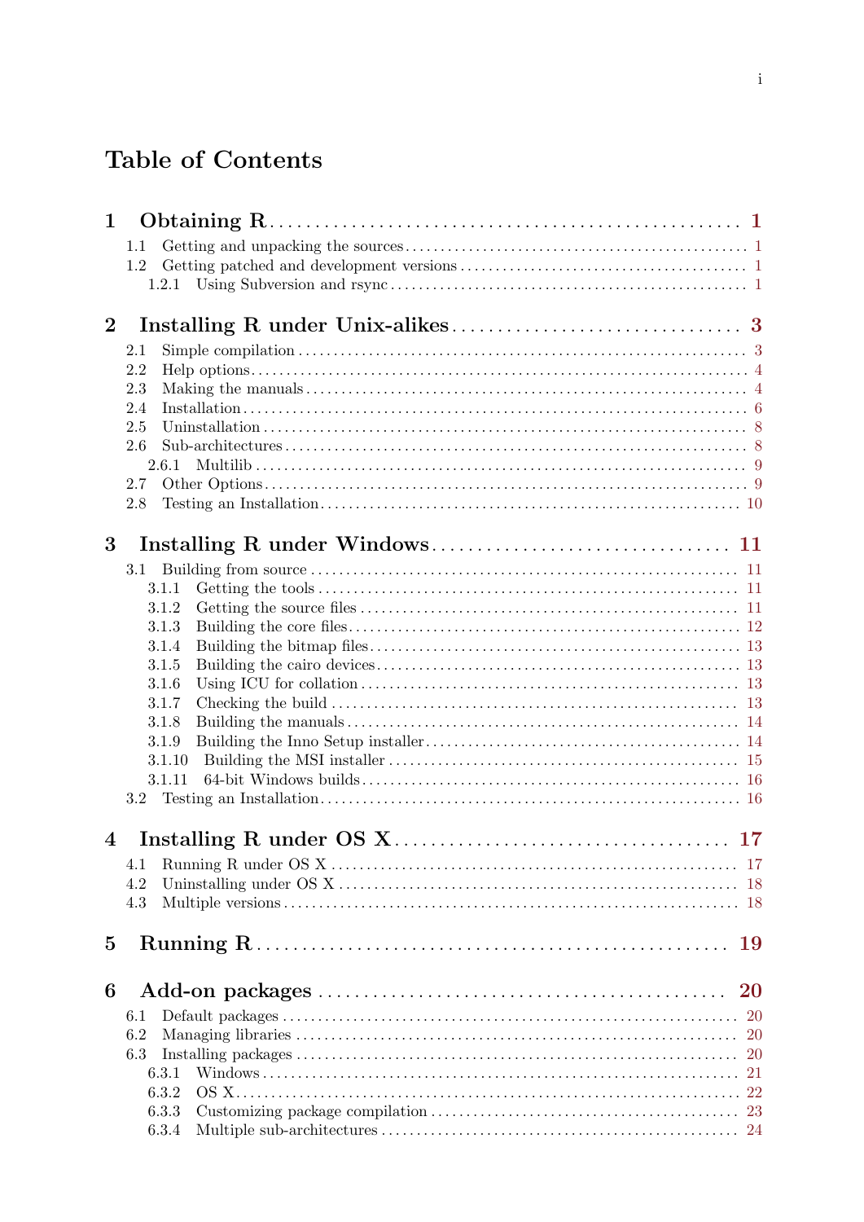# Table of Contents

**1 Obtaining R** .......... **1**

- 1.1 Getting and unpacking the sources .......... 1
- 1.2 Getting patched and development versions .......... 1
  - 1.2.1 Using Subversion and rsync .......... 1

**2 Installing R under Unix-alikes** .......... **3**

- 2.1 Simple compilation .......... 3
- 2.2 Help options .......... 4
- 2.3 Making the manuals .......... 4
- 2.4 Installation .......... 6
- 2.5 Uninstallation .......... 8
- 2.6 Sub-architectures .......... 8
  - 2.6.1 Multilib .......... 9
- 2.7 Other Options .......... 9
- 2.8 Testing an Installation .......... 10

**3 Installing R under Windows** .......... **11**

- 3.1 Building from source .......... 11
  - 3.1.1 Getting the tools .......... 11
  - 3.1.2 Getting the source files .......... 11
  - 3.1.3 Building the core files .......... 12
  - 3.1.4 Building the bitmap files .......... 13
  - 3.1.5 Building the cairo devices .......... 13
  - 3.1.6 Using ICU for collation .......... 13
  - 3.1.7 Checking the build .......... 13
  - 3.1.8 Building the manuals .......... 14
  - 3.1.9 Building the Inno Setup installer .......... 14
  - 3.1.10 Building the MSI installer .......... 15
  - 3.1.11 64-bit Windows builds .......... 16
- 3.2 Testing an Installation .......... 16

**4 Installing R under OS X** .......... **17**

- 4.1 Running R under OS X .......... 17
- 4.2 Uninstalling under OS X .......... 18
- 4.3 Multiple versions .......... 18

**5 Running R** .......... **19**

**6 Add-on packages** .......... **20**

- 6.1 Default packages .......... 20
- 6.2 Managing libraries .......... 20
- 6.3 Installing packages .......... 20
  - 6.3.1 Windows .......... 21
  - 6.3.2 OS X .......... 22
  - 6.3.3 Customizing package compilation .......... 23
  - 6.3.4 Multiple sub-architectures .......... 24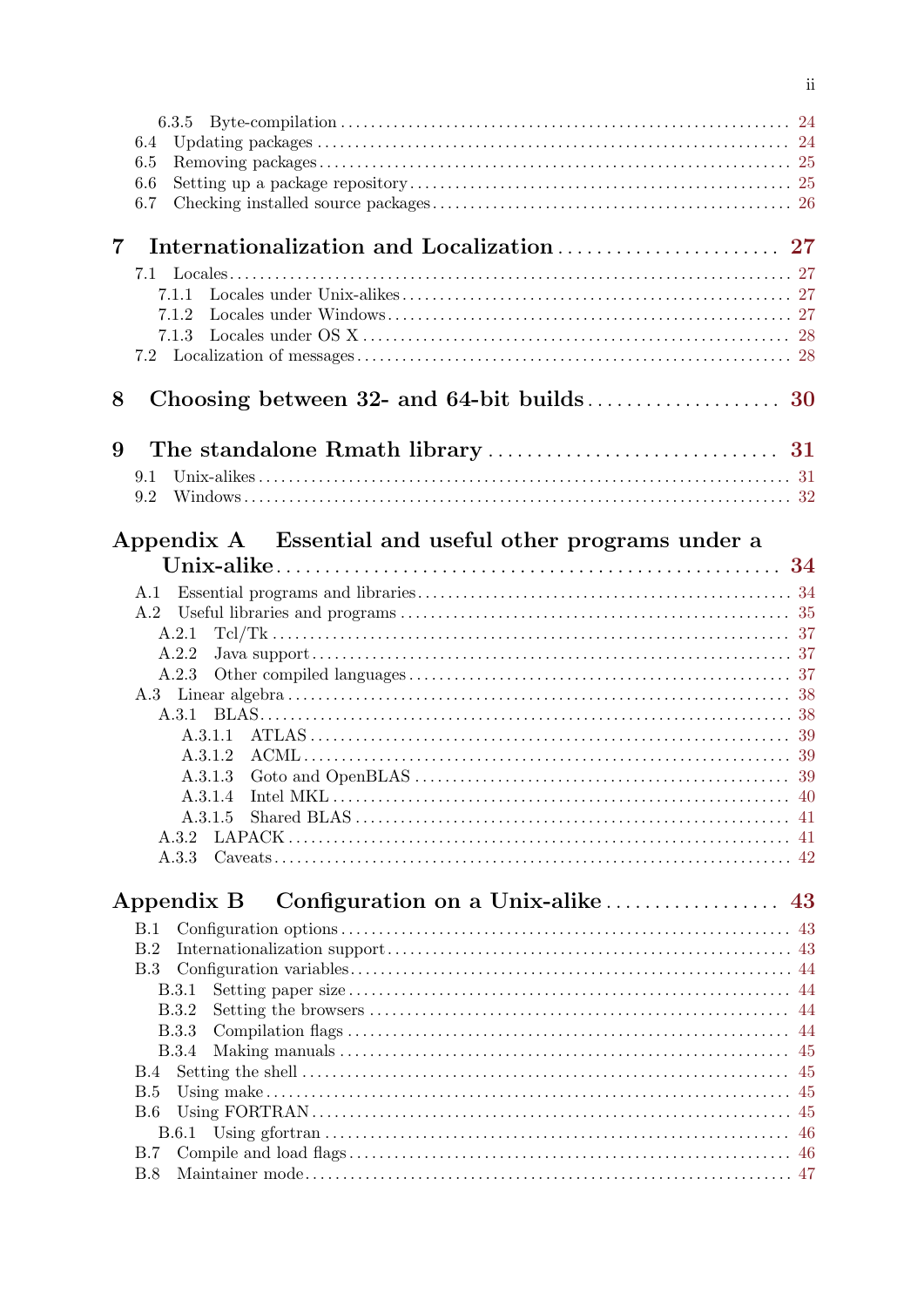6.3.5 Byte-compilation ..... 24
6.4 Updating packages ..... 24
6.5 Removing packages ..... 25
6.6 Setting up a package repository ..... 25
6.7 Checking installed source packages ..... 26

**7 Internationalization and Localization ..... 27**

7.1 Locales ..... 27
7.1.1 Locales under Unix-alikes ..... 27
7.1.2 Locales under Windows ..... 27
7.1.3 Locales under OS X ..... 28
7.2 Localization of messages ..... 28

**8 Choosing between 32- and 64-bit builds ..... 30**

**9 The standalone Rmath library ..... 31**

9.1 Unix-alikes ..... 31
9.2 Windows ..... 32

**Appendix A Essential and useful other programs under a Unix-alike ..... 34**

A.1 Essential programs and libraries ..... 34
A.2 Useful libraries and programs ..... 35
A.2.1 Tcl/Tk ..... 37
A.2.2 Java support ..... 37
A.2.3 Other compiled languages ..... 37
A.3 Linear algebra ..... 38
A.3.1 BLAS ..... 38
A.3.1.1 ATLAS ..... 39
A.3.1.2 ACML ..... 39
A.3.1.3 Goto and OpenBLAS ..... 39
A.3.1.4 Intel MKL ..... 40
A.3.1.5 Shared BLAS ..... 41
A.3.2 LAPACK ..... 41
A.3.3 Caveats ..... 42

**Appendix B Configuration on a Unix-alike ..... 43**

B.1 Configuration options ..... 43
B.2 Internationalization support ..... 43
B.3 Configuration variables ..... 44
B.3.1 Setting paper size ..... 44
B.3.2 Setting the browsers ..... 44
B.3.3 Compilation flags ..... 44
B.3.4 Making manuals ..... 45
B.4 Setting the shell ..... 45
B.5 Using make ..... 45
B.6 Using FORTRAN ..... 45
B.6.1 Using gfortran ..... 46
B.7 Compile and load flags ..... 46
B.8 Maintainer mode ..... 47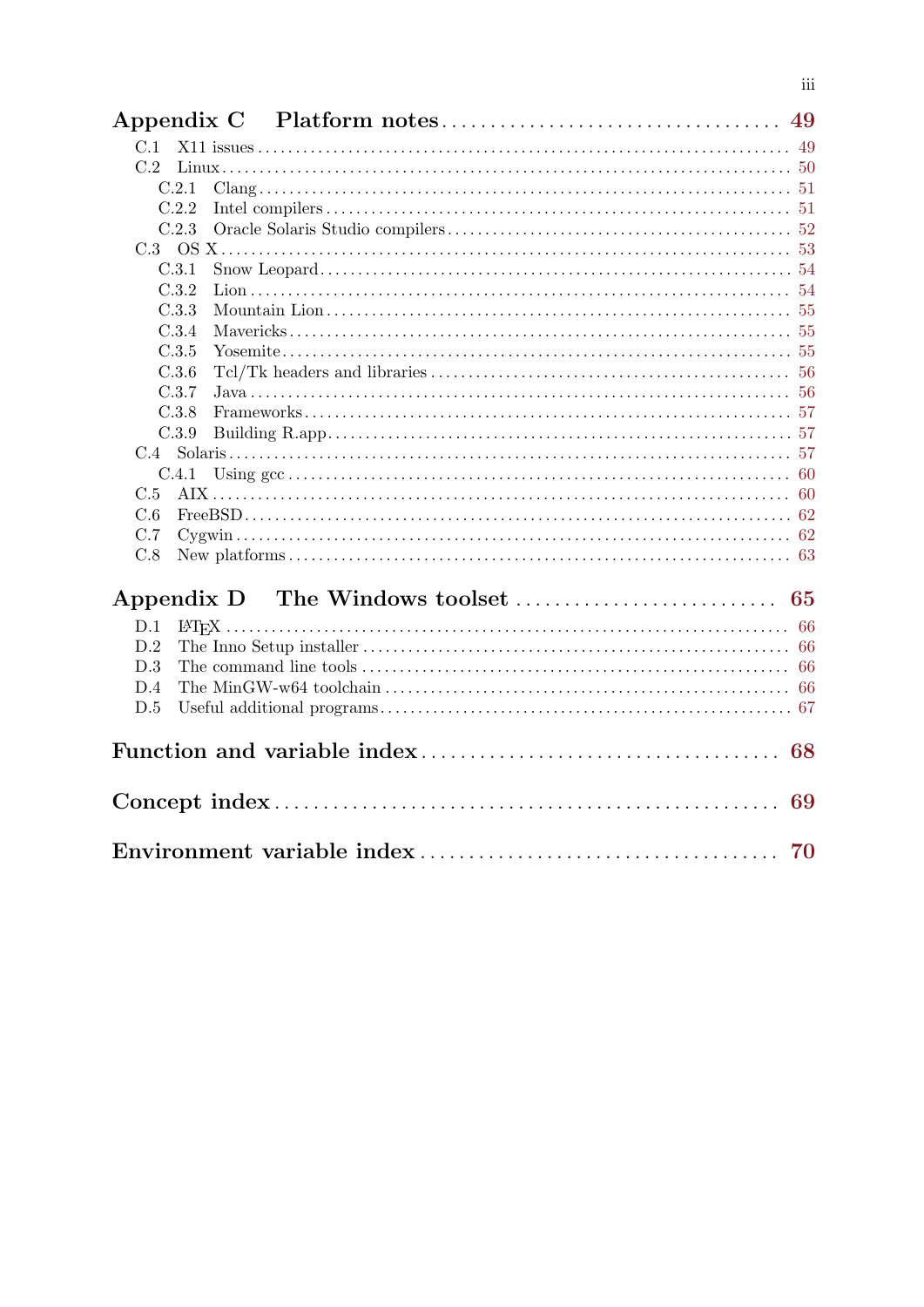**Appendix C Platform notes** .................................. 49

- C.1 X11 issues .................................. 49
- C.2 Linux .................................. 50
  - C.2.1 Clang .................................. 51
  - C.2.2 Intel compilers .................................. 51
  - C.2.3 Oracle Solaris Studio compilers .................................. 52
- C.3 OS X .................................. 53
  - C.3.1 Snow Leopard .................................. 54
  - C.3.2 Lion .................................. 54
  - C.3.3 Mountain Lion .................................. 55
  - C.3.4 Mavericks .................................. 55
  - C.3.5 Yosemite .................................. 55
  - C.3.6 Tcl/Tk headers and libraries .................................. 56
  - C.3.7 Java .................................. 56
  - C.3.8 Frameworks .................................. 57
  - C.3.9 Building R.app .................................. 57
- C.4 Solaris .................................. 57
  - C.4.1 Using gcc .................................. 60
- C.5 AIX .................................. 60
- C.6 FreeBSD .................................. 62
- C.7 Cygwin .................................. 62
- C.8 New platforms .................................. 63

**Appendix D The Windows toolset** .................................. 65

- D.1 LaTeX .................................. 66
- D.2 The Inno Setup installer .................................. 66
- D.3 The command line tools .................................. 66
- D.4 The MinGW-w64 toolchain .................................. 66
- D.5 Useful additional programs .................................. 67

**Function and variable index** .................................. 68

**Concept index** .................................. 69

**Environment variable index** .................................. 70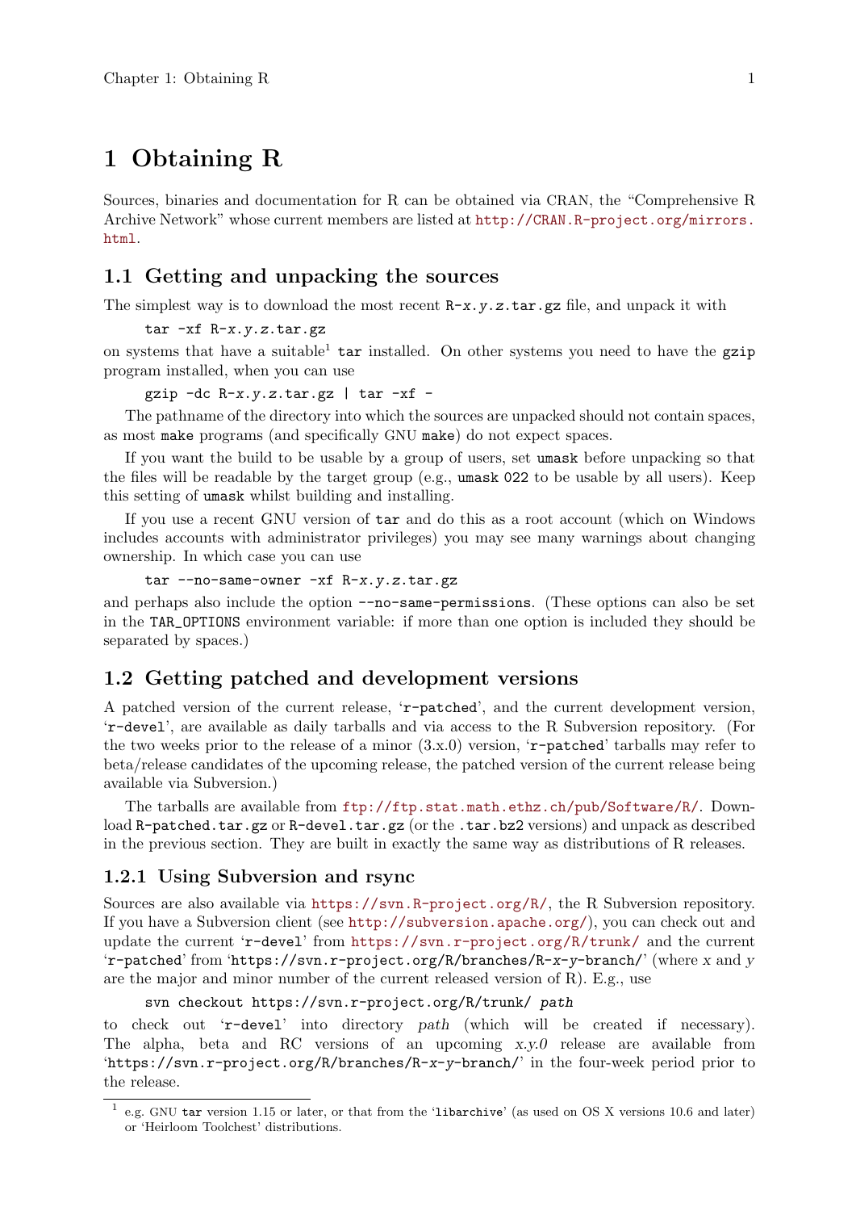# 1 Obtaining R

Sources, binaries and documentation for R can be obtained via CRAN, the "Comprehensive R Archive Network" whose current members are listed at http://CRAN.R-project.org/mirrors.html.

## 1.1 Getting and unpacking the sources

The simplest way is to download the most recent `R-x.y.z.tar.gz` file, and unpack it with

```
tar -xf R-x.y.z.tar.gz
```

on systems that have a suitable[1] `tar` installed. On other systems you need to have the `gzip` program installed, when you can use

```
gzip -dc R-x.y.z.tar.gz | tar -xf -
```

The pathname of the directory into which the sources are unpacked should not contain spaces, as most `make` programs (and specifically GNU `make`) do not expect spaces.

If you want the build to be usable by a group of users, set `umask` before unpacking so that the files will be readable by the target group (e.g., `umask 022` to be usable by all users). Keep this setting of `umask` whilst building and installing.

If you use a recent GNU version of `tar` and do this as a root account (which on Windows includes accounts with administrator privileges) you may see many warnings about changing ownership. In which case you can use

```
tar --no-same-owner -xf R-x.y.z.tar.gz
```

and perhaps also include the option `--no-same-permissions`. (These options can also be set in the `TAR_OPTIONS` environment variable: if more than one option is included they should be separated by spaces.)

## 1.2 Getting patched and development versions

A patched version of the current release, '`r-patched`', and the current development version, '`r-devel`', are available as daily tarballs and via access to the R Subversion repository. (For the two weeks prior to the release of a minor (3.x.0) version, '`r-patched`' tarballs may refer to beta/release candidates of the upcoming release, the patched version of the current release being available via Subversion.)

The tarballs are available from ftp://ftp.stat.math.ethz.ch/pub/Software/R/. Download `R-patched.tar.gz` or `R-devel.tar.gz` (or the `.tar.bz2` versions) and unpack as described in the previous section. They are built in exactly the same way as distributions of R releases.

### 1.2.1 Using Subversion and rsync

Sources are also available via https://svn.R-project.org/R/, the R Subversion repository. If you have a Subversion client (see http://subversion.apache.org/), you can check out and update the current '`r-devel`' from https://svn.r-project.org/R/trunk/ and the current '`r-patched`' from '`https://svn.r-project.org/R/branches/R-x-y-branch/`' (where *x* and *y* are the major and minor number of the current released version of R). E.g., use

```
svn checkout https://svn.r-project.org/R/trunk/ path
```

to check out '`r-devel`' into directory *path* (which will be created if necessary). The alpha, beta and RC versions of an upcoming *x.y.0* release are available from '`https://svn.r-project.org/R/branches/R-x-y-branch/`' in the four-week period prior to the release.

---

[1] e.g. GNU `tar` version 1.15 or later, or that from the '`libarchive`' (as used on OS X versions 10.6 and later) or 'Heirloom Toolchest' distributions.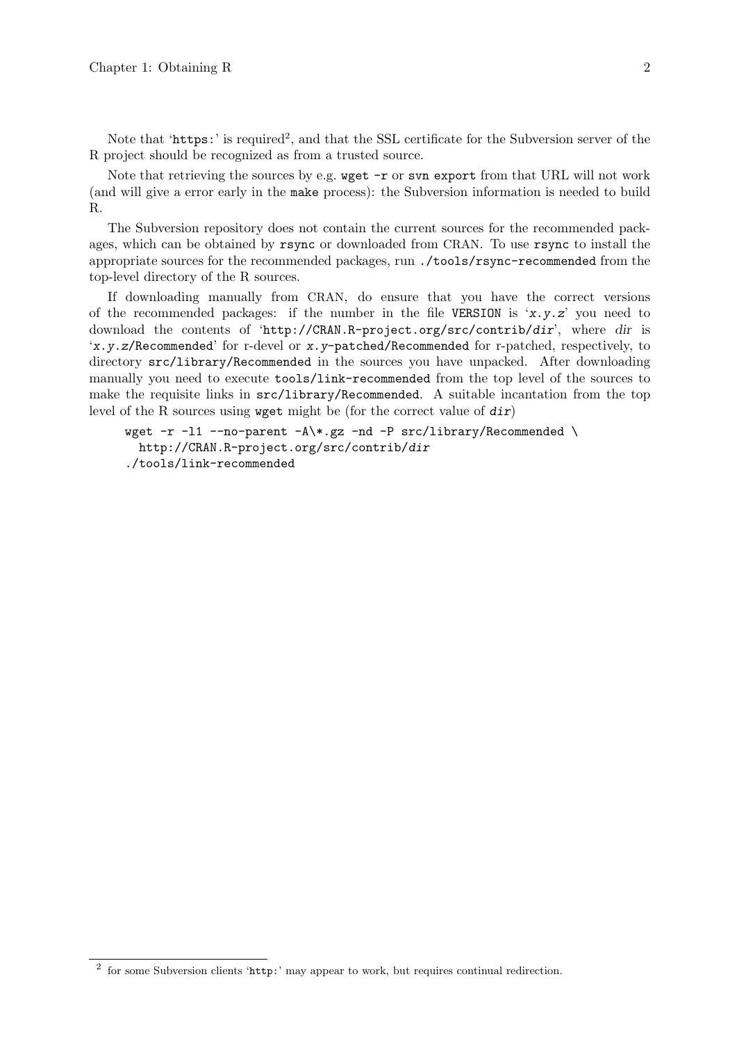Note that '`https:`' is required[2], and that the SSL certificate for the Subversion server of the R project should be recognized as from a trusted source.

Note that retrieving the sources by e.g. `wget -r` or `svn export` from that URL will not work (and will give a error early in the `make` process): the Subversion information is needed to build R.

The Subversion repository does not contain the current sources for the recommended packages, which can be obtained by `rsync` or downloaded from CRAN. To use `rsync` to install the appropriate sources for the recommended packages, run `./tools/rsync-recommended` from the top-level directory of the R sources.

If downloading manually from CRAN, do ensure that you have the correct versions of the recommended packages: if the number in the file `VERSION` is '*x.y.z*' you need to download the contents of '`http://CRAN.R-project.org/src/contrib/`*dir*', where *dir* is '*x.y.z*`/Recommended`' for r-devel or *x.y*`-patched/Recommended` for r-patched, respectively, to directory `src/library/Recommended` in the sources you have unpacked. After downloading manually you need to execute `tools/link-recommended` from the top level of the sources to make the requisite links in `src/library/Recommended`. A suitable incantation from the top level of the R sources using `wget` might be (for the correct value of *dir*)

```
wget -r -l1 --no-parent -A\*.gz -nd -P src/library/Recommended \
  http://CRAN.R-project.org/src/contrib/dir
./tools/link-recommended
```

---

[2] for some Subversion clients '`http:`' may appear to work, but requires continual redirection.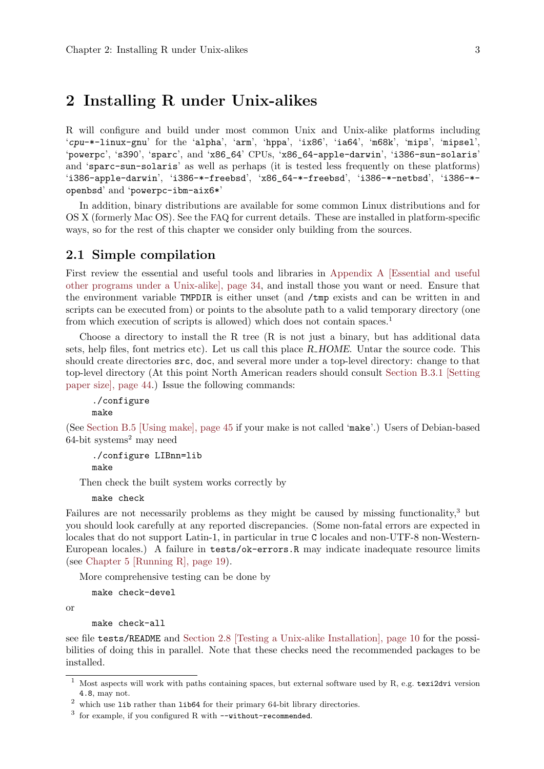# 2 Installing R under Unix-alikes

R will configure and build under most common Unix and Unix-alike platforms including '*cpu*-*-linux-gnu' for the 'alpha', 'arm', 'hppa', 'ix86', 'ia64', 'm68k', 'mips', 'mipsel', 'powerpc', 's390', 'sparc', and 'x86_64' CPUs, 'x86_64-apple-darwin', 'i386-sun-solaris' and 'sparc-sun-solaris' as well as perhaps (it is tested less frequently on these platforms) 'i386-apple-darwin', 'i386-*-freebsd', 'x86_64-*-freebsd', 'i386-*-netbsd', 'i386-*-openbsd' and 'powerpc-ibm-aix6*'

In addition, binary distributions are available for some common Linux distributions and for OS X (formerly Mac OS). See the FAQ for current details. These are installed in platform-specific ways, so for the rest of this chapter we consider only building from the sources.

## 2.1 Simple compilation

First review the essential and useful tools and libraries in Appendix A [Essential and useful other programs under a Unix-alike], page 34, and install those you want or need. Ensure that the environment variable `TMPDIR` is either unset (and `/tmp` exists and can be written in and scripts can be executed from) or points to the absolute path to a valid temporary directory (one from which execution of scripts is allowed) which does not contain spaces.[1]

Choose a directory to install the R tree (R is not just a binary, but has additional data sets, help files, font metrics etc). Let us call this place *R_HOME*. Untar the source code. This should create directories `src`, `doc`, and several more under a top-level directory: change to that top-level directory (At this point North American readers should consult Section B.3.1 [Setting paper size], page 44.) Issue the following commands:

```
./configure
make
```

(See Section B.5 [Using make], page 45 if your make is not called 'make'.) Users of Debian-based 64-bit systems[2] may need

```
./configure LIBnn=lib
make
```

Then check the built system works correctly by

```
make check
```

Failures are not necessarily problems as they might be caused by missing functionality,[3] but you should look carefully at any reported discrepancies. (Some non-fatal errors are expected in locales that do not support Latin-1, in particular in true `C` locales and non-UTF-8 non-Western-European locales.) A failure in `tests/ok-errors.R` may indicate inadequate resource limits (see Chapter 5 [Running R], page 19).

More comprehensive testing can be done by

```
make check-devel
```

or

```
make check-all
```

see file `tests/README` and Section 2.8 [Testing a Unix-alike Installation], page 10 for the possibilities of doing this in parallel. Note that these checks need the recommended packages to be installed.

---

[1] Most aspects will work with paths containing spaces, but external software used by R, e.g. `texi2dvi` version `4.8`, may not.

[2] which use `lib` rather than `lib64` for their primary 64-bit library directories.

[3] for example, if you configured R with `--without-recommended`.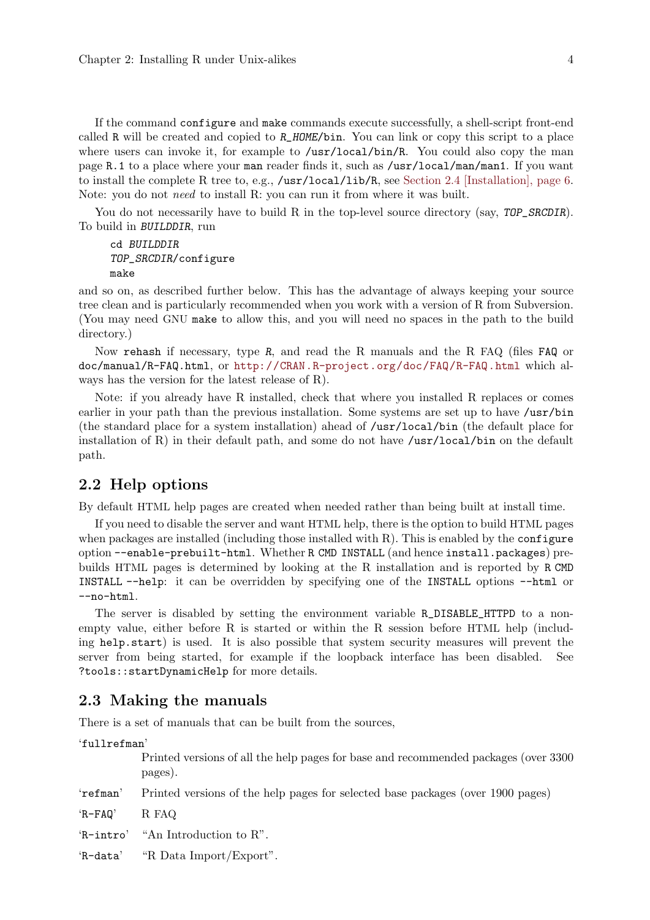If the command `configure` and `make` commands execute successfully, a shell-script front-end called `R` will be created and copied to `R_HOME/bin`. You can link or copy this script to a place where users can invoke it, for example to `/usr/local/bin/R`. You could also copy the man page `R.1` to a place where your `man` reader finds it, such as `/usr/local/man/man1`. If you want to install the complete R tree to, e.g., `/usr/local/lib/R`, see Section 2.4 [Installation], page 6. Note: you do not *need* to install R: you can run it from where it was built.

You do not necessarily have to build R in the top-level source directory (say, *TOP_SRCDIR*). To build in *BUILDDIR*, run

```
cd BUILDDIR
TOP_SRCDIR/configure
make
```

and so on, as described further below. This has the advantage of always keeping your source tree clean and is particularly recommended when you work with a version of R from Subversion. (You may need GNU `make` to allow this, and you will need no spaces in the path to the build directory.)

Now `rehash` if necessary, type `R`, and read the R manuals and the R FAQ (files `FAQ` or `doc/manual/R-FAQ.html`, or `http://CRAN.R-project.org/doc/FAQ/R-FAQ.html` which always has the version for the latest release of R).

Note: if you already have R installed, check that where you installed R replaces or comes earlier in your path than the previous installation. Some systems are set up to have `/usr/bin` (the standard place for a system installation) ahead of `/usr/local/bin` (the default place for installation of R) in their default path, and some do not have `/usr/local/bin` on the default path.

## 2.2 Help options

By default HTML help pages are created when needed rather than being built at install time.

If you need to disable the server and want HTML help, there is the option to build HTML pages when packages are installed (including those installed with R). This is enabled by the `configure` option `--enable-prebuilt-html`. Whether `R CMD INSTALL` (and hence `install.packages`) pre-builds HTML pages is determined by looking at the R installation and is reported by `R CMD INSTALL --help`: it can be overridden by specifying one of the `INSTALL` options `--html` or `--no-html`.

The server is disabled by setting the environment variable `R_DISABLE_HTTPD` to a non-empty value, either before R is started or within the R session before HTML help (including `help.start`) is used. It is also possible that system security measures will prevent the server from being started, for example if the loopback interface has been disabled. See `?tools::startDynamicHelp` for more details.

## 2.3 Making the manuals

There is a set of manuals that can be built from the sources,

'`fullrefman`'
: Printed versions of all the help pages for base and recommended packages (over 3300 pages).

'`refman`'
: Printed versions of the help pages for selected base packages (over 1900 pages)

'`R-FAQ`'
: R FAQ

'`R-intro`'
: "An Introduction to R".

'`R-data`'
: "R Data Import/Export".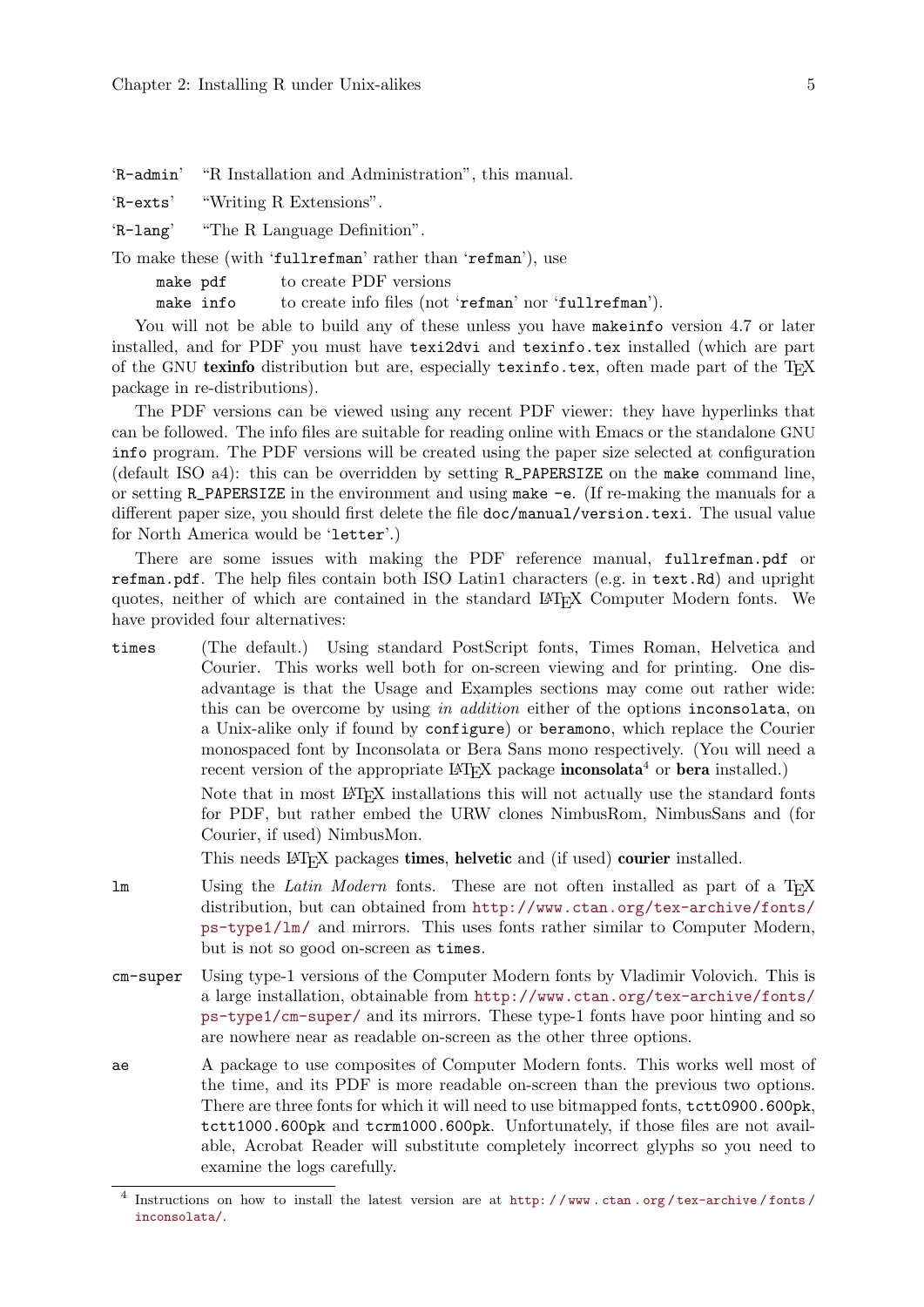'`R-admin`' "R Installation and Administration", this manual.

'`R-exts`' "Writing R Extensions".

'`R-lang`' "The R Language Definition".

To make these (with '`fullrefman`' rather than '`refman`'), use

`make pdf` to create PDF versions

`make info` to create info files (not '`refman`' nor '`fullrefman`').

You will not be able to build any of these unless you have `makeinfo` version 4.7 or later installed, and for PDF you must have `texi2dvi` and `texinfo.tex` installed (which are part of the GNU **texinfo** distribution but are, especially `texinfo.tex`, often made part of the TeX package in re-distributions).

The PDF versions can be viewed using any recent PDF viewer: they have hyperlinks that can be followed. The info files are suitable for reading online with Emacs or the standalone GNU `info` program. The PDF versions will be created using the paper size selected at configuration (default ISO a4): this can be overridden by setting `R_PAPERSIZE` on the `make` command line, or setting `R_PAPERSIZE` in the environment and using `make -e`. (If re-making the manuals for a different paper size, you should first delete the file `doc/manual/version.texi`. The usual value for North America would be '`letter`'.)

There are some issues with making the PDF reference manual, `fullrefman.pdf` or `refman.pdf`. The help files contain both ISO Latin1 characters (e.g. in `text.Rd`) and upright quotes, neither of which are contained in the standard LaTeX Computer Modern fonts. We have provided four alternatives:

`times` (The default.) Using standard PostScript fonts, Times Roman, Helvetica and Courier. This works well both for on-screen viewing and for printing. One disadvantage is that the Usage and Examples sections may come out rather wide: this can be overcome by using *in addition* either of the options `inconsolata`, on a Unix-alike only if found by `configure`) or `beramono`, which replace the Courier monospaced font by Inconsolata or Bera Sans mono respectively. (You will need a recent version of the appropriate LaTeX package **inconsolata**[4] or **bera** installed.)

Note that in most LaTeX installations this will not actually use the standard fonts for PDF, but rather embed the URW clones NimbusRom, NimbusSans and (for Courier, if used) NimbusMon.

This needs LaTeX packages **times**, **helvetic** and (if used) **courier** installed.

`lm` Using the *Latin Modern* fonts. These are not often installed as part of a TeX distribution, but can obtained from http://www.ctan.org/tex-archive/fonts/ps-type1/lm/ and mirrors. This uses fonts rather similar to Computer Modern, but is not so good on-screen as `times`.

`cm-super` Using type-1 versions of the Computer Modern fonts by Vladimir Volovich. This is a large installation, obtainable from http://www.ctan.org/tex-archive/fonts/ps-type1/cm-super/ and its mirrors. These type-1 fonts have poor hinting and so are nowhere near as readable on-screen as the other three options.

`ae` A package to use composites of Computer Modern fonts. This works well most of the time, and its PDF is more readable on-screen than the previous two options. There are three fonts for which it will need to use bitmapped fonts, `tctt0900.600pk`, `tctt1000.600pk` and `tcrm1000.600pk`. Unfortunately, if those files are not available, Acrobat Reader will substitute completely incorrect glyphs so you need to examine the logs carefully.

---

[4] Instructions on how to install the latest version are at http://www.ctan.org/tex-archive/fonts/inconsolata/.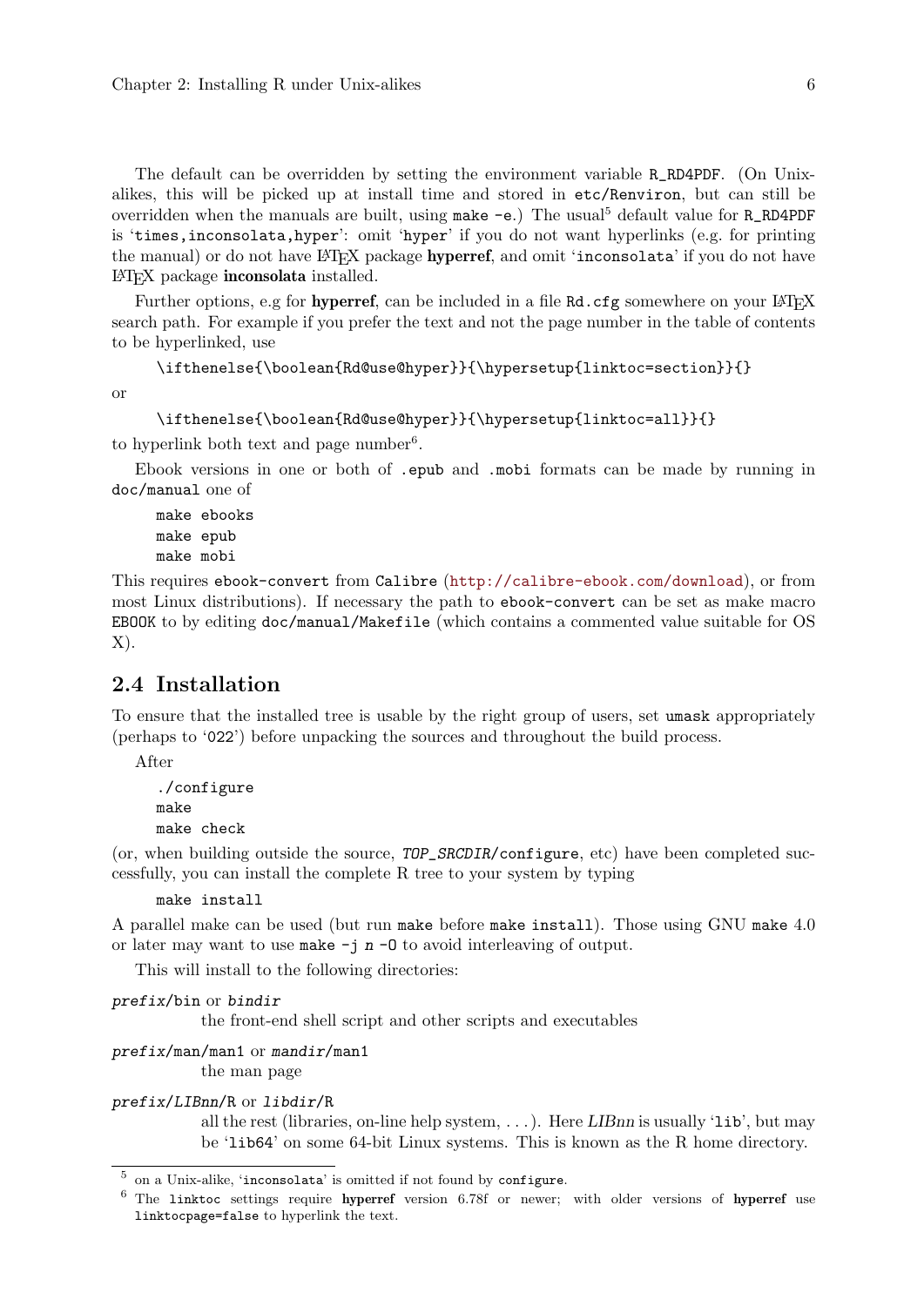The default can be overridden by setting the environment variable `R_RD4PDF`. (On Unix-alikes, this will be picked up at install time and stored in `etc/Renviron`, but can still be overridden when the manuals are built, using `make -e`.) The usual[5] default value for `R_RD4PDF` is '`times,inconsolata,hyper`': omit '`hyper`' if you do not want hyperlinks (e.g. for printing the manual) or do not have LaTeX package **hyperref**, and omit '`inconsolata`' if you do not have LaTeX package **inconsolata** installed.

Further options, e.g for **hyperref**, can be included in a file `Rd.cfg` somewhere on your LaTeX search path. For example if you prefer the text and not the page number in the table of contents to be hyperlinked, use

```
\ifthenelse{\boolean{Rd@use@hyper}}{\hypersetup{linktoc=section}}{}
```

or

```
\ifthenelse{\boolean{Rd@use@hyper}}{\hypersetup{linktoc=all}}{}
```

to hyperlink both text and page number[6].

Ebook versions in one or both of `.epub` and `.mobi` formats can be made by running in `doc/manual` one of

```
make ebooks
make epub
make mobi
```

This requires `ebook-convert` from `Calibre` (http://calibre-ebook.com/download), or from most Linux distributions). If necessary the path to `ebook-convert` can be set as make macro `EBOOK` to by editing `doc/manual/Makefile` (which contains a commented value suitable for OS X).

## 2.4 Installation

To ensure that the installed tree is usable by the right group of users, set `umask` appropriately (perhaps to '`022`') before unpacking the sources and throughout the build process.

After

```
./configure
make
make check
```

(or, when building outside the source, `TOP_SRCDIR/configure`, etc) have been completed successfully, you can install the complete R tree to your system by typing

```
make install
```

A parallel make can be used (but run `make` before `make install`). Those using GNU `make` 4.0 or later may want to use `make -j n -O` to avoid interleaving of output.

This will install to the following directories:

`prefix/bin` or `bindir`
: the front-end shell script and other scripts and executables

`prefix/man/man1` or `mandir/man1`
: the man page

`prefix/LIBnn/R` or `libdir/R`
: all the rest (libraries, on-line help system, ...). Here *LIBnn* is usually '`lib`', but may be '`lib64`' on some 64-bit Linux systems. This is known as the R home directory.

---

[5] on a Unix-alike, '`inconsolata`' is omitted if not found by `configure`.

[6] The `linktoc` settings require **hyperref** version 6.78f or newer; with older versions of **hyperref** use `linktocpage=false` to hyperlink the text.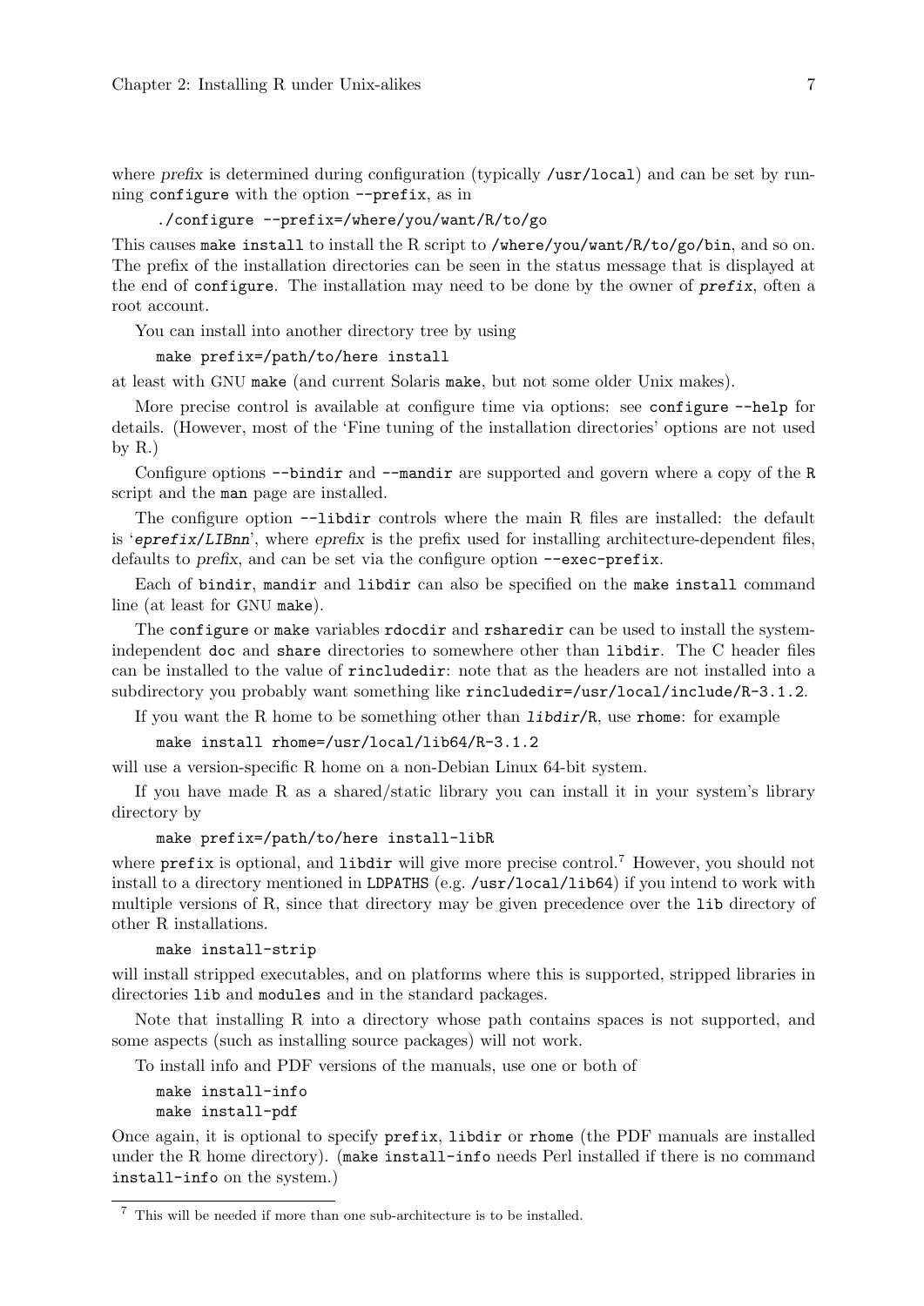where *prefix* is determined during configuration (typically `/usr/local`) and can be set by running `configure` with the option `--prefix`, as in

```
./configure --prefix=/where/you/want/R/to/go
```

This causes `make install` to install the R script to `/where/you/want/R/to/go/bin`, and so on. The prefix of the installation directories can be seen in the status message that is displayed at the end of `configure`. The installation may need to be done by the owner of *`prefix`*, often a root account.

You can install into another directory tree by using

```
make prefix=/path/to/here install
```

at least with GNU `make` (and current Solaris `make`, but not some older Unix makes).

More precise control is available at configure time via options: see `configure --help` for details. (However, most of the 'Fine tuning of the installation directories' options are not used by R.)

Configure options `--bindir` and `--mandir` are supported and govern where a copy of the `R` script and the `man` page are installed.

The configure option `--libdir` controls where the main R files are installed: the default is '*`eprefix/LIBnn`*', where *eprefix* is the prefix used for installing architecture-dependent files, defaults to *prefix*, and can be set via the configure option `--exec-prefix`.

Each of `bindir`, `mandir` and `libdir` can also be specified on the `make install` command line (at least for GNU `make`).

The `configure` or `make` variables `rdocdir` and `rsharedir` can be used to install the system-independent `doc` and `share` directories to somewhere other than `libdir`. The C header files can be installed to the value of `rincludedir`: note that as the headers are not installed into a subdirectory you probably want something like `rincludedir=/usr/local/include/R-3.1.2`.

If you want the R home to be something other than *`libdir`*`/R`, use `rhome`: for example

```
make install rhome=/usr/local/lib64/R-3.1.2
```

will use a version-specific R home on a non-Debian Linux 64-bit system.

If you have made R as a shared/static library you can install it in your system's library directory by

```
make prefix=/path/to/here install-libR
```

where `prefix` is optional, and `libdir` will give more precise control.[7] However, you should not install to a directory mentioned in `LDPATHS` (e.g. `/usr/local/lib64`) if you intend to work with multiple versions of R, since that directory may be given precedence over the `lib` directory of other R installations.

```
make install-strip
```

will install stripped executables, and on platforms where this is supported, stripped libraries in directories `lib` and `modules` and in the standard packages.

Note that installing R into a directory whose path contains spaces is not supported, and some aspects (such as installing source packages) will not work.

To install info and PDF versions of the manuals, use one or both of

```
make install-info
make install-pdf
```

Once again, it is optional to specify `prefix`, `libdir` or `rhome` (the PDF manuals are installed under the R home directory). (`make install-info` needs Perl installed if there is no command `install-info` on the system.)

---

[7] This will be needed if more than one sub-architecture is to be installed.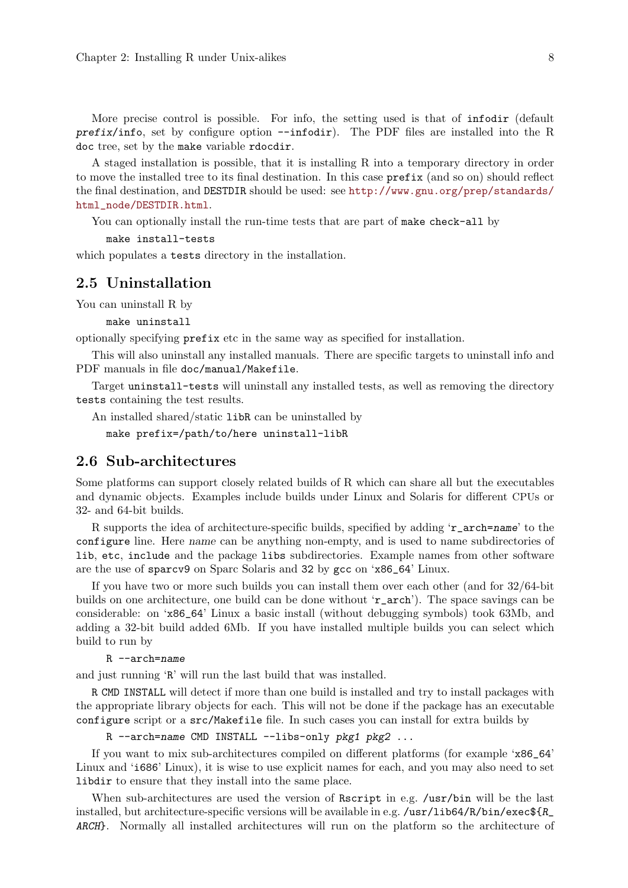More precise control is possible. For info, the setting used is that of `infodir` (default *prefix*`/info`, set by configure option `--infodir`). The PDF files are installed into the R `doc` tree, set by the `make` variable `rdocdir`.

A staged installation is possible, that it is installing R into a temporary directory in order to move the installed tree to its final destination. In this case `prefix` (and so on) should reflect the final destination, and `DESTDIR` should be used: see http://www.gnu.org/prep/standards/html_node/DESTDIR.html.

You can optionally install the run-time tests that are part of `make check-all` by

```
make install-tests
```

which populates a `tests` directory in the installation.

## 2.5 Uninstallation

You can uninstall R by

```
make uninstall
```

optionally specifying `prefix` etc in the same way as specified for installation.

This will also uninstall any installed manuals. There are specific targets to uninstall info and PDF manuals in file `doc/manual/Makefile`.

Target `uninstall-tests` will uninstall any installed tests, as well as removing the directory `tests` containing the test results.

An installed shared/static `libR` can be uninstalled by

```
make prefix=/path/to/here uninstall-libR
```

## 2.6 Sub-architectures

Some platforms can support closely related builds of R which can share all but the executables and dynamic objects. Examples include builds under Linux and Solaris for different CPUs or 32- and 64-bit builds.

R supports the idea of architecture-specific builds, specified by adding '`r_arch=`*name*' to the `configure` line. Here *name* can be anything non-empty, and is used to name subdirectories of `lib`, `etc`, `include` and the package `libs` subdirectories. Example names from other software are the use of `sparcv9` on Sparc Solaris and `32` by `gcc` on '`x86_64`' Linux.

If you have two or more such builds you can install them over each other (and for 32/64-bit builds on one architecture, one build can be done without '`r_arch`'). The space savings can be considerable: on '`x86_64`' Linux a basic install (without debugging symbols) took 63Mb, and adding a 32-bit build added 6Mb. If you have installed multiple builds you can select which build to run by

```
R --arch=name
```

and just running '`R`' will run the last build that was installed.

`R CMD INSTALL` will detect if more than one build is installed and try to install packages with the appropriate library objects for each. This will not be done if the package has an executable `configure` script or a `src/Makefile` file. In such cases you can install for extra builds by

```
R --arch=name CMD INSTALL --libs-only pkg1 pkg2 ...
```

If you want to mix sub-architectures compiled on different platforms (for example '`x86_64`' Linux and '`i686`' Linux), it is wise to use explicit names for each, and you may also need to set `libdir` to ensure that they install into the same place.

When sub-architectures are used the version of `Rscript` in e.g. `/usr/bin` will be the last installed, but architecture-specific versions will be available in e.g. `/usr/lib64/R/bin/exec${`*R_ARCH*`}`. Normally all installed architectures will run on the platform so the architecture of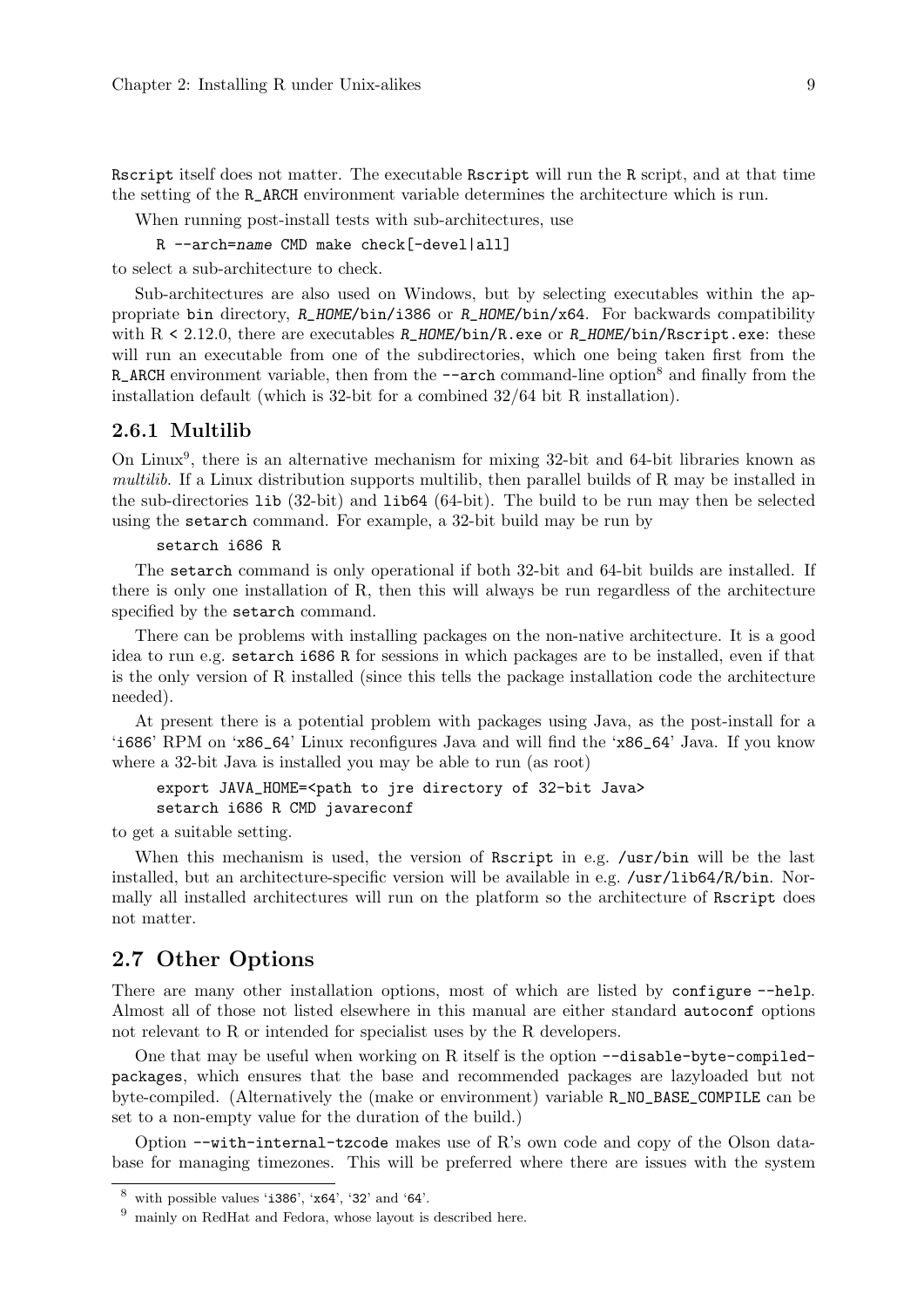Rscript itself does not matter. The executable Rscript will run the R script, and at that time the setting of the R_ARCH environment variable determines the architecture which is run.

When running post-install tests with sub-architectures, use

```
R --arch=name CMD make check[-devel|all]
```

to select a sub-architecture to check.

Sub-architectures are also used on Windows, but by selecting executables within the appropriate bin directory, *R_HOME*/bin/i386 or *R_HOME*/bin/x64. For backwards compatibility with R < 2.12.0, there are executables *R_HOME*/bin/R.exe or *R_HOME*/bin/Rscript.exe: these will run an executable from one of the subdirectories, which one being taken first from the R_ARCH environment variable, then from the --arch command-line option[8] and finally from the installation default (which is 32-bit for a combined 32/64 bit R installation).

### 2.6.1 Multilib

On Linux[9], there is an alternative mechanism for mixing 32-bit and 64-bit libraries known as *multilib*. If a Linux distribution supports multilib, then parallel builds of R may be installed in the sub-directories lib (32-bit) and lib64 (64-bit). The build to be run may then be selected using the setarch command. For example, a 32-bit build may be run by

```
setarch i686 R
```

The setarch command is only operational if both 32-bit and 64-bit builds are installed. If there is only one installation of R, then this will always be run regardless of the architecture specified by the setarch command.

There can be problems with installing packages on the non-native architecture. It is a good idea to run e.g. setarch i686 R for sessions in which packages are to be installed, even if that is the only version of R installed (since this tells the package installation code the architecture needed).

At present there is a potential problem with packages using Java, as the post-install for a 'i686' RPM on 'x86_64' Linux reconfigures Java and will find the 'x86_64' Java. If you know where a 32-bit Java is installed you may be able to run (as root)

```
export JAVA_HOME=<path to jre directory of 32-bit Java>
setarch i686 R CMD javareconf
```

to get a suitable setting.

When this mechanism is used, the version of Rscript in e.g. /usr/bin will be the last installed, but an architecture-specific version will be available in e.g. /usr/lib64/R/bin. Normally all installed architectures will run on the platform so the architecture of Rscript does not matter.

## 2.7 Other Options

There are many other installation options, most of which are listed by configure --help. Almost all of those not listed elsewhere in this manual are either standard autoconf options not relevant to R or intended for specialist uses by the R developers.

One that may be useful when working on R itself is the option --disable-byte-compiled-packages, which ensures that the base and recommended packages are lazyloaded but not byte-compiled. (Alternatively the (make or environment) variable R_NO_BASE_COMPILE can be set to a non-empty value for the duration of the build.)

Option --with-internal-tzcode makes use of R's own code and copy of the Olson database for managing timezones. This will be preferred where there are issues with the system

---

[8] with possible values 'i386', 'x64', '32' and '64'.

[9] mainly on RedHat and Fedora, whose layout is described here.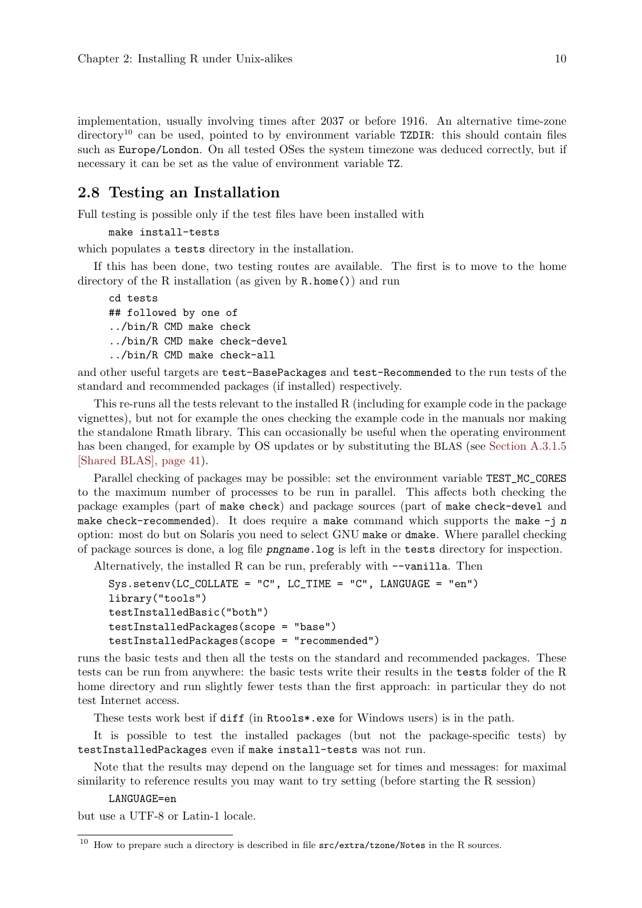implementation, usually involving times after 2037 or before 1916. An alternative time-zone directory[10] can be used, pointed to by environment variable `TZDIR`: this should contain files such as `Europe/London`. On all tested OSes the system timezone was deduced correctly, but if necessary it can be set as the value of environment variable `TZ`.

## 2.8 Testing an Installation

Full testing is possible only if the test files have been installed with

```
make install-tests
```

which populates a `tests` directory in the installation.

If this has been done, two testing routes are available. The first is to move to the home directory of the R installation (as given by `R.home()`) and run

```
cd tests
## followed by one of
../bin/R CMD make check
../bin/R CMD make check-devel
../bin/R CMD make check-all
```

and other useful targets are `test-BasePackages` and `test-Recommended` to the run tests of the standard and recommended packages (if installed) respectively.

This re-runs all the tests relevant to the installed R (including for example code in the package vignettes), but not for example the ones checking the example code in the manuals nor making the standalone Rmath library. This can occasionally be useful when the operating environment has been changed, for example by OS updates or by substituting the BLAS (see Section A.3.1.5 [Shared BLAS], page 41).

Parallel checking of packages may be possible: set the environment variable `TEST_MC_CORES` to the maximum number of processes to be run in parallel. This affects both checking the package examples (part of `make check`) and package sources (part of `make check-devel` and `make check-recommended`). It does require a `make` command which supports the `make -j n` option: most do but on Solaris you need to select GNU `make` or `dmake`. Where parallel checking of package sources is done, a log file `pngname.log` is left in the `tests` directory for inspection.

Alternatively, the installed R can be run, preferably with `--vanilla`. Then

```
Sys.setenv(LC_COLLATE = "C", LC_TIME = "C", LANGUAGE = "en")
library("tools")
testInstalledBasic("both")
testInstalledPackages(scope = "base")
testInstalledPackages(scope = "recommended")
```

runs the basic tests and then all the tests on the standard and recommended packages. These tests can be run from anywhere: the basic tests write their results in the `tests` folder of the R home directory and run slightly fewer tests than the first approach: in particular they do not test Internet access.

These tests work best if `diff` (in `Rtools*.exe` for Windows users) is in the path.

It is possible to test the installed packages (but not the package-specific tests) by `testInstalledPackages` even if `make install-tests` was not run.

Note that the results may depend on the language set for times and messages: for maximal similarity to reference results you may want to try setting (before starting the R session)

```
LANGUAGE=en
```

but use a UTF-8 or Latin-1 locale.

[10] How to prepare such a directory is described in file `src/extra/tzone/Notes` in the R sources.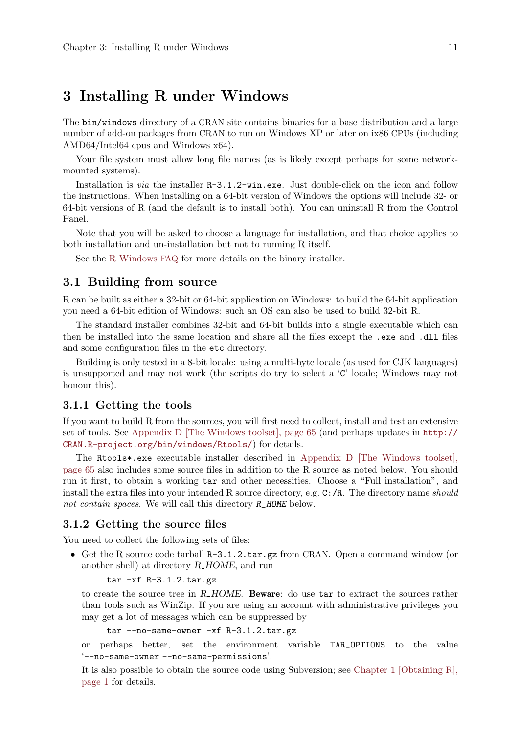# 3 Installing R under Windows

The `bin/windows` directory of a CRAN site contains binaries for a base distribution and a large number of add-on packages from CRAN to run on Windows XP or later on ix86 CPUs (including AMD64/Intel64 cpus and Windows x64).

Your file system must allow long file names (as is likely except perhaps for some network-mounted systems).

Installation is *via* the installer `R-3.1.2-win.exe`. Just double-click on the icon and follow the instructions. When installing on a 64-bit version of Windows the options will include 32- or 64-bit versions of R (and the default is to install both). You can uninstall R from the Control Panel.

Note that you will be asked to choose a language for installation, and that choice applies to both installation and un-installation but not to running R itself.

See the R Windows FAQ for more details on the binary installer.

## 3.1 Building from source

R can be built as either a 32-bit or 64-bit application on Windows: to build the 64-bit application you need a 64-bit edition of Windows: such an OS can also be used to build 32-bit R.

The standard installer combines 32-bit and 64-bit builds into a single executable which can then be installed into the same location and share all the files except the `.exe` and `.dll` files and some configuration files in the `etc` directory.

Building is only tested in a 8-bit locale: using a multi-byte locale (as used for CJK languages) is unsupported and may not work (the scripts do try to select a '`C`' locale; Windows may not honour this).

### 3.1.1 Getting the tools

If you want to build R from the sources, you will first need to collect, install and test an extensive set of tools. See Appendix D [The Windows toolset], page 65 (and perhaps updates in `http://CRAN.R-project.org/bin/windows/Rtools/`) for details.

The `Rtools*.exe` executable installer described in Appendix D [The Windows toolset], page 65 also includes some source files in addition to the R source as noted below. You should run it first, to obtain a working `tar` and other necessities. Choose a "Full installation", and install the extra files into your intended R source directory, e.g. `C:/R`. The directory name *should not contain spaces*. We will call this directory *`R_HOME`* below.

### 3.1.2 Getting the source files

You need to collect the following sets of files:

- Get the R source code tarball `R-3.1.2.tar.gz` from CRAN. Open a command window (or another shell) at directory *R_HOME*, and run

  ```
  tar -xf R-3.1.2.tar.gz
  ```

  to create the source tree in *R_HOME*. **Beware**: do use `tar` to extract the sources rather than tools such as WinZip. If you are using an account with administrative privileges you may get a lot of messages which can be suppressed by

  ```
  tar --no-same-owner -xf R-3.1.2.tar.gz
  ```

  or perhaps better, set the environment variable `TAR_OPTIONS` to the value '`--no-same-owner --no-same-permissions`'.

  It is also possible to obtain the source code using Subversion; see Chapter 1 [Obtaining R], page 1 for details.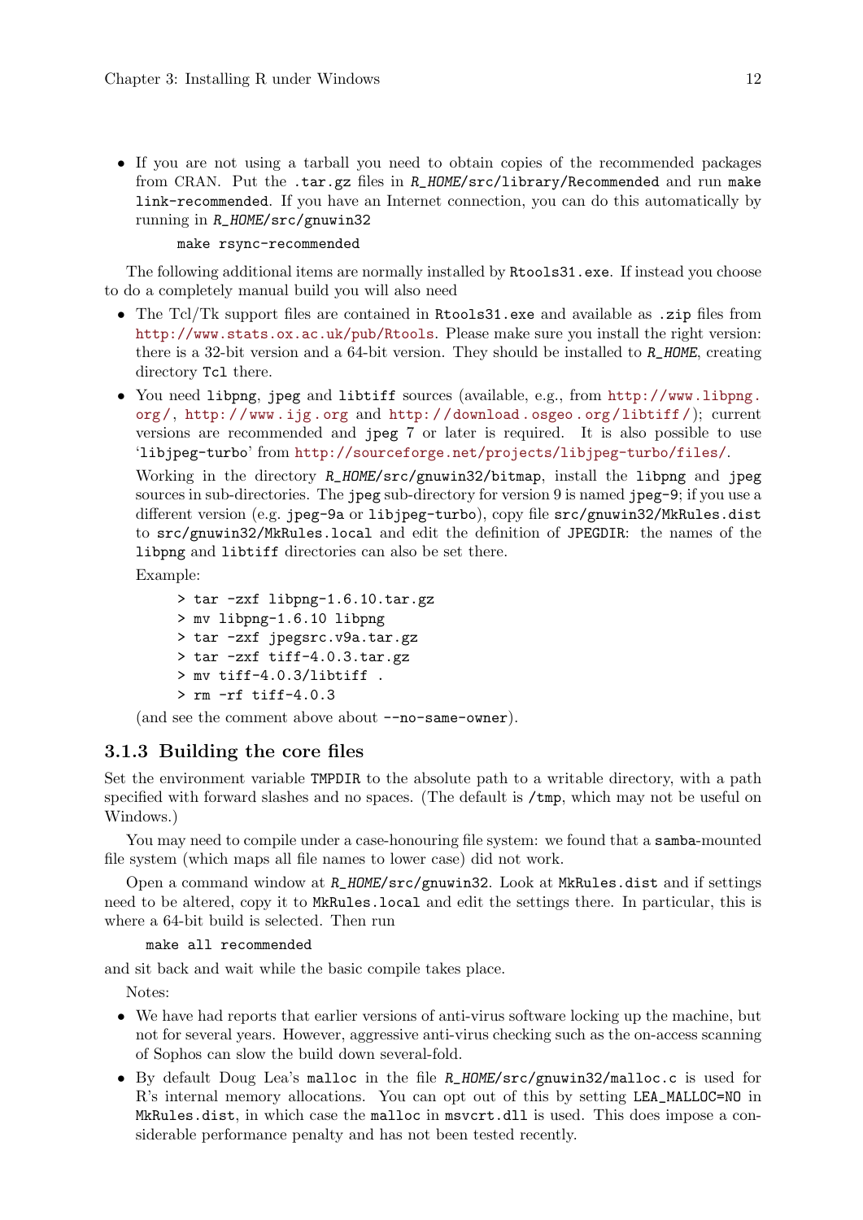- If you are not using a tarball you need to obtain copies of the recommended packages from CRAN. Put the `.tar.gz` files in `R_HOME/src/library/Recommended` and run `make link-recommended`. If you have an Internet connection, you can do this automatically by running in `R_HOME/src/gnuwin32`

  ```
  make rsync-recommended
  ```

The following additional items are normally installed by `Rtools31.exe`. If instead you choose to do a completely manual build you will also need

- The Tcl/Tk support files are contained in `Rtools31.exe` and available as `.zip` files from http://www.stats.ox.ac.uk/pub/Rtools. Please make sure you install the right version: there is a 32-bit version and a 64-bit version. They should be installed to *R_HOME*, creating directory `Tcl` there.
- You need `libpng`, `jpeg` and `libtiff` sources (available, e.g., from http://www.libpng.org/, http://www.ijg.org and http://download.osgeo.org/libtiff/); current versions are recommended and `jpeg` 7 or later is required. It is also possible to use '`libjpeg-turbo`' from http://sourceforge.net/projects/libjpeg-turbo/files/.

  Working in the directory `R_HOME/src/gnuwin32/bitmap`, install the `libpng` and `jpeg` sources in sub-directories. The `jpeg` sub-directory for version 9 is named `jpeg-9`; if you use a different version (e.g. `jpeg-9a` or `libjpeg-turbo`), copy file `src/gnuwin32/MkRules.dist` to `src/gnuwin32/MkRules.local` and edit the definition of `JPEGDIR`: the names of the `libpng` and `libtiff` directories can also be set there.

  Example:

  ```
  > tar -zxf libpng-1.6.10.tar.gz
  > mv libpng-1.6.10 libpng
  > tar -zxf jpegsrc.v9a.tar.gz
  > tar -zxf tiff-4.0.3.tar.gz
  > mv tiff-4.0.3/libtiff .
  > rm -rf tiff-4.0.3
  ```

  (and see the comment above about `--no-same-owner`).

### 3.1.3 Building the core files

Set the environment variable `TMPDIR` to the absolute path to a writable directory, with a path specified with forward slashes and no spaces. (The default is `/tmp`, which may not be useful on Windows.)

You may need to compile under a case-honouring file system: we found that a `samba`-mounted file system (which maps all file names to lower case) did not work.

Open a command window at `R_HOME/src/gnuwin32`. Look at `MkRules.dist` and if settings need to be altered, copy it to `MkRules.local` and edit the settings there. In particular, this is where a 64-bit build is selected. Then run

```
make all recommended
```

and sit back and wait while the basic compile takes place.

Notes:

- We have had reports that earlier versions of anti-virus software locking up the machine, but not for several years. However, aggressive anti-virus checking such as the on-access scanning of Sophos can slow the build down several-fold.
- By default Doug Lea's `malloc` in the file `R_HOME/src/gnuwin32/malloc.c` is used for R's internal memory allocations. You can opt out of this by setting `LEA_MALLOC=NO` in `MkRules.dist`, in which case the `malloc` in `msvcrt.dll` is used. This does impose a considerable performance penalty and has not been tested recently.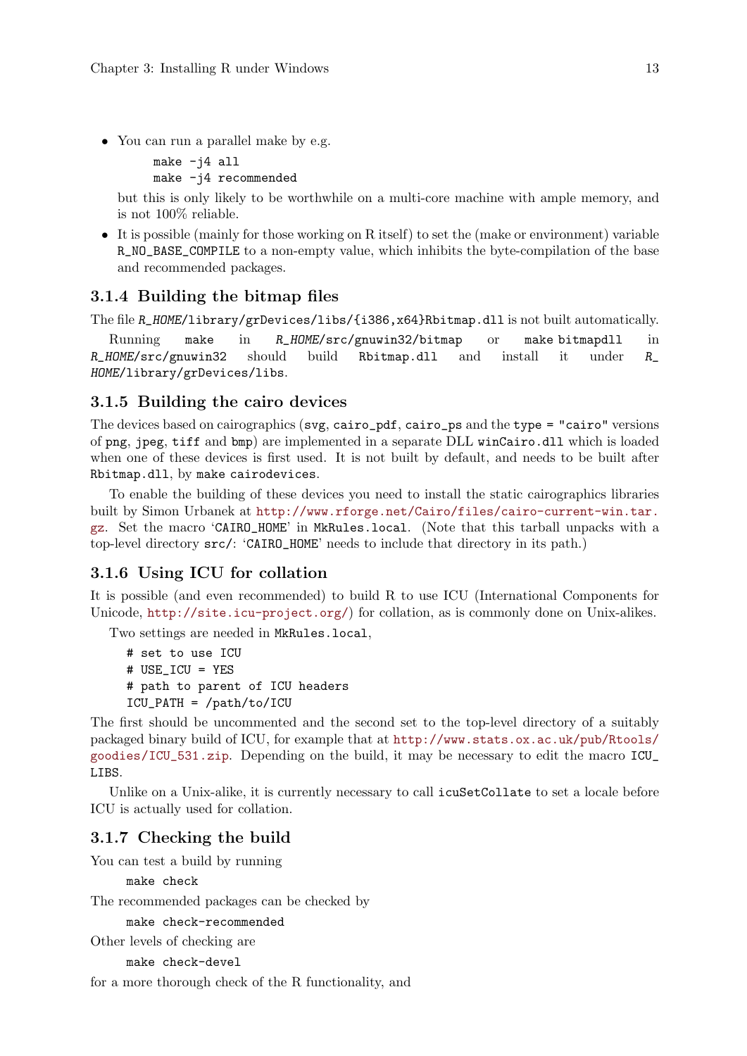- You can run a parallel make by e.g.

  ```
  make -j4 all
  make -j4 recommended
  ```

  but this is only likely to be worthwhile on a multi-core machine with ample memory, and is not 100% reliable.
- It is possible (mainly for those working on R itself) to set the (make or environment) variable `R_NO_BASE_COMPILE` to a non-empty value, which inhibits the byte-compilation of the base and recommended packages.

### 3.1.4 Building the bitmap files

The file `R_HOME/library/grDevices/libs/{i386,x64}Rbitmap.dll` is not built automatically.

Running `make` in `R_HOME/src/gnuwin32/bitmap` or `make bitmapdll` in `R_HOME/src/gnuwin32` should build `Rbitmap.dll` and install it under `R_HOME/library/grDevices/libs`.

### 3.1.5 Building the cairo devices

The devices based on cairographics (`svg`, `cairo_pdf`, `cairo_ps` and the `type = "cairo"` versions of `png`, `jpeg`, `tiff` and `bmp`) are implemented in a separate DLL `winCairo.dll` which is loaded when one of these devices is first used. It is not built by default, and needs to be built after `Rbitmap.dll`, by `make cairodevices`.

To enable the building of these devices you need to install the static cairographics libraries built by Simon Urbanek at http://www.rforge.net/Cairo/files/cairo-current-win.tar.gz. Set the macro '`CAIRO_HOME`' in `MkRules.local`. (Note that this tarball unpacks with a top-level directory `src/`: '`CAIRO_HOME`' needs to include that directory in its path.)

### 3.1.6 Using ICU for collation

It is possible (and even recommended) to build R to use ICU (International Components for Unicode, http://site.icu-project.org/) for collation, as is commonly done on Unix-alikes.

Two settings are needed in `MkRules.local`,

```
# set to use ICU
# USE_ICU = YES
# path to parent of ICU headers
ICU_PATH = /path/to/ICU
```

The first should be uncommented and the second set to the top-level directory of a suitably packaged binary build of ICU, for example that at http://www.stats.ox.ac.uk/pub/Rtools/goodies/ICU_531.zip. Depending on the build, it may be necessary to edit the macro `ICU_LIBS`.

Unlike on a Unix-alike, it is currently necessary to call `icuSetCollate` to set a locale before ICU is actually used for collation.

### 3.1.7 Checking the build

You can test a build by running

```
make check
```

The recommended packages can be checked by

```
make check-recommended
```

Other levels of checking are

```
make check-devel
```

for a more thorough check of the R functionality, and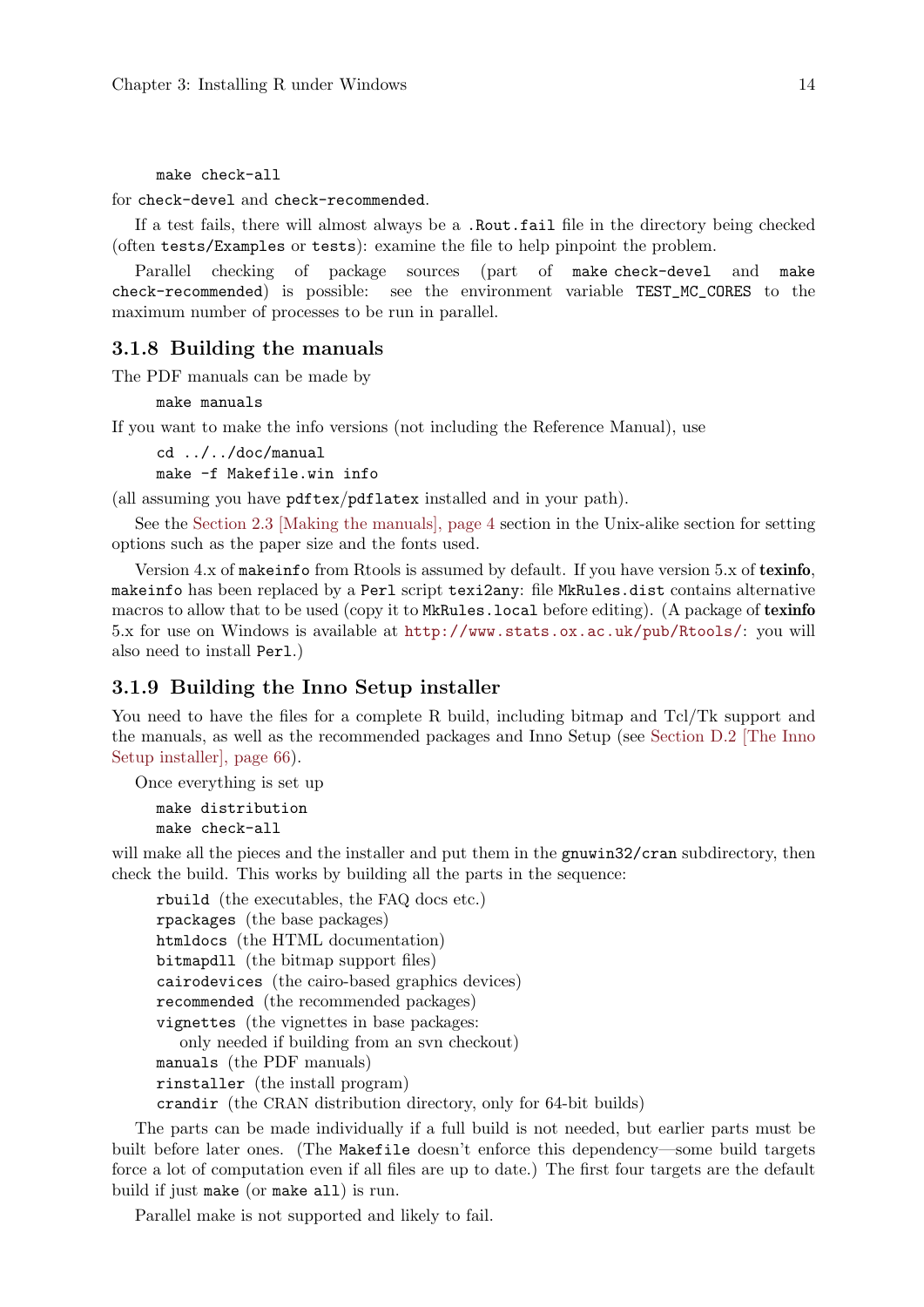```
make check-all
```

for `check-devel` and `check-recommended`.

If a test fails, there will almost always be a `.Rout.fail` file in the directory being checked (often `tests/Examples` or `tests`): examine the file to help pinpoint the problem.

Parallel checking of package sources (part of `make check-devel` and `make check-recommended`) is possible: see the environment variable `TEST_MC_CORES` to the maximum number of processes to be run in parallel.

### 3.1.8 Building the manuals

The PDF manuals can be made by

```
make manuals
```

If you want to make the info versions (not including the Reference Manual), use

```
cd ../../doc/manual
make -f Makefile.win info
```

(all assuming you have `pdftex`/`pdflatex` installed and in your path).

See the Section 2.3 [Making the manuals], page 4 section in the Unix-alike section for setting options such as the paper size and the fonts used.

Version 4.x of `makeinfo` from Rtools is assumed by default. If you have version 5.x of **texinfo**, `makeinfo` has been replaced by a `Perl` script `texi2any`: file `MkRules.dist` contains alternative macros to allow that to be used (copy it to `MkRules.local` before editing). (A package of **texinfo** 5.x for use on Windows is available at http://www.stats.ox.ac.uk/pub/Rtools/: you will also need to install `Perl`.)

### 3.1.9 Building the Inno Setup installer

You need to have the files for a complete R build, including bitmap and Tcl/Tk support and the manuals, as well as the recommended packages and Inno Setup (see Section D.2 [The Inno Setup installer], page 66).

Once everything is set up

```
make distribution
make check-all
```

will make all the pieces and the installer and put them in the `gnuwin32/cran` subdirectory, then check the build. This works by building all the parts in the sequence:

- `rbuild` (the executables, the FAQ docs etc.)
- `rpackages` (the base packages)
- `htmldocs` (the HTML documentation)
- `bitmapdll` (the bitmap support files)
- `cairodevices` (the cairo-based graphics devices)
- `recommended` (the recommended packages)
- `vignettes` (the vignettes in base packages: only needed if building from an svn checkout)
- `manuals` (the PDF manuals)
- `rinstaller` (the install program)
- `crandir` (the CRAN distribution directory, only for 64-bit builds)

The parts can be made individually if a full build is not needed, but earlier parts must be built before later ones. (The `Makefile` doesn't enforce this dependency—some build targets force a lot of computation even if all files are up to date.) The first four targets are the default build if just `make` (or `make all`) is run.

Parallel make is not supported and likely to fail.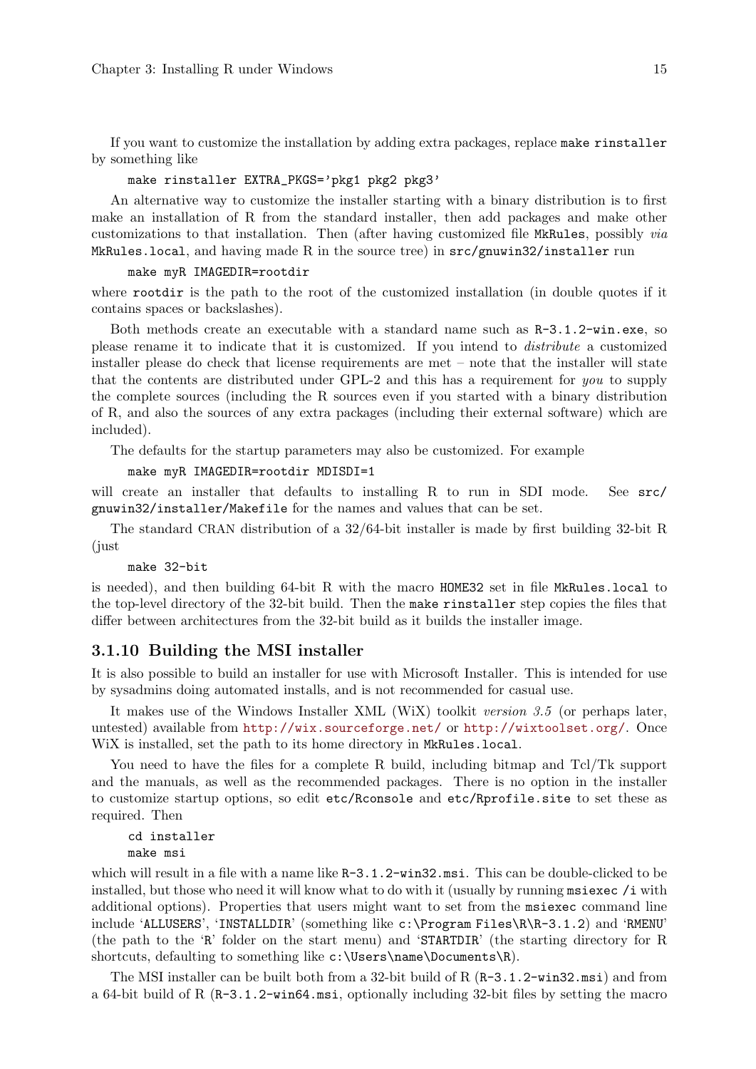If you want to customize the installation by adding extra packages, replace `make rinstaller` by something like

```
make rinstaller EXTRA_PKGS='pkg1 pkg2 pkg3'
```

An alternative way to customize the installer starting with a binary distribution is to first make an installation of R from the standard installer, then add packages and make other customizations to that installation. Then (after having customized file `MkRules`, possibly *via* `MkRules.local`, and having made R in the source tree) in `src/gnuwin32/installer` run

```
make myR IMAGEDIR=rootdir
```

where `rootdir` is the path to the root of the customized installation (in double quotes if it contains spaces or backslashes).

Both methods create an executable with a standard name such as `R-3.1.2-win.exe`, so please rename it to indicate that it is customized. If you intend to *distribute* a customized installer please do check that license requirements are met – note that the installer will state that the contents are distributed under GPL-2 and this has a requirement for *you* to supply the complete sources (including the R sources even if you started with a binary distribution of R, and also the sources of any extra packages (including their external software) which are included).

The defaults for the startup parameters may also be customized. For example

```
make myR IMAGEDIR=rootdir MDISDI=1
```

will create an installer that defaults to installing R to run in SDI mode. See `src/gnuwin32/installer/Makefile` for the names and values that can be set.

The standard CRAN distribution of a 32/64-bit installer is made by first building 32-bit R (just

```
make 32-bit
```

is needed), and then building 64-bit R with the macro `HOME32` set in file `MkRules.local` to the top-level directory of the 32-bit build. Then the `make rinstaller` step copies the files that differ between architectures from the 32-bit build as it builds the installer image.

### 3.1.10 Building the MSI installer

It is also possible to build an installer for use with Microsoft Installer. This is intended for use by sysadmins doing automated installs, and is not recommended for casual use.

It makes use of the Windows Installer XML (WiX) toolkit *version 3.5* (or perhaps later, untested) available from http://wix.sourceforge.net/ or http://wixtoolset.org/. Once WiX is installed, set the path to its home directory in `MkRules.local`.

You need to have the files for a complete R build, including bitmap and Tcl/Tk support and the manuals, as well as the recommended packages. There is no option in the installer to customize startup options, so edit `etc/Rconsole` and `etc/Rprofile.site` to set these as required. Then

```
cd installer
make msi
```

which will result in a file with a name like `R-3.1.2-win32.msi`. This can be double-clicked to be installed, but those who need it will know what to do with it (usually by running `msiexec /i` with additional options). Properties that users might want to set from the `msiexec` command line include '`ALLUSERS`', '`INSTALLDIR`' (something like `c:\Program Files\R\R-3.1.2`) and '`RMENU`' (the path to the '`R`' folder on the start menu) and '`STARTDIR`' (the starting directory for R shortcuts, defaulting to something like `c:\Users\name\Documents\R`).

The MSI installer can be built both from a 32-bit build of R (`R-3.1.2-win32.msi`) and from a 64-bit build of R (`R-3.1.2-win64.msi`, optionally including 32-bit files by setting the macro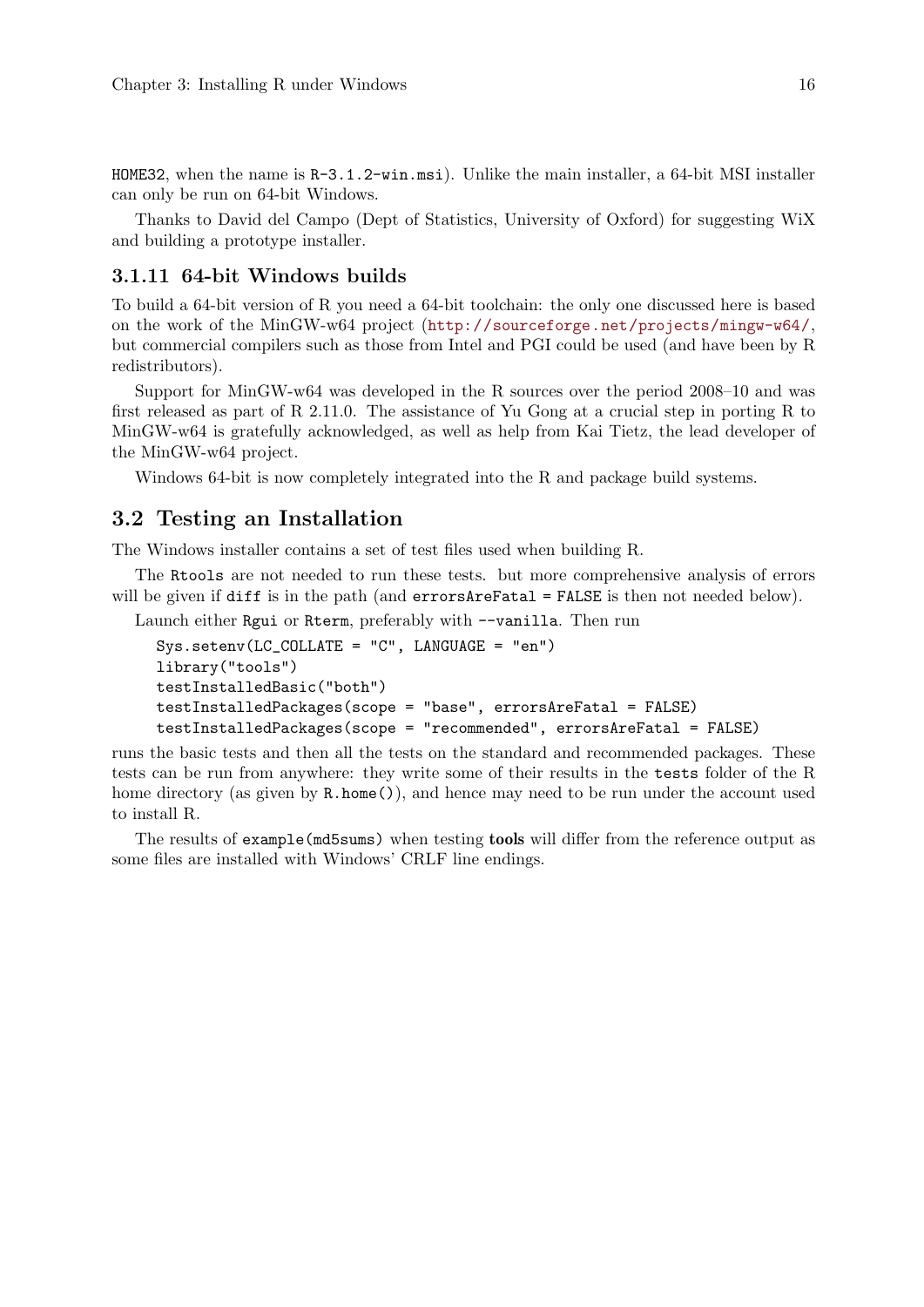HOME32, when the name is R-3.1.2-win.msi). Unlike the main installer, a 64-bit MSI installer can only be run on 64-bit Windows.

Thanks to David del Campo (Dept of Statistics, University of Oxford) for suggesting WiX and building a prototype installer.

### 3.1.11 64-bit Windows builds

To build a 64-bit version of R you need a 64-bit toolchain: the only one discussed here is based on the work of the MinGW-w64 project (http://sourceforge.net/projects/mingw-w64/, but commercial compilers such as those from Intel and PGI could be used (and have been by R redistributors).

Support for MinGW-w64 was developed in the R sources over the period 2008–10 and was first released as part of R 2.11.0. The assistance of Yu Gong at a crucial step in porting R to MinGW-w64 is gratefully acknowledged, as well as help from Kai Tietz, the lead developer of the MinGW-w64 project.

Windows 64-bit is now completely integrated into the R and package build systems.

## 3.2 Testing an Installation

The Windows installer contains a set of test files used when building R.

The Rtools are not needed to run these tests. but more comprehensive analysis of errors will be given if diff is in the path (and errorsAreFatal = FALSE is then not needed below).

Launch either Rgui or Rterm, preferably with --vanilla. Then run

```
Sys.setenv(LC_COLLATE = "C", LANGUAGE = "en")
library("tools")
testInstalledBasic("both")
testInstalledPackages(scope = "base", errorsAreFatal = FALSE)
testInstalledPackages(scope = "recommended", errorsAreFatal = FALSE)
```

runs the basic tests and then all the tests on the standard and recommended packages. These tests can be run from anywhere: they write some of their results in the tests folder of the R home directory (as given by R.home()), and hence may need to be run under the account used to install R.

The results of example(md5sums) when testing **tools** will differ from the reference output as some files are installed with Windows' CRLF line endings.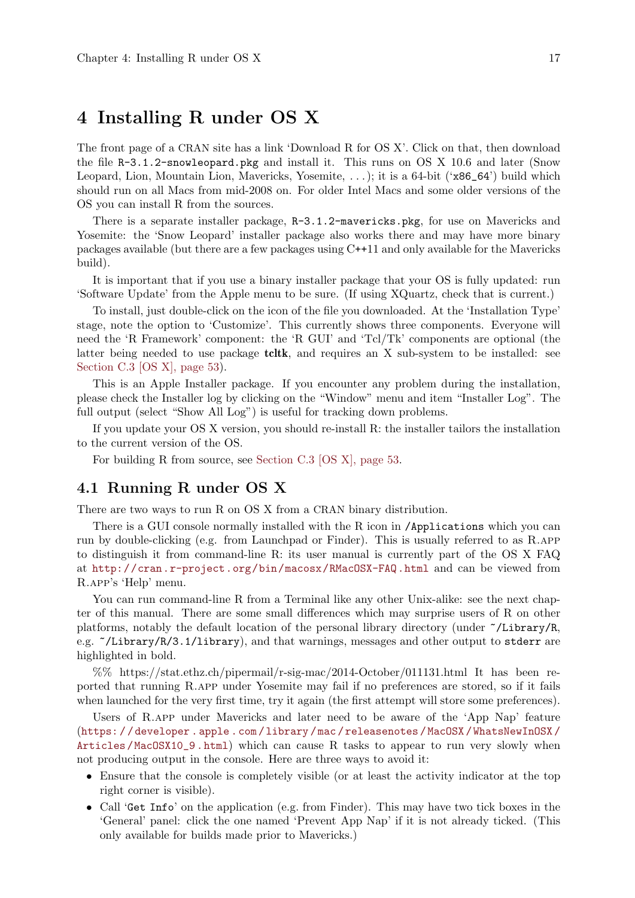# 4 Installing R under OS X

The front page of a CRAN site has a link 'Download R for OS X'. Click on that, then download the file `R-3.1.2-snowleopard.pkg` and install it. This runs on OS X 10.6 and later (Snow Leopard, Lion, Mountain Lion, Mavericks, Yosemite, . . . ); it is a 64-bit ('`x86_64`') build which should run on all Macs from mid-2008 on. For older Intel Macs and some older versions of the OS you can install R from the sources.

There is a separate installer package, `R-3.1.2-mavericks.pkg`, for use on Mavericks and Yosemite: the 'Snow Leopard' installer package also works there and may have more binary packages available (but there are a few packages using C++11 and only available for the Mavericks build).

It is important that if you use a binary installer package that your OS is fully updated: run 'Software Update' from the Apple menu to be sure. (If using XQuartz, check that is current.)

To install, just double-click on the icon of the file you downloaded. At the 'Installation Type' stage, note the option to 'Customize'. This currently shows three components. Everyone will need the 'R Framework' component: the 'R GUI' and 'Tcl/Tk' components are optional (the latter being needed to use package **tcltk**, and requires an X sub-system to be installed: see Section C.3 [OS X], page 53).

This is an Apple Installer package. If you encounter any problem during the installation, please check the Installer log by clicking on the "Window" menu and item "Installer Log". The full output (select "Show All Log") is useful for tracking down problems.

If you update your OS X version, you should re-install R: the installer tailors the installation to the current version of the OS.

For building R from source, see Section C.3 [OS X], page 53.

## 4.1 Running R under OS X

There are two ways to run R on OS X from a CRAN binary distribution.

There is a GUI console normally installed with the R icon in `/Applications` which you can run by double-clicking (e.g. from Launchpad or Finder). This is usually referred to as R.APP to distinguish it from command-line R: its user manual is currently part of the OS X FAQ at `http://cran.r-project.org/bin/macosx/RMacOSX-FAQ.html` and can be viewed from R.APP's 'Help' menu.

You can run command-line R from a Terminal like any other Unix-alike: see the next chapter of this manual. There are some small differences which may surprise users of R on other platforms, notably the default location of the personal library directory (under `~/Library/R`, e.g. `~/Library/R/3.1/library`), and that warnings, messages and other output to `stderr` are highlighted in bold.

%% https://stat.ethz.ch/pipermail/r-sig-mac/2014-October/011131.html It has been reported that running R.APP under Yosemite may fail if no preferences are stored, so if it fails when launched for the very first time, try it again (the first attempt will store some preferences).

Users of R.APP under Mavericks and later need to be aware of the 'App Nap' feature (`https://developer.apple.com/library/mac/releasenotes/MacOSX/WhatsNewInOSX/Articles/MacOSX10_9.html`) which can cause R tasks to appear to run very slowly when not producing output in the console. Here are three ways to avoid it:

- Ensure that the console is completely visible (or at least the activity indicator at the top right corner is visible).
- Call '`Get Info`' on the application (e.g. from Finder). This may have two tick boxes in the 'General' panel: click the one named 'Prevent App Nap' if it is not already ticked. (This only available for builds made prior to Mavericks.)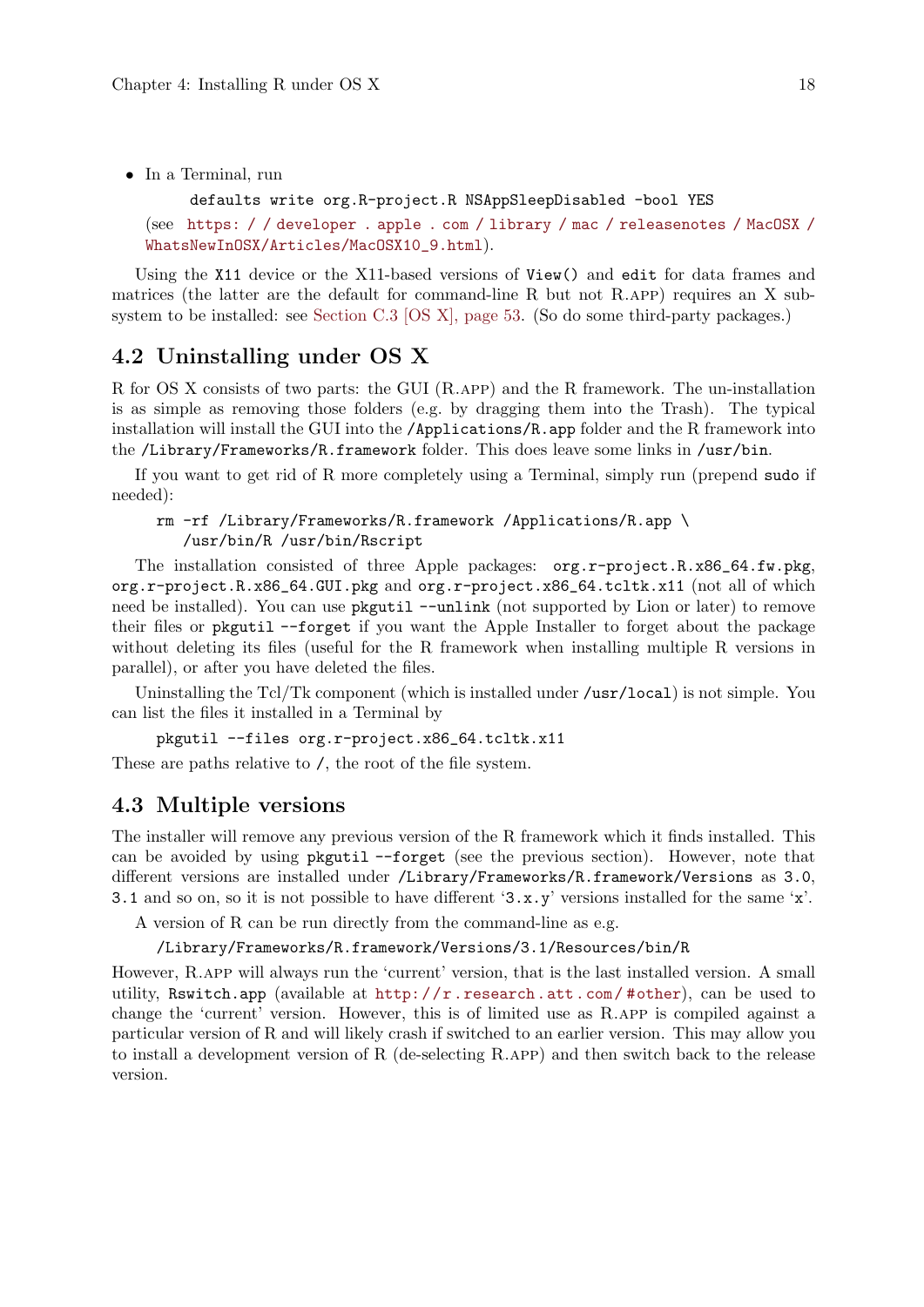- In a Terminal, run

  ```
  defaults write org.R-project.R NSAppSleepDisabled -bool YES
  ```

  (see https://developer.apple.com/library/mac/releasenotes/MacOSX/WhatsNewInOSX/Articles/MacOSX10_9.html).

Using the `X11` device or the X11-based versions of `View()` and `edit` for data frames and matrices (the latter are the default for command-line R but not R.app) requires an X sub-system to be installed: see Section C.3 [OS X], page 53. (So do some third-party packages.)

## 4.2 Uninstalling under OS X

R for OS X consists of two parts: the GUI (R.app) and the R framework. The un-installation is as simple as removing those folders (e.g. by dragging them into the Trash). The typical installation will install the GUI into the `/Applications/R.app` folder and the R framework into the `/Library/Frameworks/R.framework` folder. This does leave some links in `/usr/bin`.

If you want to get rid of R more completely using a Terminal, simply run (prepend `sudo` if needed):

```
rm -rf /Library/Frameworks/R.framework /Applications/R.app \
   /usr/bin/R /usr/bin/Rscript
```

The installation consisted of three Apple packages: `org.r-project.R.x86_64.fw.pkg`, `org.r-project.R.x86_64.GUI.pkg` and `org.r-project.x86_64.tcltk.x11` (not all of which need be installed). You can use `pkgutil --unlink` (not supported by Lion or later) to remove their files or `pkgutil --forget` if you want the Apple Installer to forget about the package without deleting its files (useful for the R framework when installing multiple R versions in parallel), or after you have deleted the files.

Uninstalling the Tcl/Tk component (which is installed under `/usr/local`) is not simple. You can list the files it installed in a Terminal by

```
pkgutil --files org.r-project.x86_64.tcltk.x11
```

These are paths relative to `/`, the root of the file system.

## 4.3 Multiple versions

The installer will remove any previous version of the R framework which it finds installed. This can be avoided by using `pkgutil --forget` (see the previous section). However, note that different versions are installed under `/Library/Frameworks/R.framework/Versions` as `3.0`, `3.1` and so on, so it is not possible to have different '`3.x.y`' versions installed for the same '`x`'.

A version of R can be run directly from the command-line as e.g.

```
/Library/Frameworks/R.framework/Versions/3.1/Resources/bin/R
```

However, R.app will always run the 'current' version, that is the last installed version. A small utility, `Rswitch.app` (available at http://r.research.att.com/#other), can be used to change the 'current' version. However, this is of limited use as R.app is compiled against a particular version of R and will likely crash if switched to an earlier version. This may allow you to install a development version of R (de-selecting R.app) and then switch back to the release version.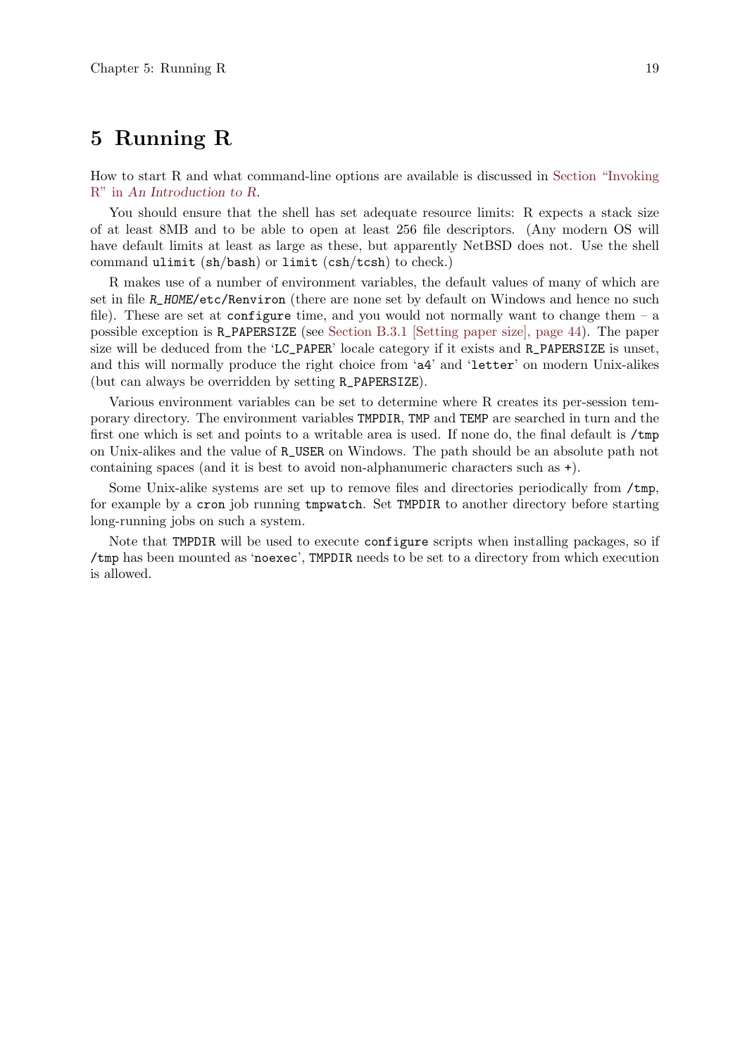# 5 Running R

How to start R and what command-line options are available is discussed in Section "Invoking R" in *An Introduction to R*.

You should ensure that the shell has set adequate resource limits: R expects a stack size of at least 8MB and to be able to open at least 256 file descriptors. (Any modern OS will have default limits at least as large as these, but apparently NetBSD does not. Use the shell command `ulimit` (`sh`/`bash`) or `limit` (`csh`/`tcsh`) to check.)

R makes use of a number of environment variables, the default values of many of which are set in file `R_HOME/etc/Renviron` (there are none set by default on Windows and hence no such file). These are set at `configure` time, and you would not normally want to change them – a possible exception is `R_PAPERSIZE` (see Section B.3.1 [Setting paper size], page 44). The paper size will be deduced from the '`LC_PAPER`' locale category if it exists and `R_PAPERSIZE` is unset, and this will normally produce the right choice from '`a4`' and '`letter`' on modern Unix-alikes (but can always be overridden by setting `R_PAPERSIZE`).

Various environment variables can be set to determine where R creates its per-session temporary directory. The environment variables `TMPDIR`, `TMP` and `TEMP` are searched in turn and the first one which is set and points to a writable area is used. If none do, the final default is `/tmp` on Unix-alikes and the value of `R_USER` on Windows. The path should be an absolute path not containing spaces (and it is best to avoid non-alphanumeric characters such as `+`).

Some Unix-alike systems are set up to remove files and directories periodically from `/tmp`, for example by a `cron` job running `tmpwatch`. Set `TMPDIR` to another directory before starting long-running jobs on such a system.

Note that `TMPDIR` will be used to execute `configure` scripts when installing packages, so if `/tmp` has been mounted as '`noexec`', `TMPDIR` needs to be set to a directory from which execution is allowed.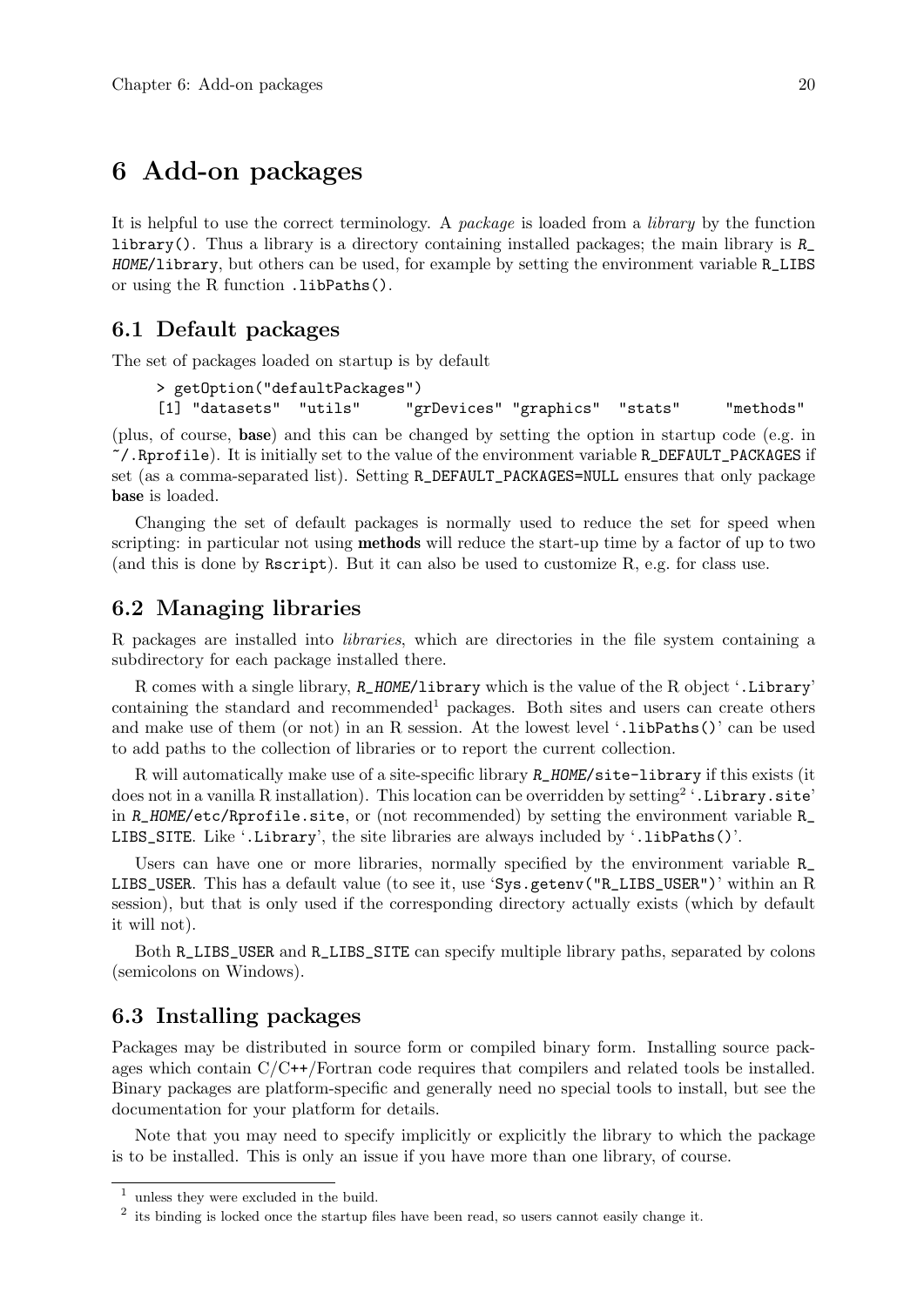# 6 Add-on packages

It is helpful to use the correct terminology. A *package* is loaded from a *library* by the function `library()`. Thus a library is a directory containing installed packages; the main library is `R_HOME/library`, but others can be used, for example by setting the environment variable `R_LIBS` or using the R function `.libPaths()`.

## 6.1 Default packages

The set of packages loaded on startup is by default

```
> getOption("defaultPackages")
[1] "datasets"  "utils"     "grDevices" "graphics"  "stats"     "methods"
```

(plus, of course, **base**) and this can be changed by setting the option in startup code (e.g. in `~/.Rprofile`). It is initially set to the value of the environment variable `R_DEFAULT_PACKAGES` if set (as a comma-separated list). Setting `R_DEFAULT_PACKAGES=NULL` ensures that only package **base** is loaded.

Changing the set of default packages is normally used to reduce the set for speed when scripting: in particular not using **methods** will reduce the start-up time by a factor of up to two (and this is done by `Rscript`). But it can also be used to customize R, e.g. for class use.

## 6.2 Managing libraries

R packages are installed into *libraries*, which are directories in the file system containing a subdirectory for each package installed there.

R comes with a single library, `R_HOME/library` which is the value of the R object '`.Library`' containing the standard and recommended[1] packages. Both sites and users can create others and make use of them (or not) in an R session. At the lowest level '`.libPaths()`' can be used to add paths to the collection of libraries or to report the current collection.

R will automatically make use of a site-specific library `R_HOME/site-library` if this exists (it does not in a vanilla R installation). This location can be overridden by setting[2] '`.Library.site`' in `R_HOME/etc/Rprofile.site`, or (not recommended) by setting the environment variable `R_LIBS_SITE`. Like '`.Library`', the site libraries are always included by '`.libPaths()`'.

Users can have one or more libraries, normally specified by the environment variable `R_LIBS_USER`. This has a default value (to see it, use '`Sys.getenv("R_LIBS_USER")`' within an R session), but that is only used if the corresponding directory actually exists (which by default it will not).

Both `R_LIBS_USER` and `R_LIBS_SITE` can specify multiple library paths, separated by colons (semicolons on Windows).

## 6.3 Installing packages

Packages may be distributed in source form or compiled binary form. Installing source packages which contain C/C++/Fortran code requires that compilers and related tools be installed. Binary packages are platform-specific and generally need no special tools to install, but see the documentation for your platform for details.

Note that you may need to specify implicitly or explicitly the library to which the package is to be installed. This is only an issue if you have more than one library, of course.

---

[1] unless they were excluded in the build.

[2] its binding is locked once the startup files have been read, so users cannot easily change it.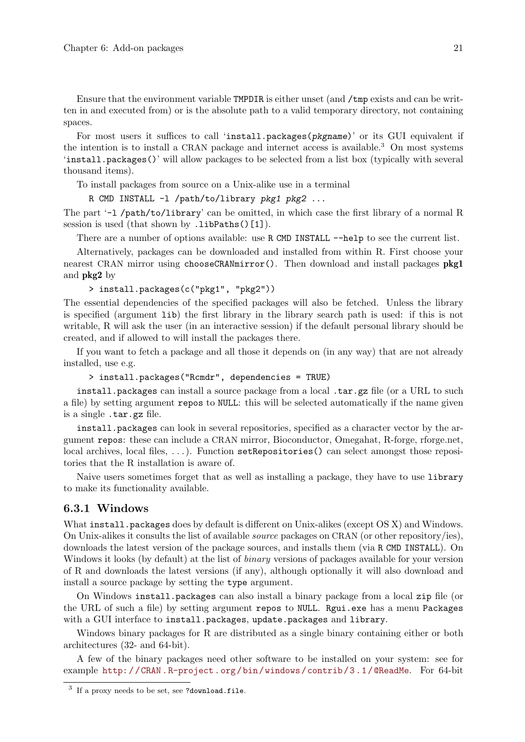Ensure that the environment variable `TMPDIR` is either unset (and `/tmp` exists and can be written in and executed from) or is the absolute path to a valid temporary directory, not containing spaces.

For most users it suffices to call '`install.packages(pkgname)`' or its GUI equivalent if the intention is to install a CRAN package and internet access is available.[3] On most systems '`install.packages()`' will allow packages to be selected from a list box (typically with several thousand items).

To install packages from source on a Unix-alike use in a terminal

```
R CMD INSTALL -l /path/to/library pkg1 pkg2 ...
```

The part '`-l /path/to/library`' can be omitted, in which case the first library of a normal R session is used (that shown by `.libPaths()[1]`).

There are a number of options available: use `R CMD INSTALL --help` to see the current list.

Alternatively, packages can be downloaded and installed from within R. First choose your nearest CRAN mirror using `chooseCRANmirror()`. Then download and install packages **pkg1** and **pkg2** by

```
> install.packages(c("pkg1", "pkg2"))
```

The essential dependencies of the specified packages will also be fetched. Unless the library is specified (argument `lib`) the first library in the library search path is used: if this is not writable, R will ask the user (in an interactive session) if the default personal library should be created, and if allowed to will install the packages there.

If you want to fetch a package and all those it depends on (in any way) that are not already installed, use e.g.

```
> install.packages("Rcmdr", dependencies = TRUE)
```

`install.packages` can install a source package from a local `.tar.gz` file (or a URL to such a file) by setting argument `repos` to `NULL`: this will be selected automatically if the name given is a single `.tar.gz` file.

`install.packages` can look in several repositories, specified as a character vector by the argument `repos`: these can include a CRAN mirror, Bioconductor, Omegahat, R-forge, rforge.net, local archives, local files, ...). Function `setRepositories()` can select amongst those repositories that the R installation is aware of.

Naive users sometimes forget that as well as installing a package, they have to use `library` to make its functionality available.

### 6.3.1 Windows

What `install.packages` does by default is different on Unix-alikes (except OS X) and Windows. On Unix-alikes it consults the list of available *source* packages on CRAN (or other repository/ies), downloads the latest version of the package sources, and installs them (via `R CMD INSTALL`). On Windows it looks (by default) at the list of *binary* versions of packages available for your version of R and downloads the latest versions (if any), although optionally it will also download and install a source package by setting the `type` argument.

On Windows `install.packages` can also install a binary package from a local `zip` file (or the URL of such a file) by setting argument `repos` to `NULL`. `Rgui.exe` has a menu `Packages` with a GUI interface to `install.packages`, `update.packages` and `library`.

Windows binary packages for R are distributed as a single binary containing either or both architectures (32- and 64-bit).

A few of the binary packages need other software to be installed on your system: see for example http://CRAN.R-project.org/bin/windows/contrib/3.1/@ReadMe. For 64-bit

[3] If a proxy needs to be set, see `?download.file`.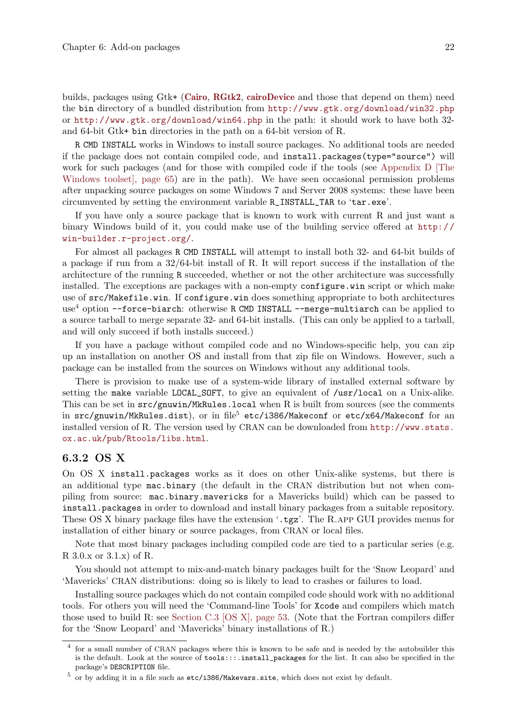builds, packages using Gtk+ (**Cairo**, **RGtk2**, **cairoDevice** and those that depend on them) need the `bin` directory of a bundled distribution from http://www.gtk.org/download/win32.php or http://www.gtk.org/download/win64.php in the path: it should work to have both 32- and 64-bit Gtk+ `bin` directories in the path on a 64-bit version of R.

`R CMD INSTALL` works in Windows to install source packages. No additional tools are needed if the package does not contain compiled code, and `install.packages(type="source")` will work for such packages (and for those with compiled code if the tools (see Appendix D [The Windows toolset], page 65) are in the path). We have seen occasional permission problems after unpacking source packages on some Windows 7 and Server 2008 systems: these have been circumvented by setting the environment variable `R_INSTALL_TAR` to '`tar.exe`'.

If you have only a source package that is known to work with current R and just want a binary Windows build of it, you could make use of the building service offered at http://win-builder.r-project.org/.

For almost all packages `R CMD INSTALL` will attempt to install both 32- and 64-bit builds of a package if run from a 32/64-bit install of R. It will report success if the installation of the architecture of the running `R` succeeded, whether or not the other architecture was successfully installed. The exceptions are packages with a non-empty `configure.win` script or which make use of `src/Makefile.win`. If `configure.win` does something appropriate to both architectures use[4] option `--force-biarch`: otherwise `R CMD INSTALL --merge-multiarch` can be applied to a source tarball to merge separate 32- and 64-bit installs. (This can only be applied to a tarball, and will only succeed if both installs succeed.)

If you have a package without compiled code and no Windows-specific help, you can zip up an installation on another OS and install from that zip file on Windows. However, such a package can be installed from the sources on Windows without any additional tools.

There is provision to make use of a system-wide library of installed external software by setting the `make` variable `LOCAL_SOFT`, to give an equivalent of `/usr/local` on a Unix-alike. This can be set in `src/gnuwin/MkRules.local` when R is built from sources (see the comments in `src/gnuwin/MkRules.dist`), or in file[5] `etc/i386/Makeconf` or `etc/x64/Makeconf` for an installed version of R. The version used by CRAN can be downloaded from http://www.stats.ox.ac.uk/pub/Rtools/libs.html.

### 6.3.2 OS X

On OS X `install.packages` works as it does on other Unix-alike systems, but there is an additional type `mac.binary` (the default in the CRAN distribution but not when compiling from source: `mac.binary.mavericks` for a Mavericks build) which can be passed to `install.packages` in order to download and install binary packages from a suitable repository. These OS X binary package files have the extension '`.tgz`'. The R.app GUI provides menus for installation of either binary or source packages, from CRAN or local files.

Note that most binary packages including compiled code are tied to a particular series (e.g. R 3.0.x or 3.1.x) of R.

You should not attempt to mix-and-match binary packages built for the 'Snow Leopard' and 'Mavericks' CRAN distributions: doing so is likely to lead to crashes or failures to load.

Installing source packages which do not contain compiled code should work with no additional tools. For others you will need the 'Command-line Tools' for `Xcode` and compilers which match those used to build R: see Section C.3 [OS X], page 53. (Note that the Fortran compilers differ for the 'Snow Leopard' and 'Mavericks' binary installations of R.)

---

[4] for a small number of CRAN packages where this is known to be safe and is needed by the autobuilder this is the default. Look at the source of `tools:::.install_packages` for the list. It can also be specified in the package's `DESCRIPTION` file.

[5] or by adding it in a file such as `etc/i386/Makevars.site`, which does not exist by default.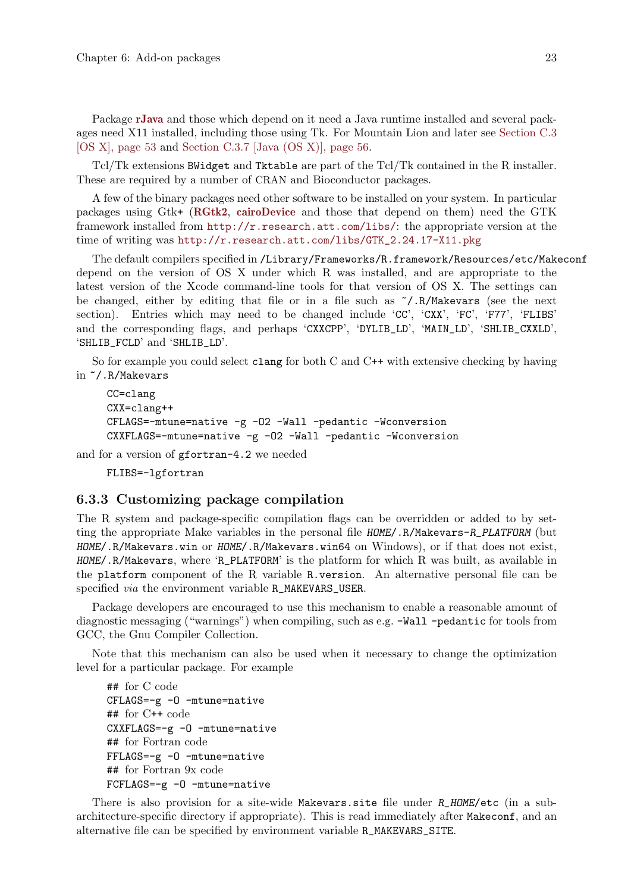Package **rJava** and those which depend on it need a Java runtime installed and several packages need X11 installed, including those using Tk. For Mountain Lion and later see Section C.3 [OS X], page 53 and Section C.3.7 [Java (OS X)], page 56.

Tcl/Tk extensions `BWidget` and `Tktable` are part of the Tcl/Tk contained in the R installer. These are required by a number of CRAN and Bioconductor packages.

A few of the binary packages need other software to be installed on your system. In particular packages using Gtk+ (**RGtk2**, **cairoDevice** and those that depend on them) need the GTK framework installed from `http://r.research.att.com/libs/`: the appropriate version at the time of writing was `http://r.research.att.com/libs/GTK_2.24.17-X11.pkg`

The default compilers specified in `/Library/Frameworks/R.framework/Resources/etc/Makeconf` depend on the version of OS X under which R was installed, and are appropriate to the latest version of the Xcode command-line tools for that version of OS X. The settings can be changed, either by editing that file or in a file such as `~/.R/Makevars` (see the next section). Entries which may need to be changed include '`CC`', '`CXX`', '`FC`', '`F77`', '`FLIBS`' and the corresponding flags, and perhaps '`CXXCPP`', '`DYLIB_LD`', '`MAIN_LD`', '`SHLIB_CXXLD`', '`SHLIB_FCLD`' and '`SHLIB_LD`'.

So for example you could select `clang` for both C and C++ with extensive checking by having in `~/.R/Makevars`

```
CC=clang
CXX=clang++
CFLAGS=-mtune=native -g -O2 -Wall -pedantic -Wconversion
CXXFLAGS=-mtune=native -g -O2 -Wall -pedantic -Wconversion
```

and for a version of `gfortran-4.2` we needed

```
FLIBS=-lgfortran
```

### 6.3.3 Customizing package compilation

The R system and package-specific compilation flags can be overridden or added to by setting the appropriate Make variables in the personal file `HOME/.R/Makevars-R_PLATFORM` (but `HOME/.R/Makevars.win` or `HOME/.R/Makevars.win64` on Windows), or if that does not exist, `HOME/.R/Makevars`, where '`R_PLATFORM`' is the platform for which R was built, as available in the `platform` component of the R variable `R.version`. An alternative personal file can be specified *via* the environment variable `R_MAKEVARS_USER`.

Package developers are encouraged to use this mechanism to enable a reasonable amount of diagnostic messaging ("warnings") when compiling, such as e.g. `-Wall -pedantic` for tools from GCC, the Gnu Compiler Collection.

Note that this mechanism can also be used when it necessary to change the optimization level for a particular package. For example

```
## for C code
CFLAGS=-g -O -mtune=native
## for C++ code
CXXFLAGS=-g -O -mtune=native
## for Fortran code
FFLAGS=-g -O -mtune=native
## for Fortran 9x code
FCFLAGS=-g -O -mtune=native
```

There is also provision for a site-wide `Makevars.site` file under `R_HOME/etc` (in a sub-architecture-specific directory if appropriate). This is read immediately after `Makeconf`, and an alternative file can be specified by environment variable `R_MAKEVARS_SITE`.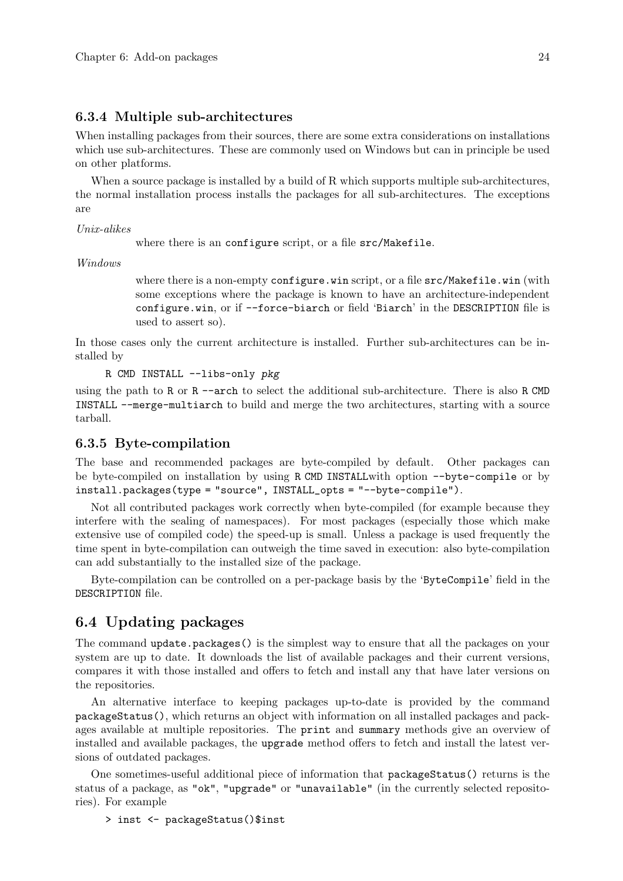### 6.3.4 Multiple sub-architectures

When installing packages from their sources, there are some extra considerations on installations which use sub-architectures. These are commonly used on Windows but can in principle be used on other platforms.

When a source package is installed by a build of R which supports multiple sub-architectures, the normal installation process installs the packages for all sub-architectures. The exceptions are

*Unix-alikes*
: where there is an `configure` script, or a file `src/Makefile`.

*Windows*
: where there is a non-empty `configure.win` script, or a file `src/Makefile.win` (with some exceptions where the package is known to have an architecture-independent `configure.win`, or if `--force-biarch` or field '`Biarch`' in the `DESCRIPTION` file is used to assert so).

In those cases only the current architecture is installed. Further sub-architectures can be installed by

```
R CMD INSTALL --libs-only pkg
```

using the path to `R` or `R --arch` to select the additional sub-architecture. There is also `R CMD INSTALL --merge-multiarch` to build and merge the two architectures, starting with a source tarball.

### 6.3.5 Byte-compilation

The base and recommended packages are byte-compiled by default. Other packages can be byte-compiled on installation by using `R CMD INSTALL`with option `--byte-compile` or by `install.packages(type = "source", INSTALL_opts = "--byte-compile")`.

Not all contributed packages work correctly when byte-compiled (for example because they interfere with the sealing of namespaces). For most packages (especially those which make extensive use of compiled code) the speed-up is small. Unless a package is used frequently the time spent in byte-compilation can outweigh the time saved in execution: also byte-compilation can add substantially to the installed size of the package.

Byte-compilation can be controlled on a per-package basis by the '`ByteCompile`' field in the `DESCRIPTION` file.

## 6.4 Updating packages

The command `update.packages()` is the simplest way to ensure that all the packages on your system are up to date. It downloads the list of available packages and their current versions, compares it with those installed and offers to fetch and install any that have later versions on the repositories.

An alternative interface to keeping packages up-to-date is provided by the command `packageStatus()`, which returns an object with information on all installed packages and packages available at multiple repositories. The `print` and `summary` methods give an overview of installed and available packages, the `upgrade` method offers to fetch and install the latest versions of outdated packages.

One sometimes-useful additional piece of information that `packageStatus()` returns is the status of a package, as `"ok"`, `"upgrade"` or `"unavailable"` (in the currently selected repositories). For example

```
> inst <- packageStatus()$inst
```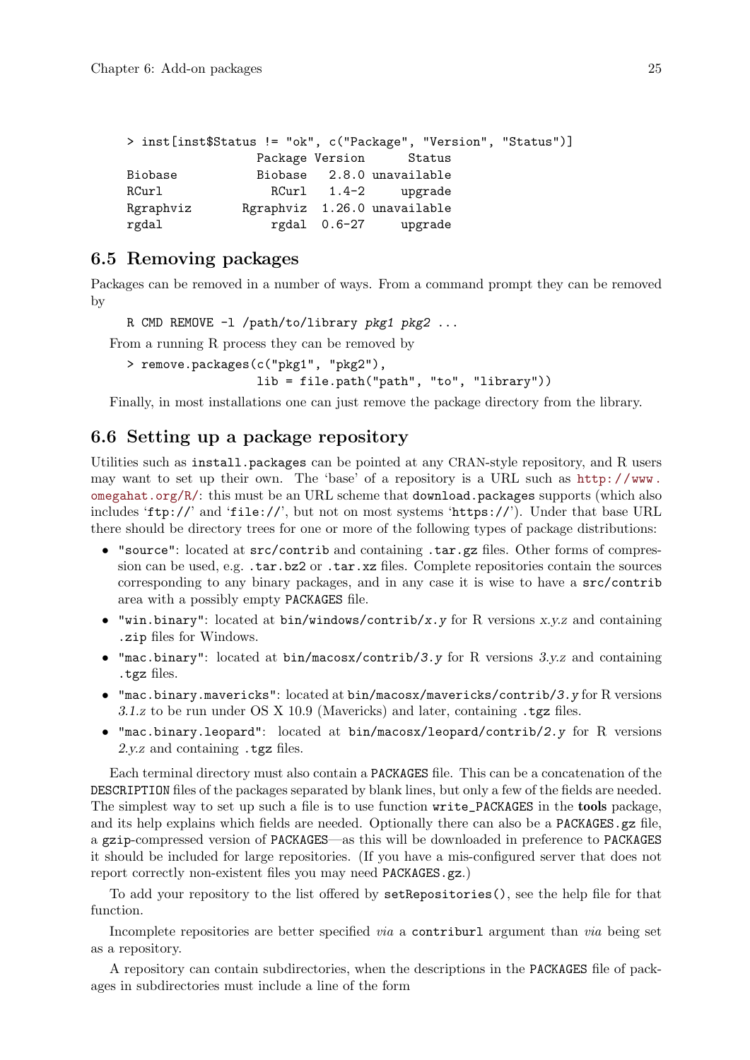```
> inst[inst$Status != "ok", c("Package", "Version", "Status")]
                  Package Version      Status
Biobase           Biobase   2.8.0 unavailable
RCurl               RCurl   1.4-2     upgrade
Rgraphviz       Rgraphviz  1.26.0 unavailable
rgdal               rgdal  0.6-27     upgrade
```

## 6.5 Removing packages

Packages can be removed in a number of ways. From a command prompt they can be removed by

```
R CMD REMOVE -l /path/to/library pkg1 pkg2 ...
```

From a running R process they can be removed by

```
> remove.packages(c("pkg1", "pkg2"),
                  lib = file.path("path", "to", "library"))
```

Finally, in most installations one can just remove the package directory from the library.

## 6.6 Setting up a package repository

Utilities such as `install.packages` can be pointed at any CRAN-style repository, and R users may want to set up their own. The 'base' of a repository is a URL such as http://www.omegahat.org/R/: this must be an URL scheme that `download.packages` supports (which also includes 'ftp://' and 'file://', but not on most systems 'https://'). Under that base URL there should be directory trees for one or more of the following types of package distributions:

- `"source"`: located at `src/contrib` and containing `.tar.gz` files. Other forms of compression can be used, e.g. `.tar.bz2` or `.tar.xz` files. Complete repositories contain the sources corresponding to any binary packages, and in any case it is wise to have a `src/contrib` area with a possibly empty `PACKAGES` file.
- `"win.binary"`: located at `bin/windows/contrib/`*x.y* for R versions *x.y.z* and containing `.zip` files for Windows.
- `"mac.binary"`: located at `bin/macosx/contrib/`*3.y* for R versions *3.y.z* and containing `.tgz` files.
- `"mac.binary.mavericks"`: located at `bin/macosx/mavericks/contrib/`*3.y* for R versions *3.1.z* to be run under OS X 10.9 (Mavericks) and later, containing `.tgz` files.
- `"mac.binary.leopard"`: located at `bin/macosx/leopard/contrib/`*2.y* for R versions *2.y.z* and containing `.tgz` files.

Each terminal directory must also contain a `PACKAGES` file. This can be a concatenation of the `DESCRIPTION` files of the packages separated by blank lines, but only a few of the fields are needed. The simplest way to set up such a file is to use function `write_PACKAGES` in the **tools** package, and its help explains which fields are needed. Optionally there can also be a `PACKAGES.gz` file, a `gzip`-compressed version of `PACKAGES`—as this will be downloaded in preference to `PACKAGES` it should be included for large repositories. (If you have a mis-configured server that does not report correctly non-existent files you may need `PACKAGES.gz`.)

To add your repository to the list offered by `setRepositories()`, see the help file for that function.

Incomplete repositories are better specified *via* a `contriburl` argument than *via* being set as a repository.

A repository can contain subdirectories, when the descriptions in the `PACKAGES` file of packages in subdirectories must include a line of the form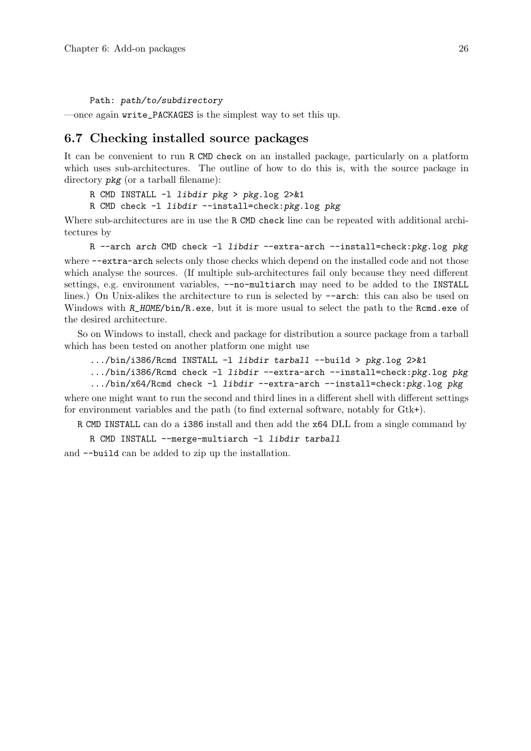```
Path: path/to/subdirectory
```

—once again `write_PACKAGES` is the simplest way to set this up.

## 6.7 Checking installed source packages

It can be convenient to run `R CMD check` on an installed package, particularly on a platform which uses sub-architectures. The outline of how to do this is, with the source package in directory *pkg* (or a tarball filename):

```
R CMD INSTALL -l libdir pkg > pkg.log 2>&1
R CMD check -l libdir --install=check:pkg.log pkg
```

Where sub-architectures are in use the `R CMD check` line can be repeated with additional architectures by

```
R --arch arch CMD check -l libdir --extra-arch --install=check:pkg.log pkg
```

where `--extra-arch` selects only those checks which depend on the installed code and not those which analyse the sources. (If multiple sub-architectures fail only because they need different settings, e.g. environment variables, `--no-multiarch` may need to be added to the `INSTALL` lines.) On Unix-alikes the architecture to run is selected by `--arch`: this can also be used on Windows with `R_HOME/bin/R.exe`, but it is more usual to select the path to the `Rcmd.exe` of the desired architecture.

So on Windows to install, check and package for distribution a source package from a tarball which has been tested on another platform one might use

```
.../bin/i386/Rcmd INSTALL -l libdir tarball --build > pkg.log 2>&1
.../bin/i386/Rcmd check -l libdir --extra-arch --install=check:pkg.log pkg
.../bin/x64/Rcmd check -l libdir --extra-arch --install=check:pkg.log pkg
```

where one might want to run the second and third lines in a different shell with different settings for environment variables and the path (to find external software, notably for Gtk+).

`R CMD INSTALL` can do a `i386` install and then add the `x64` DLL from a single command by

```
R CMD INSTALL --merge-multiarch -l libdir tarball
```

and `--build` can be added to zip up the installation.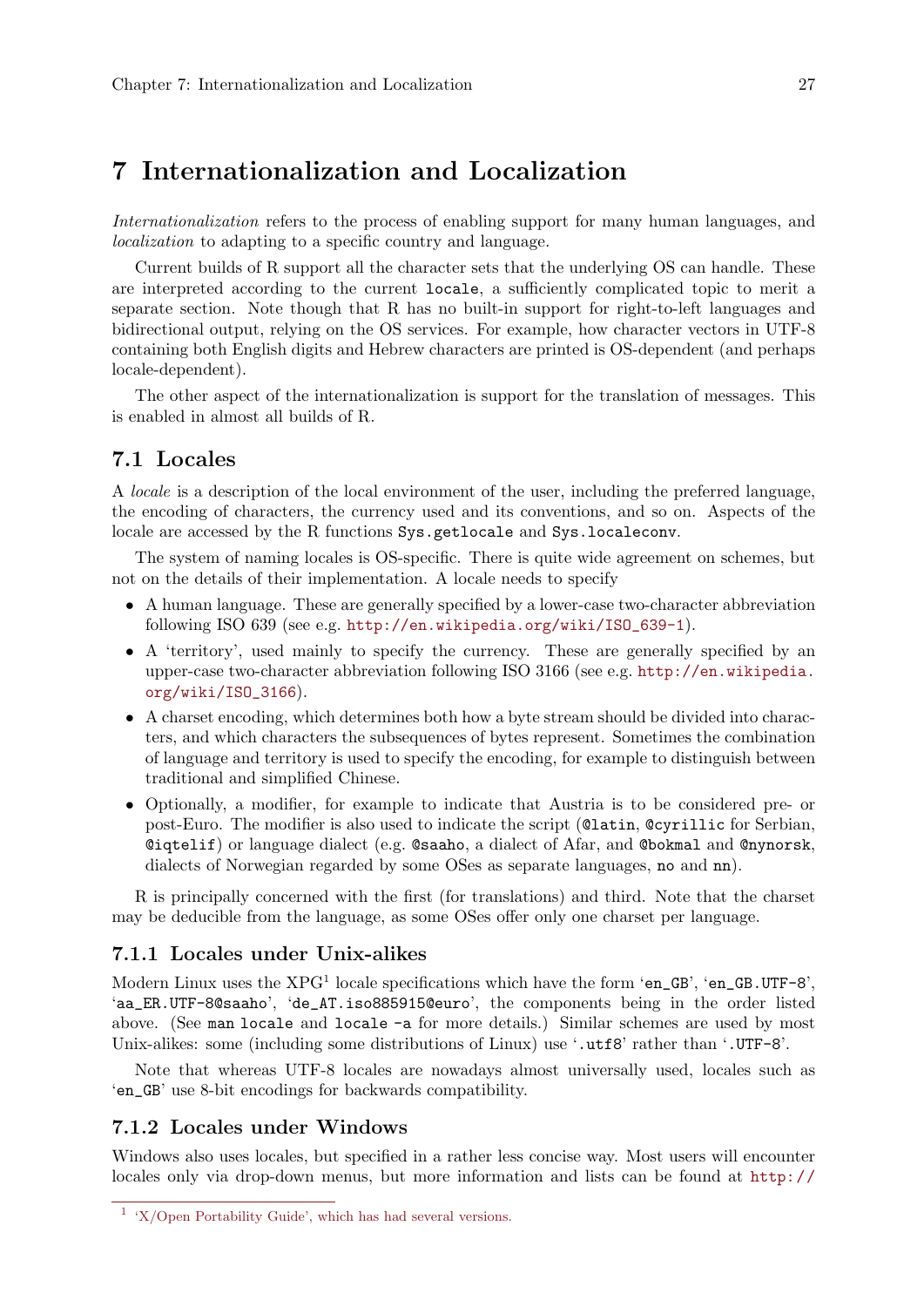# 7 Internationalization and Localization

*Internationalization* refers to the process of enabling support for many human languages, and *localization* to adapting to a specific country and language.

Current builds of R support all the character sets that the underlying OS can handle. These are interpreted according to the current `locale`, a sufficiently complicated topic to merit a separate section. Note though that R has no built-in support for right-to-left languages and bidirectional output, relying on the OS services. For example, how character vectors in UTF-8 containing both English digits and Hebrew characters are printed is OS-dependent (and perhaps locale-dependent).

The other aspect of the internationalization is support for the translation of messages. This is enabled in almost all builds of R.

## 7.1 Locales

A *locale* is a description of the local environment of the user, including the preferred language, the encoding of characters, the currency used and its conventions, and so on. Aspects of the locale are accessed by the R functions `Sys.getlocale` and `Sys.localeconv`.

The system of naming locales is OS-specific. There is quite wide agreement on schemes, but not on the details of their implementation. A locale needs to specify

- A human language. These are generally specified by a lower-case two-character abbreviation following ISO 639 (see e.g. http://en.wikipedia.org/wiki/ISO_639-1).
- A 'territory', used mainly to specify the currency. These are generally specified by an upper-case two-character abbreviation following ISO 3166 (see e.g. http://en.wikipedia.org/wiki/ISO_3166).
- A charset encoding, which determines both how a byte stream should be divided into characters, and which characters the subsequences of bytes represent. Sometimes the combination of language and territory is used to specify the encoding, for example to distinguish between traditional and simplified Chinese.
- Optionally, a modifier, for example to indicate that Austria is to be considered pre- or post-Euro. The modifier is also used to indicate the script (`@latin`, `@cyrillic` for Serbian, `@iqtelif`) or language dialect (e.g. `@saaho`, a dialect of Afar, and `@bokmal` and `@nynorsk`, dialects of Norwegian regarded by some OSes as separate languages, `no` and `nn`).

R is principally concerned with the first (for translations) and third. Note that the charset may be deducible from the language, as some OSes offer only one charset per language.

### 7.1.1 Locales under Unix-alikes

Modern Linux uses the XPG[1] locale specifications which have the form '`en_GB`', '`en_GB.UTF-8`', '`aa_ER.UTF-8@saaho`', '`de_AT.iso885915@euro`', the components being in the order listed above. (See `man locale` and `locale -a` for more details.) Similar schemes are used by most Unix-alikes: some (including some distributions of Linux) use '`.utf8`' rather than '`.UTF-8`'.

Note that whereas UTF-8 locales are nowadays almost universally used, locales such as '`en_GB`' use 8-bit encodings for backwards compatibility.

### 7.1.2 Locales under Windows

Windows also uses locales, but specified in a rather less concise way. Most users will encounter locales only via drop-down menus, but more information and lists can be found at http://

[1] 'X/Open Portability Guide', which has had several versions.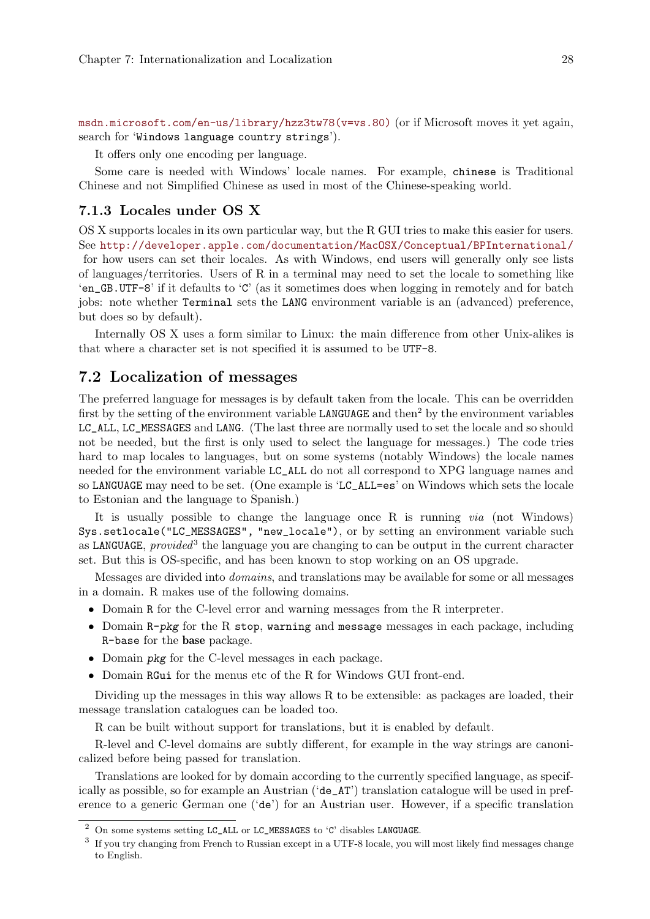msdn.microsoft.com/en-us/library/hzz3tw78(v=vs.80) (or if Microsoft moves it yet again, search for '`Windows language country strings`').

It offers only one encoding per language.

Some care is needed with Windows' locale names. For example, `chinese` is Traditional Chinese and not Simplified Chinese as used in most of the Chinese-speaking world.

### 7.1.3 Locales under OS X

OS X supports locales in its own particular way, but the R GUI tries to make this easier for users. See http://developer.apple.com/documentation/MacOSX/Conceptual/BPInternational/ for how users can set their locales. As with Windows, end users will generally only see lists of languages/territories. Users of R in a terminal may need to set the locale to something like '`en_GB.UTF-8`' if it defaults to '`C`' (as it sometimes does when logging in remotely and for batch jobs: note whether `Terminal` sets the `LANG` environment variable is an (advanced) preference, but does so by default).

Internally OS X uses a form similar to Linux: the main difference from other Unix-alikes is that where a character set is not specified it is assumed to be `UTF-8`.

## 7.2 Localization of messages

The preferred language for messages is by default taken from the locale. This can be overridden first by the setting of the environment variable `LANGUAGE` and then[2] by the environment variables `LC_ALL`, `LC_MESSAGES` and `LANG`. (The last three are normally used to set the locale and so should not be needed, but the first is only used to select the language for messages.) The code tries hard to map locales to languages, but on some systems (notably Windows) the locale names needed for the environment variable `LC_ALL` do not all correspond to XPG language names and so `LANGUAGE` may need to be set. (One example is '`LC_ALL=es`' on Windows which sets the locale to Estonian and the language to Spanish.)

It is usually possible to change the language once R is running *via* (not Windows) `Sys.setlocale("LC_MESSAGES", "new_locale")`, or by setting an environment variable such as `LANGUAGE`, *provided*[3] the language you are changing to can be output in the current character set. But this is OS-specific, and has been known to stop working on an OS upgrade.

Messages are divided into *domains*, and translations may be available for some or all messages in a domain. R makes use of the following domains.

- Domain `R` for the C-level error and warning messages from the R interpreter.
- Domain `R-pkg` for the R `stop`, `warning` and `message` messages in each package, including `R-base` for the **base** package.
- Domain `pkg` for the C-level messages in each package.
- Domain `RGui` for the menus etc of the R for Windows GUI front-end.

Dividing up the messages in this way allows R to be extensible: as packages are loaded, their message translation catalogues can be loaded too.

R can be built without support for translations, but it is enabled by default.

R-level and C-level domains are subtly different, for example in the way strings are canonicalized before being passed for translation.

Translations are looked for by domain according to the currently specified language, as specifically as possible, so for example an Austrian ('`de_AT`') translation catalogue will be used in preference to a generic German one ('`de`') for an Austrian user. However, if a specific translation

---

[2] On some systems setting `LC_ALL` or `LC_MESSAGES` to '`C`' disables `LANGUAGE`.

[3] If you try changing from French to Russian except in a UTF-8 locale, you will most likely find messages change to English.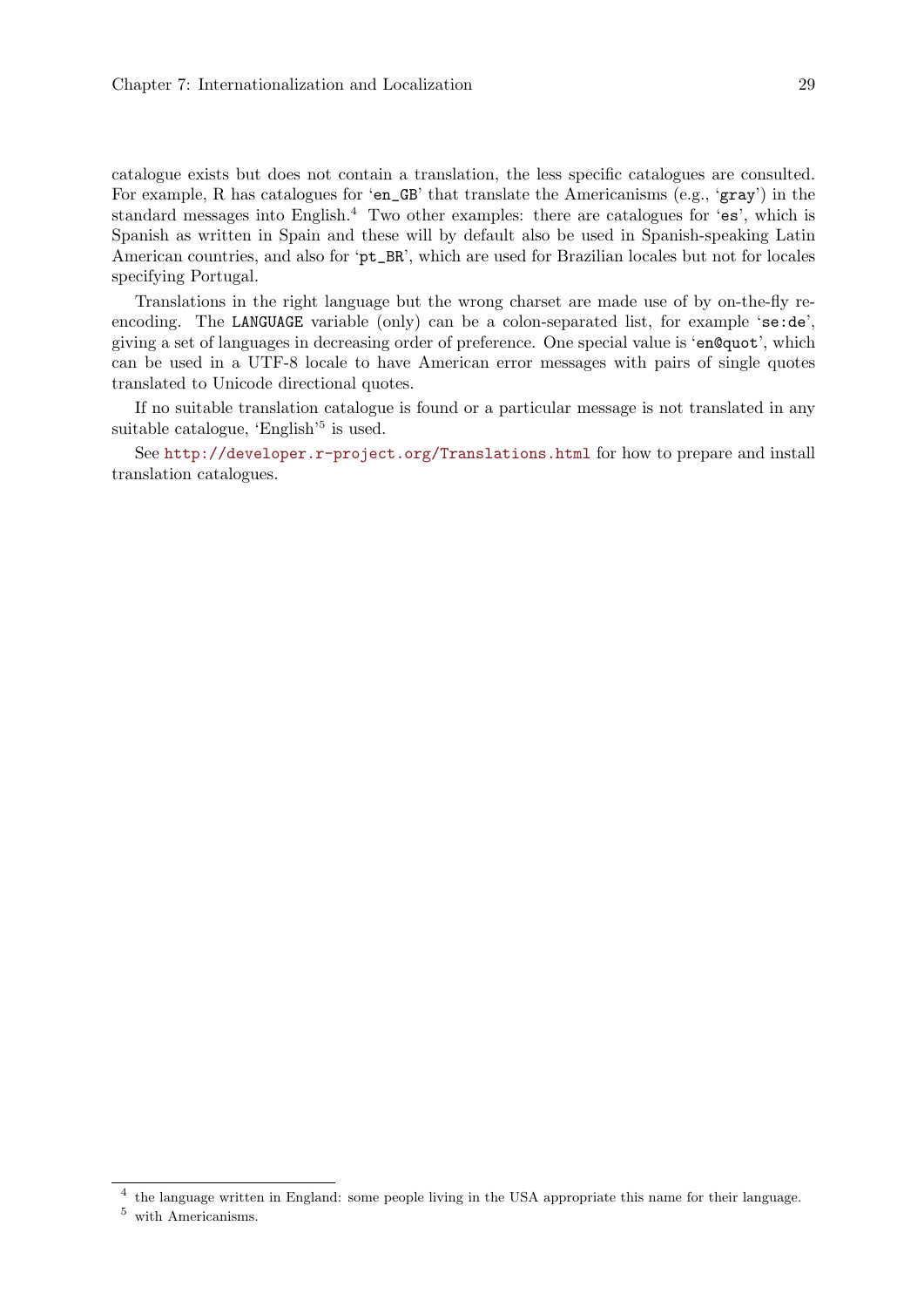catalogue exists but does not contain a translation, the less specific catalogues are consulted. For example, R has catalogues for 'en_GB' that translate the Americanisms (e.g., 'gray') in the standard messages into English.[4] Two other examples: there are catalogues for 'es', which is Spanish as written in Spain and these will by default also be used in Spanish-speaking Latin American countries, and also for 'pt_BR', which are used for Brazilian locales but not for locales specifying Portugal.

Translations in the right language but the wrong charset are made use of by on-the-fly re-encoding. The LANGUAGE variable (only) can be a colon-separated list, for example 'se:de', giving a set of languages in decreasing order of preference. One special value is 'en@quot', which can be used in a UTF-8 locale to have American error messages with pairs of single quotes translated to Unicode directional quotes.

If no suitable translation catalogue is found or a particular message is not translated in any suitable catalogue, 'English'[5] is used.

See http://developer.r-project.org/Translations.html for how to prepare and install translation catalogues.

---

[4] the language written in England: some people living in the USA appropriate this name for their language.

[5] with Americanisms.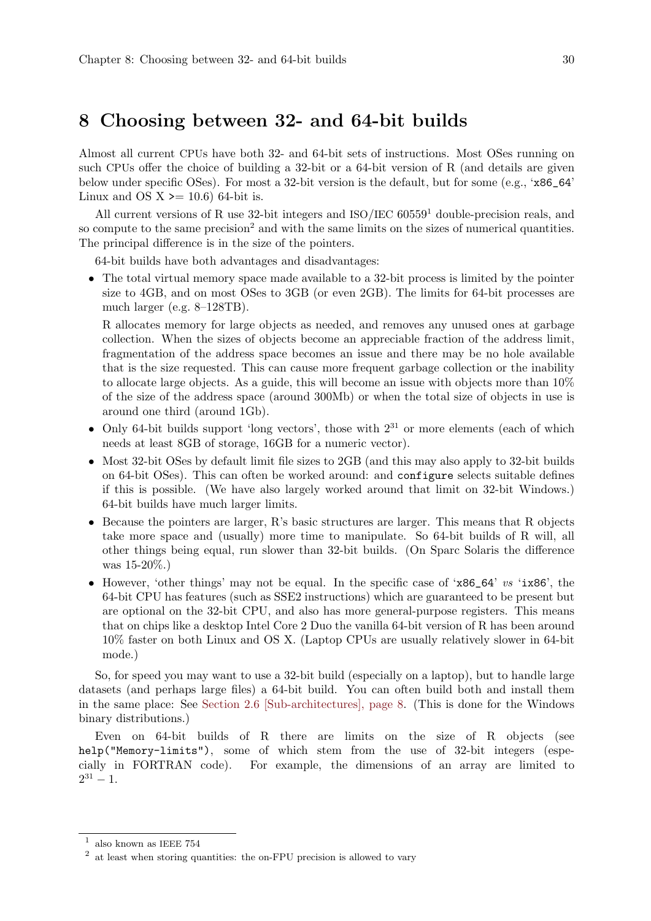# 8 Choosing between 32- and 64-bit builds

Almost all current CPUs have both 32- and 64-bit sets of instructions. Most OSes running on such CPUs offer the choice of building a 32-bit or a 64-bit version of R (and details are given below under specific OSes). For most a 32-bit version is the default, but for some (e.g., 'x86_64' Linux and OS X >= 10.6) 64-bit is.

All current versions of R use 32-bit integers and ISO/IEC 60559[1] double-precision reals, and so compute to the same precision[2] and with the same limits on the sizes of numerical quantities. The principal difference is in the size of the pointers.

64-bit builds have both advantages and disadvantages:

- The total virtual memory space made available to a 32-bit process is limited by the pointer size to 4GB, and on most OSes to 3GB (or even 2GB). The limits for 64-bit processes are much larger (e.g. 8–128TB).

  R allocates memory for large objects as needed, and removes any unused ones at garbage collection. When the sizes of objects become an appreciable fraction of the address limit, fragmentation of the address space becomes an issue and there may be no hole available that is the size requested. This can cause more frequent garbage collection or the inability to allocate large objects. As a guide, this will become an issue with objects more than 10% of the size of the address space (around 300Mb) or when the total size of objects in use is around one third (around 1Gb).
- Only 64-bit builds support 'long vectors', those with $2^{31}$ or more elements (each of which needs at least 8GB of storage, 16GB for a numeric vector).
- Most 32-bit OSes by default limit file sizes to 2GB (and this may also apply to 32-bit builds on 64-bit OSes). This can often be worked around: and `configure` selects suitable defines if this is possible. (We have also largely worked around that limit on 32-bit Windows.) 64-bit builds have much larger limits.
- Because the pointers are larger, R's basic structures are larger. This means that R objects take more space and (usually) more time to manipulate. So 64-bit builds of R will, all other things being equal, run slower than 32-bit builds. (On Sparc Solaris the difference was 15-20%.)
- However, 'other things' may not be equal. In the specific case of 'x86_64' *vs* 'ix86', the 64-bit CPU has features (such as SSE2 instructions) which are guaranteed to be present but are optional on the 32-bit CPU, and also has more general-purpose registers. This means that on chips like a desktop Intel Core 2 Duo the vanilla 64-bit version of R has been around 10% faster on both Linux and OS X. (Laptop CPUs are usually relatively slower in 64-bit mode.)

So, for speed you may want to use a 32-bit build (especially on a laptop), but to handle large datasets (and perhaps large files) a 64-bit build. You can often build both and install them in the same place: See Section 2.6 [Sub-architectures], page 8. (This is done for the Windows binary distributions.)

Even on 64-bit builds of R there are limits on the size of R objects (see `help("Memory-limits")`, some of which stem from the use of 32-bit integers (especially in FORTRAN code). For example, the dimensions of an array are limited to $2^{31} - 1$.

---

[1] also known as IEEE 754

[2] at least when storing quantities: the on-FPU precision is allowed to vary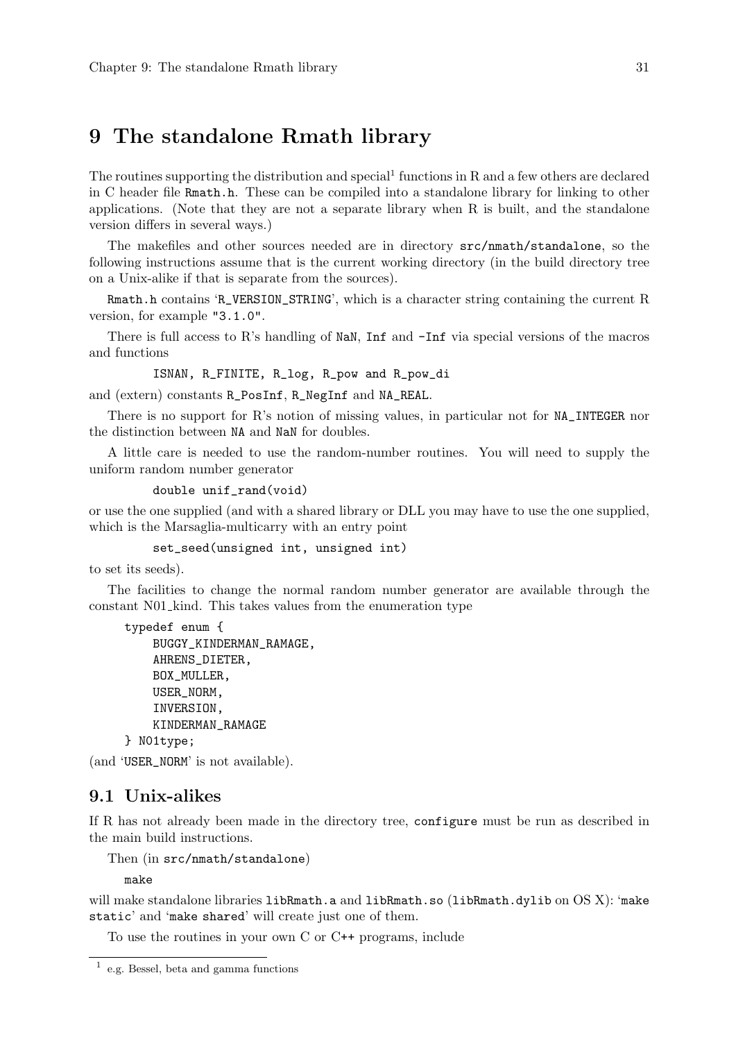# 9 The standalone Rmath library

The routines supporting the distribution and special[1] functions in R and a few others are declared in C header file `Rmath.h`. These can be compiled into a standalone library for linking to other applications. (Note that they are not a separate library when R is built, and the standalone version differs in several ways.)

The makefiles and other sources needed are in directory `src/nmath/standalone`, so the following instructions assume that is the current working directory (in the build directory tree on a Unix-alike if that is separate from the sources).

`Rmath.h` contains '`R_VERSION_STRING`', which is a character string containing the current R version, for example `"3.1.0"`.

There is full access to R's handling of `NaN`, `Inf` and `-Inf` via special versions of the macros and functions

```
ISNAN, R_FINITE, R_log, R_pow and R_pow_di
```

and (extern) constants `R_PosInf`, `R_NegInf` and `NA_REAL`.

There is no support for R's notion of missing values, in particular not for `NA_INTEGER` nor the distinction between `NA` and `NaN` for doubles.

A little care is needed to use the random-number routines. You will need to supply the uniform random number generator

```
double unif_rand(void)
```

or use the one supplied (and with a shared library or DLL you may have to use the one supplied, which is the Marsaglia-multicarry with an entry point

```
set_seed(unsigned int, unsigned int)
```

to set its seeds).

The facilities to change the normal random number generator are available through the constant N01_kind. This takes values from the enumeration type

```
typedef enum {
    BUGGY_KINDERMAN_RAMAGE,
    AHRENS_DIETER,
    BOX_MULLER,
    USER_NORM,
    INVERSION,
    KINDERMAN_RAMAGE
} N01type;
```

(and '`USER_NORM`' is not available).

## 9.1 Unix-alikes

If R has not already been made in the directory tree, `configure` must be run as described in the main build instructions.

Then (in `src/nmath/standalone`)

```
make
```

will make standalone libraries `libRmath.a` and `libRmath.so` (`libRmath.dylib` on OS X): '`make static`' and '`make shared`' will create just one of them.

To use the routines in your own C or C++ programs, include

[1] e.g. Bessel, beta and gamma functions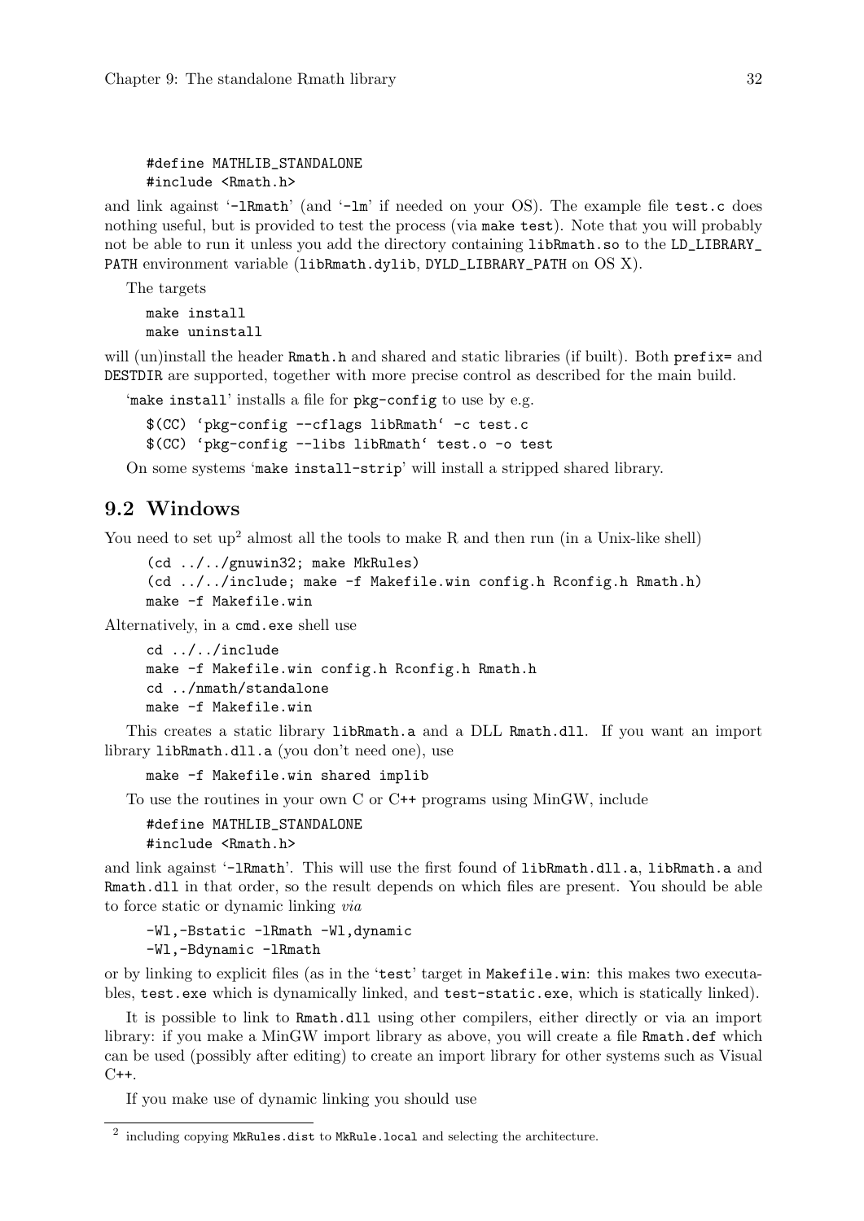```
#define MATHLIB_STANDALONE
#include <Rmath.h>
```

and link against '-lRmath' (and '-lm' if needed on your OS). The example file test.c does nothing useful, but is provided to test the process (via make test). Note that you will probably not be able to run it unless you add the directory containing libRmath.so to the LD_LIBRARY_PATH environment variable (libRmath.dylib, DYLD_LIBRARY_PATH on OS X).

The targets

```
make install
make uninstall
```

will (un)install the header Rmath.h and shared and static libraries (if built). Both prefix= and DESTDIR are supported, together with more precise control as described for the main build.

'make install' installs a file for pkg-config to use by e.g.

```
$(CC) `pkg-config --cflags libRmath` -c test.c
$(CC) `pkg-config --libs libRmath` test.o -o test
```

On some systems 'make install-strip' will install a stripped shared library.

## 9.2 Windows

You need to set up[2] almost all the tools to make R and then run (in a Unix-like shell)

```
(cd ../../gnuwin32; make MkRules)
(cd ../../include; make -f Makefile.win config.h Rconfig.h Rmath.h)
make -f Makefile.win
```

Alternatively, in a cmd.exe shell use

```
cd ../../include
make -f Makefile.win config.h Rconfig.h Rmath.h
cd ../nmath/standalone
make -f Makefile.win
```

This creates a static library libRmath.a and a DLL Rmath.dll. If you want an import library libRmath.dll.a (you don't need one), use

```
make -f Makefile.win shared implib
```

To use the routines in your own C or C++ programs using MinGW, include

```
#define MATHLIB_STANDALONE
#include <Rmath.h>
```

and link against '-lRmath'. This will use the first found of libRmath.dll.a, libRmath.a and Rmath.dll in that order, so the result depends on which files are present. You should be able to force static or dynamic linking *via*

```
-Wl,-Bstatic -lRmath -Wl,dynamic
-Wl,-Bdynamic -lRmath
```

or by linking to explicit files (as in the 'test' target in Makefile.win: this makes two executables, test.exe which is dynamically linked, and test-static.exe, which is statically linked).

It is possible to link to Rmath.dll using other compilers, either directly or via an import library: if you make a MinGW import library as above, you will create a file Rmath.def which can be used (possibly after editing) to create an import library for other systems such as Visual C++.

If you make use of dynamic linking you should use

[2] including copying MkRules.dist to MkRule.local and selecting the architecture.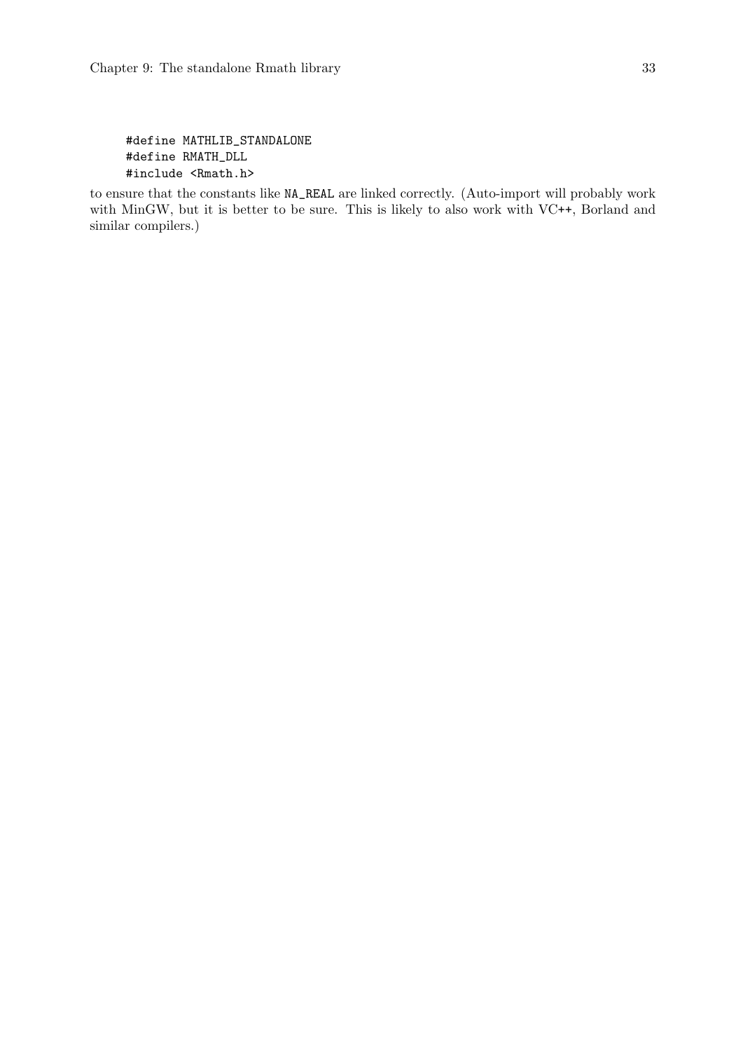```
#define MATHLIB_STANDALONE
#define RMATH_DLL
#include <Rmath.h>
```

to ensure that the constants like `NA_REAL` are linked correctly. (Auto-import will probably work with MinGW, but it is better to be sure. This is likely to also work with VC++, Borland and similar compilers.)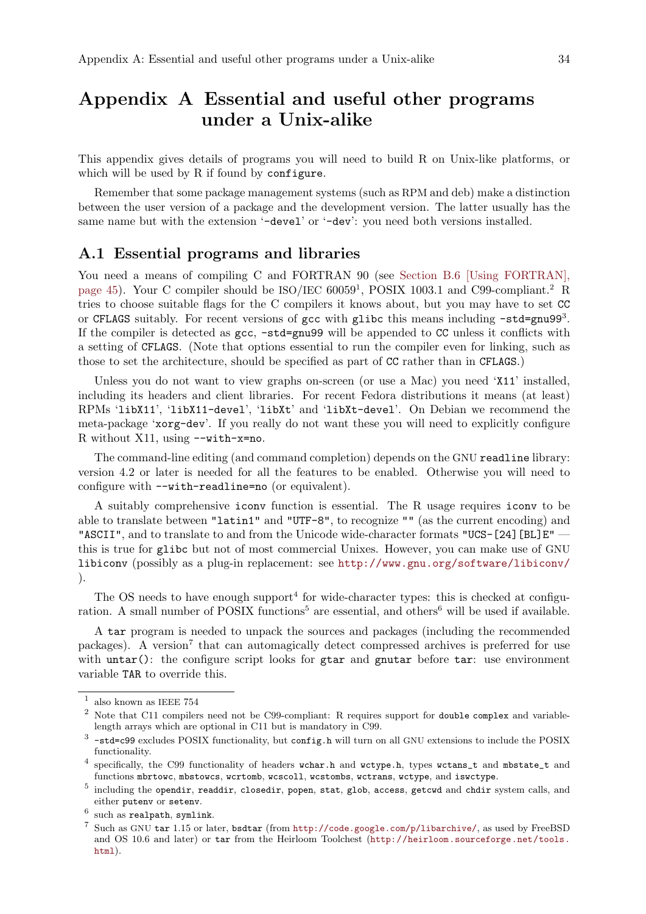# Appendix A Essential and useful other programs under a Unix-alike

This appendix gives details of programs you will need to build R on Unix-like platforms, or which will be used by R if found by `configure`.

Remember that some package management systems (such as RPM and deb) make a distinction between the user version of a package and the development version. The latter usually has the same name but with the extension '`-devel`' or '`-dev`': you need both versions installed.

## A.1 Essential programs and libraries

You need a means of compiling C and FORTRAN 90 (see Section B.6 [Using FORTRAN], page 45). Your C compiler should be ISO/IEC 60059[1], POSIX 1003.1 and C99-compliant.[2] R tries to choose suitable flags for the C compilers it knows about, but you may have to set `CC` or `CFLAGS` suitably. For recent versions of `gcc` with `glibc` this means including `-std=gnu99`[3]. If the compiler is detected as `gcc`, `-std=gnu99` will be appended to `CC` unless it conflicts with a setting of `CFLAGS`. (Note that options essential to run the compiler even for linking, such as those to set the architecture, should be specified as part of `CC` rather than in `CFLAGS`.)

Unless you do not want to view graphs on-screen (or use a Mac) you need '`X11`' installed, including its headers and client libraries. For recent Fedora distributions it means (at least) RPMs '`libX11`', '`libX11-devel`', '`libXt`' and '`libXt-devel`'. On Debian we recommend the meta-package '`xorg-dev`'. If you really do not want these you will need to explicitly configure R without X11, using `--with-x=no`.

The command-line editing (and command completion) depends on the GNU `readline` library: version 4.2 or later is needed for all the features to be enabled. Otherwise you will need to configure with `--with-readline=no` (or equivalent).

A suitably comprehensive `iconv` function is essential. The R usage requires `iconv` to be able to translate between `"latin1"` and `"UTF-8"`, to recognize `""` (as the current encoding) and `"ASCII"`, and to translate to and from the Unicode wide-character formats `"UCS-[24][BL]E"` — this is true for `glibc` but not of most commercial Unixes. However, you can make use of GNU `libiconv` (possibly as a plug-in replacement: see http://www.gnu.org/software/libiconv/ ).

The OS needs to have enough support[4] for wide-character types: this is checked at configuration. A small number of POSIX functions[5] are essential, and others[6] will be used if available.

A `tar` program is needed to unpack the sources and packages (including the recommended packages). A version[7] that can automagically detect compressed archives is preferred for use with `untar()`: the configure script looks for `gtar` and `gnutar` before `tar`: use environment variable `TAR` to override this.

---

[1] also known as IEEE 754

[2] Note that C11 compilers need not be C99-compliant: R requires support for `double complex` and variable-length arrays which are optional in C11 but is mandatory in C99.

[3] `-std=c99` excludes POSIX functionality, but `config.h` will turn on all GNU extensions to include the POSIX functionality.

[4] specifically, the C99 functionality of headers `wchar.h` and `wctype.h`, types `wctans_t` and `mbstate_t` and functions `mbrtowc`, `mbstowcs`, `wcrtomb`, `wcscoll`, `wcstombs`, `wctrans`, `wctype`, and `iswctype`.

[5] including the `opendir`, `readdir`, `closedir`, `popen`, `stat`, `glob`, `access`, `getcwd` and `chdir` system calls, and either `putenv` or `setenv`.

[6] such as `realpath`, `symlink`.

[7] Such as GNU `tar` 1.15 or later, `bsdtar` (from http://code.google.com/p/libarchive/, as used by FreeBSD and OS 10.6 and later) or `tar` from the Heirloom Toolchest (http://heirloom.sourceforge.net/tools.html).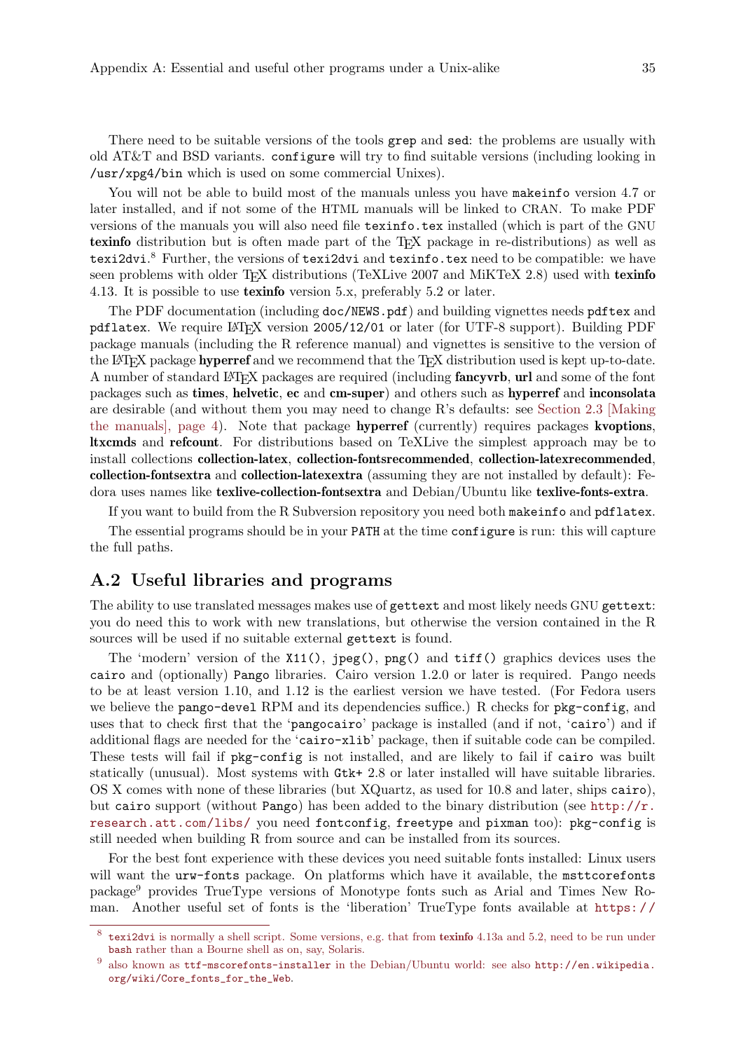There need to be suitable versions of the tools `grep` and `sed`: the problems are usually with old AT&T and BSD variants. `configure` will try to find suitable versions (including looking in `/usr/xpg4/bin` which is used on some commercial Unixes).

You will not be able to build most of the manuals unless you have `makeinfo` version 4.7 or later installed, and if not some of the HTML manuals will be linked to CRAN. To make PDF versions of the manuals you will also need file `texinfo.tex` installed (which is part of the GNU **texinfo** distribution but is often made part of the TeX package in re-distributions) as well as `texi2dvi`.[8] Further, the versions of `texi2dvi` and `texinfo.tex` need to be compatible: we have seen problems with older TeX distributions (TeXLive 2007 and MiKTeX 2.8) used with **texinfo** 4.13. It is possible to use **texinfo** version 5.x, preferably 5.2 or later.

The PDF documentation (including `doc/NEWS.pdf`) and building vignettes needs `pdftex` and `pdflatex`. We require LaTeX version `2005/12/01` or later (for UTF-8 support). Building PDF package manuals (including the R reference manual) and vignettes is sensitive to the version of the LaTeX package **hyperref** and we recommend that the TeX distribution used is kept up-to-date. A number of standard LaTeX packages are required (including **fancyvrb**, **url** and some of the font packages such as **times**, **helvetic**, **ec** and **cm-super**) and others such as **hyperref** and **inconsolata** are desirable (and without them you may need to change R's defaults: see Section 2.3 [Making the manuals], page 4). Note that package **hyperref** (currently) requires packages **kvoptions**, **ltxcmds** and **refcount**. For distributions based on TeXLive the simplest approach may be to install collections **collection-latex**, **collection-fontsrecommended**, **collection-latexrecommended**, **collection-fontsextra** and **collection-latexextra** (assuming they are not installed by default): Fedora uses names like **texlive-collection-fontsextra** and Debian/Ubuntu like **texlive-fonts-extra**.

If you want to build from the R Subversion repository you need both `makeinfo` and `pdflatex`.

The essential programs should be in your `PATH` at the time `configure` is run: this will capture the full paths.

## A.2 Useful libraries and programs

The ability to use translated messages makes use of `gettext` and most likely needs GNU `gettext`: you do need this to work with new translations, but otherwise the version contained in the R sources will be used if no suitable external `gettext` is found.

The 'modern' version of the `X11()`, `jpeg()`, `png()` and `tiff()` graphics devices uses the `cairo` and (optionally) `Pango` libraries. Cairo version 1.2.0 or later is required. Pango needs to be at least version 1.10, and 1.12 is the earliest version we have tested. (For Fedora users we believe the `pango-devel` RPM and its dependencies suffice.) R checks for `pkg-config`, and uses that to check first that the '`pangocairo`' package is installed (and if not, '`cairo`') and if additional flags are needed for the '`cairo-xlib`' package, then if suitable code can be compiled. These tests will fail if `pkg-config` is not installed, and are likely to fail if `cairo` was built statically (unusual). Most systems with `Gtk+` 2.8 or later installed will have suitable libraries. OS X comes with none of these libraries (but XQuartz, as used for 10.8 and later, ships `cairo`), but `cairo` support (without `Pango`) has been added to the binary distribution (see `http://r.research.att.com/libs/` you need `fontconfig`, `freetype` and `pixman` too): `pkg-config` is still needed when building R from source and can be installed from its sources.

For the best font experience with these devices you need suitable fonts installed: Linux users will want the `urw-fonts` package. On platforms which have it available, the `msttcorefonts` package[9] provides TrueType versions of Monotype fonts such as Arial and Times New Roman. Another useful set of fonts is the 'liberation' TrueType fonts available at `https://`

---

[8] `texi2dvi` is normally a shell script. Some versions, e.g. that from **texinfo** 4.13a and 5.2, need to be run under `bash` rather than a Bourne shell as on, say, Solaris.

[9] also known as `ttf-mscorefonts-installer` in the Debian/Ubuntu world: see also `http://en.wikipedia.org/wiki/Core_fonts_for_the_Web`.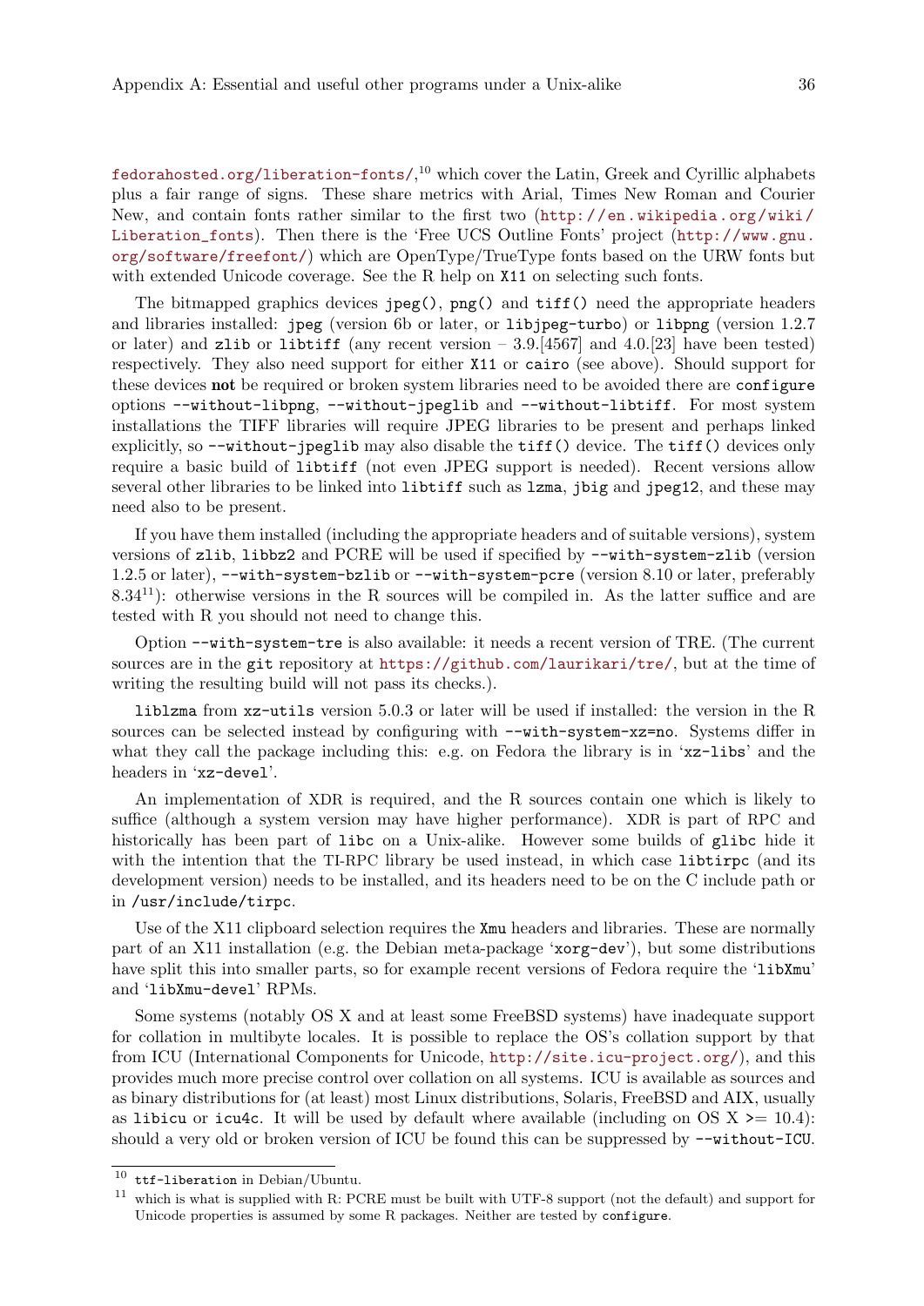fedorahosted.org/liberation-fonts/,[10] which cover the Latin, Greek and Cyrillic alphabets plus a fair range of signs. These share metrics with Arial, Times New Roman and Courier New, and contain fonts rather similar to the first two (http://en.wikipedia.org/wiki/Liberation_fonts). Then there is the 'Free UCS Outline Fonts' project (http://www.gnu.org/software/freefont/) which are OpenType/TrueType fonts based on the URW fonts but with extended Unicode coverage. See the R help on `X11` on selecting such fonts.

The bitmapped graphics devices `jpeg()`, `png()` and `tiff()` need the appropriate headers and libraries installed: `jpeg` (version 6b or later, or `libjpeg-turbo`) or `libpng` (version 1.2.7 or later) and `zlib` or `libtiff` (any recent version – 3.9.[4567] and 4.0.[23] have been tested) respectively. They also need support for either `X11` or `cairo` (see above). Should support for these devices **not** be required or broken system libraries need to be avoided there are `configure` options `--without-libpng`, `--without-jpeglib` and `--without-libtiff`. For most system installations the TIFF libraries will require JPEG libraries to be present and perhaps linked explicitly, so `--without-jpeglib` may also disable the `tiff()` device. The `tiff()` devices only require a basic build of `libtiff` (not even JPEG support is needed). Recent versions allow several other libraries to be linked into `libtiff` such as `lzma`, `jbig` and `jpeg12`, and these may need also to be present.

If you have them installed (including the appropriate headers and of suitable versions), system versions of `zlib`, `libbz2` and PCRE will be used if specified by `--with-system-zlib` (version 1.2.5 or later), `--with-system-bzlib` or `--with-system-pcre` (version 8.10 or later, preferably 8.34[11]): otherwise versions in the R sources will be compiled in. As the latter suffice and are tested with R you should not need to change this.

Option `--with-system-tre` is also available: it needs a recent version of TRE. (The current sources are in the `git` repository at https://github.com/laurikari/tre/, but at the time of writing the resulting build will not pass its checks.).

`liblzma` from `xz-utils` version 5.0.3 or later will be used if installed: the version in the R sources can be selected instead by configuring with `--with-system-xz=no`. Systems differ in what they call the package including this: e.g. on Fedora the library is in '`xz-libs`' and the headers in '`xz-devel`'.

An implementation of XDR is required, and the R sources contain one which is likely to suffice (although a system version may have higher performance). XDR is part of RPC and historically has been part of `libc` on a Unix-alike. However some builds of `glibc` hide it with the intention that the TI-RPC library be used instead, in which case `libtirpc` (and its development version) needs to be installed, and its headers need to be on the C include path or in `/usr/include/tirpc`.

Use of the X11 clipboard selection requires the `Xmu` headers and libraries. These are normally part of an X11 installation (e.g. the Debian meta-package '`xorg-dev`'), but some distributions have split this into smaller parts, so for example recent versions of Fedora require the '`libXmu`' and '`libXmu-devel`' RPMs.

Some systems (notably OS X and at least some FreeBSD systems) have inadequate support for collation in multibyte locales. It is possible to replace the OS's collation support by that from ICU (International Components for Unicode, http://site.icu-project.org/), and this provides much more precise control over collation on all systems. ICU is available as sources and as binary distributions for (at least) most Linux distributions, Solaris, FreeBSD and AIX, usually as `libicu` or `icu4c`. It will be used by default where available (including on OS X >= 10.4): should a very old or broken version of ICU be found this can be suppressed by `--without-ICU`.

---

[10] `ttf-liberation` in Debian/Ubuntu.

[11] which is what is supplied with R: PCRE must be built with UTF-8 support (not the default) and support for Unicode properties is assumed by some R packages. Neither are tested by `configure`.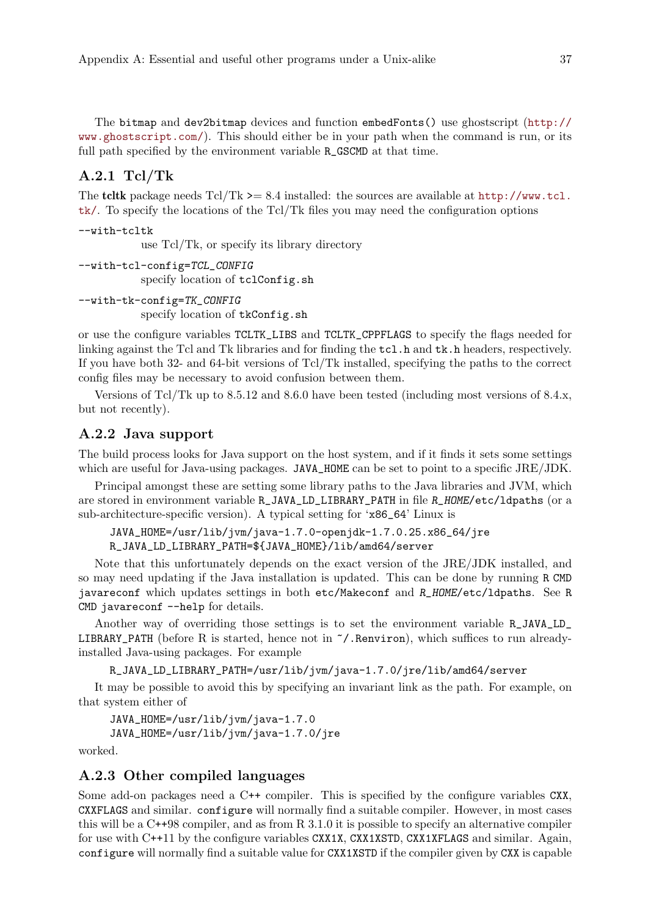The `bitmap` and `dev2bitmap` devices and function `embedFonts()` use ghostscript (http://www.ghostscript.com/). This should either be in your path when the command is run, or its full path specified by the environment variable `R_GSCMD` at that time.

### A.2.1 Tcl/Tk

The **tcltk** package needs Tcl/Tk >= 8.4 installed: the sources are available at http://www.tcl.tk/. To specify the locations of the Tcl/Tk files you may need the configuration options

`--with-tcltk`
: use Tcl/Tk, or specify its library directory

`--with-tcl-config=TCL_CONFIG`
: specify location of `tclConfig.sh`

`--with-tk-config=TK_CONFIG`
: specify location of `tkConfig.sh`

or use the configure variables `TCLTK_LIBS` and `TCLTK_CPPFLAGS` to specify the flags needed for linking against the Tcl and Tk libraries and for finding the `tcl.h` and `tk.h` headers, respectively. If you have both 32- and 64-bit versions of Tcl/Tk installed, specifying the paths to the correct config files may be necessary to avoid confusion between them.

Versions of Tcl/Tk up to 8.5.12 and 8.6.0 have been tested (including most versions of 8.4.x, but not recently).

### A.2.2 Java support

The build process looks for Java support on the host system, and if it finds it sets some settings which are useful for Java-using packages. `JAVA_HOME` can be set to point to a specific JRE/JDK.

Principal amongst these are setting some library paths to the Java libraries and JVM, which are stored in environment variable `R_JAVA_LD_LIBRARY_PATH` in file `R_HOME/etc/ldpaths` (or a sub-architecture-specific version). A typical setting for 'x86_64' Linux is

```
JAVA_HOME=/usr/lib/jvm/java-1.7.0-openjdk-1.7.0.25.x86_64/jre
R_JAVA_LD_LIBRARY_PATH=${JAVA_HOME}/lib/amd64/server
```

Note that this unfortunately depends on the exact version of the JRE/JDK installed, and so may need updating if the Java installation is updated. This can be done by running `R CMD javareconf` which updates settings in both `etc/Makeconf` and `R_HOME/etc/ldpaths`. See `R CMD javareconf --help` for details.

Another way of overriding those settings is to set the environment variable `R_JAVA_LD_LIBRARY_PATH` (before R is started, hence not in `~/.Renviron`), which suffices to run already-installed Java-using packages. For example

```
R_JAVA_LD_LIBRARY_PATH=/usr/lib/jvm/java-1.7.0/jre/lib/amd64/server
```

It may be possible to avoid this by specifying an invariant link as the path. For example, on that system either of

```
JAVA_HOME=/usr/lib/jvm/java-1.7.0
JAVA_HOME=/usr/lib/jvm/java-1.7.0/jre
```

worked.

### A.2.3 Other compiled languages

Some add-on packages need a C++ compiler. This is specified by the configure variables `CXX`, `CXXFLAGS` and similar. `configure` will normally find a suitable compiler. However, in most cases this will be a C++98 compiler, and as from R 3.1.0 it is possible to specify an alternative compiler for use with C++11 by the configure variables `CXX1X`, `CXX1XSTD`, `CXX1XFLAGS` and similar. Again, `configure` will normally find a suitable value for `CXX1XSTD` if the compiler given by `CXX` is capable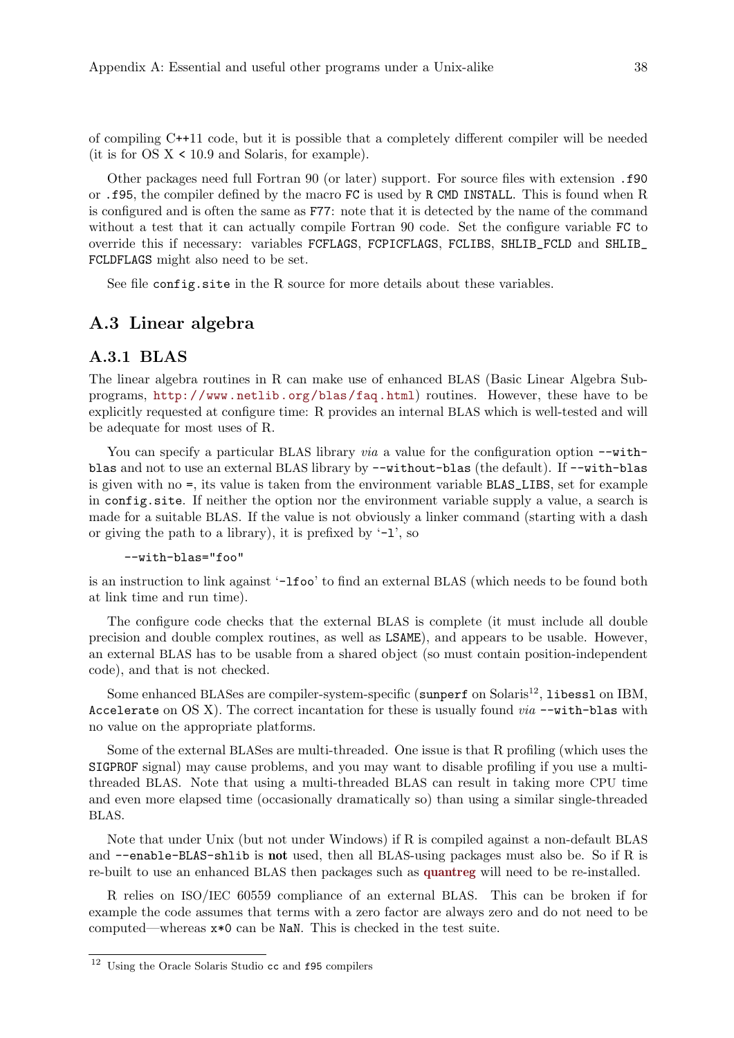of compiling C++11 code, but it is possible that a completely different compiler will be needed (it is for OS X < 10.9 and Solaris, for example).

Other packages need full Fortran 90 (or later) support. For source files with extension `.f90` or `.f95`, the compiler defined by the macro `FC` is used by `R CMD INSTALL`. This is found when R is configured and is often the same as `F77`: note that it is detected by the name of the command without a test that it can actually compile Fortran 90 code. Set the configure variable `FC` to override this if necessary: variables `FCFLAGS`, `FCPICFLAGS`, `FCLIBS`, `SHLIB_FCLD` and `SHLIB_FCLDFLAGS` might also need to be set.

See file `config.site` in the R source for more details about these variables.

## A.3 Linear algebra

### A.3.1 BLAS

The linear algebra routines in R can make use of enhanced BLAS (Basic Linear Algebra Subprograms, http://www.netlib.org/blas/faq.html) routines. However, these have to be explicitly requested at configure time: R provides an internal BLAS which is well-tested and will be adequate for most uses of R.

You can specify a particular BLAS library *via* a value for the configuration option `--with-blas` and not to use an external BLAS library by `--without-blas` (the default). If `--with-blas` is given with no `=`, its value is taken from the environment variable `BLAS_LIBS`, set for example in `config.site`. If neither the option nor the environment variable supply a value, a search is made for a suitable BLAS. If the value is not obviously a linker command (starting with a dash or giving the path to a library), it is prefixed by '`-l`', so

```
--with-blas="foo"
```

is an instruction to link against '`-lfoo`' to find an external BLAS (which needs to be found both at link time and run time).

The configure code checks that the external BLAS is complete (it must include all double precision and double complex routines, as well as `LSAME`), and appears to be usable. However, an external BLAS has to be usable from a shared object (so must contain position-independent code), and that is not checked.

Some enhanced BLASes are compiler-system-specific (`sunperf` on Solaris[12], `libessl` on IBM, `Accelerate` on OS X). The correct incantation for these is usually found *via* `--with-blas` with no value on the appropriate platforms.

Some of the external BLASes are multi-threaded. One issue is that R profiling (which uses the `SIGPROF` signal) may cause problems, and you may want to disable profiling if you use a multi-threaded BLAS. Note that using a multi-threaded BLAS can result in taking more CPU time and even more elapsed time (occasionally dramatically so) than using a similar single-threaded BLAS.

Note that under Unix (but not under Windows) if R is compiled against a non-default BLAS and `--enable-BLAS-shlib` is **not** used, then all BLAS-using packages must also be. So if R is re-built to use an enhanced BLAS then packages such as **quantreg** will need to be re-installed.

R relies on ISO/IEC 60559 compliance of an external BLAS. This can be broken if for example the code assumes that terms with a zero factor are always zero and do not need to be computed—whereas `x*0` can be `NaN`. This is checked in the test suite.

---

[12] Using the Oracle Solaris Studio `cc` and `f95` compilers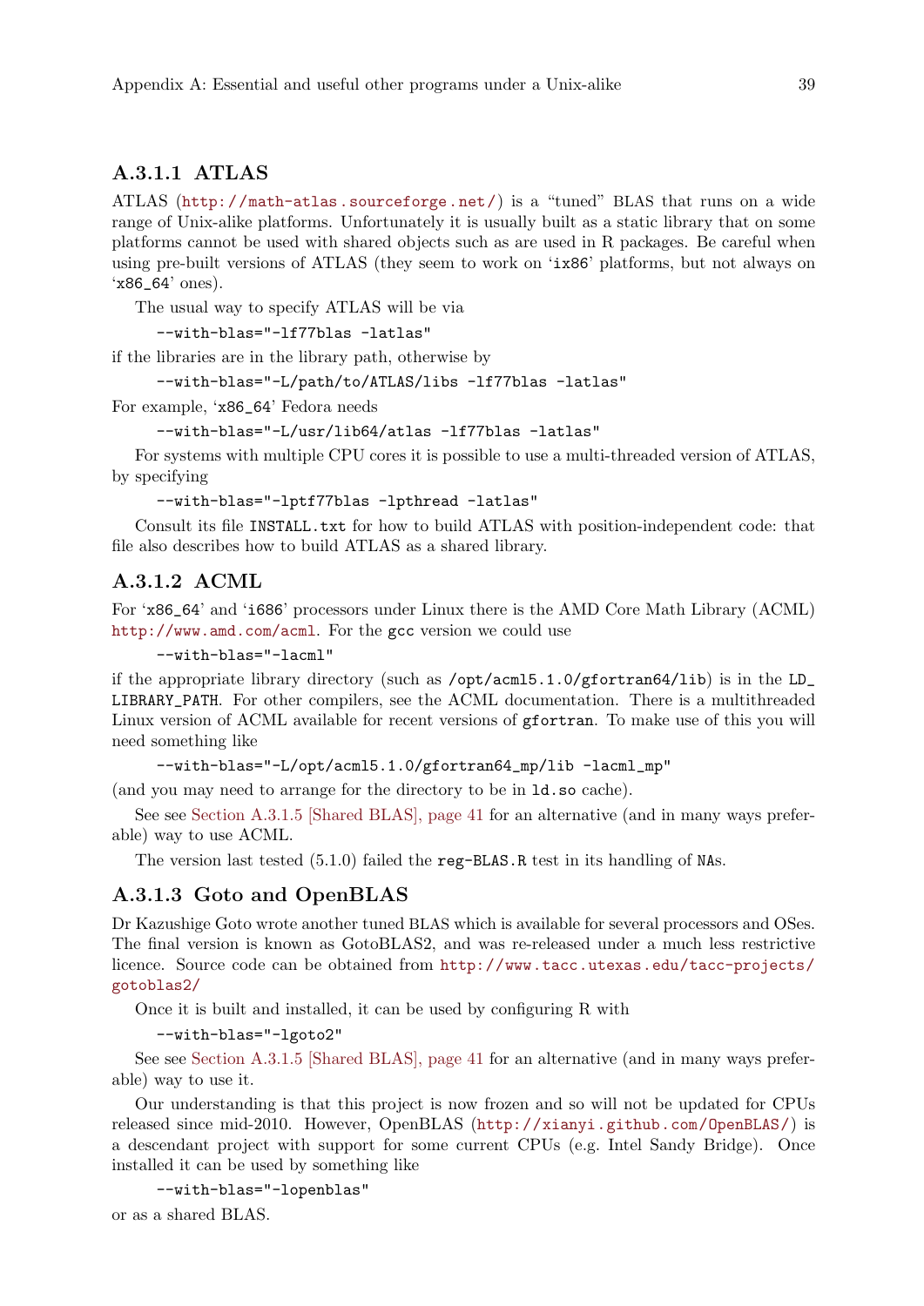#### A.3.1.1 ATLAS

ATLAS (http://math-atlas.sourceforge.net/) is a “tuned” BLAS that runs on a wide range of Unix-alike platforms. Unfortunately it is usually built as a static library that on some platforms cannot be used with shared objects such as are used in R packages. Be careful when using pre-built versions of ATLAS (they seem to work on ‘ix86’ platforms, but not always on ‘x86_64’ ones).

The usual way to specify ATLAS will be via

```
--with-blas="-lf77blas -latlas"
```

if the libraries are in the library path, otherwise by

```
--with-blas="-L/path/to/ATLAS/libs -lf77blas -latlas"
```

For example, ‘x86_64’ Fedora needs

```
--with-blas="-L/usr/lib64/atlas -lf77blas -latlas"
```

For systems with multiple CPU cores it is possible to use a multi-threaded version of ATLAS, by specifying

```
--with-blas="-lptf77blas -lpthread -latlas"
```

Consult its file INSTALL.txt for how to build ATLAS with position-independent code: that file also describes how to build ATLAS as a shared library.

#### A.3.1.2 ACML

For ‘x86_64’ and ‘i686’ processors under Linux there is the AMD Core Math Library (ACML) http://www.amd.com/acml. For the gcc version we could use

```
--with-blas="-lacml"
```

if the appropriate library directory (such as /opt/acml5.1.0/gfortran64/lib) is in the LD_LIBRARY_PATH. For other compilers, see the ACML documentation. There is a multithreaded Linux version of ACML available for recent versions of gfortran. To make use of this you will need something like

```
--with-blas="-L/opt/acml5.1.0/gfortran64_mp/lib -lacml_mp"
```

(and you may need to arrange for the directory to be in ld.so cache).

See see Section A.3.1.5 [Shared BLAS], page 41 for an alternative (and in many ways preferable) way to use ACML.

The version last tested (5.1.0) failed the reg-BLAS.R test in its handling of NAs.

#### A.3.1.3 Goto and OpenBLAS

Dr Kazushige Goto wrote another tuned BLAS which is available for several processors and OSes. The final version is known as GotoBLAS2, and was re-released under a much less restrictive licence. Source code can be obtained from http://www.tacc.utexas.edu/tacc-projects/gotoblas2/

Once it is built and installed, it can be used by configuring R with

```
--with-blas="-lgoto2"
```

See see Section A.3.1.5 [Shared BLAS], page 41 for an alternative (and in many ways preferable) way to use it.

Our understanding is that this project is now frozen and so will not be updated for CPUs released since mid-2010. However, OpenBLAS (http://xianyi.github.com/OpenBLAS/) is a descendant project with support for some current CPUs (e.g. Intel Sandy Bridge). Once installed it can be used by something like

```
--with-blas="-lopenblas"
```

or as a shared BLAS.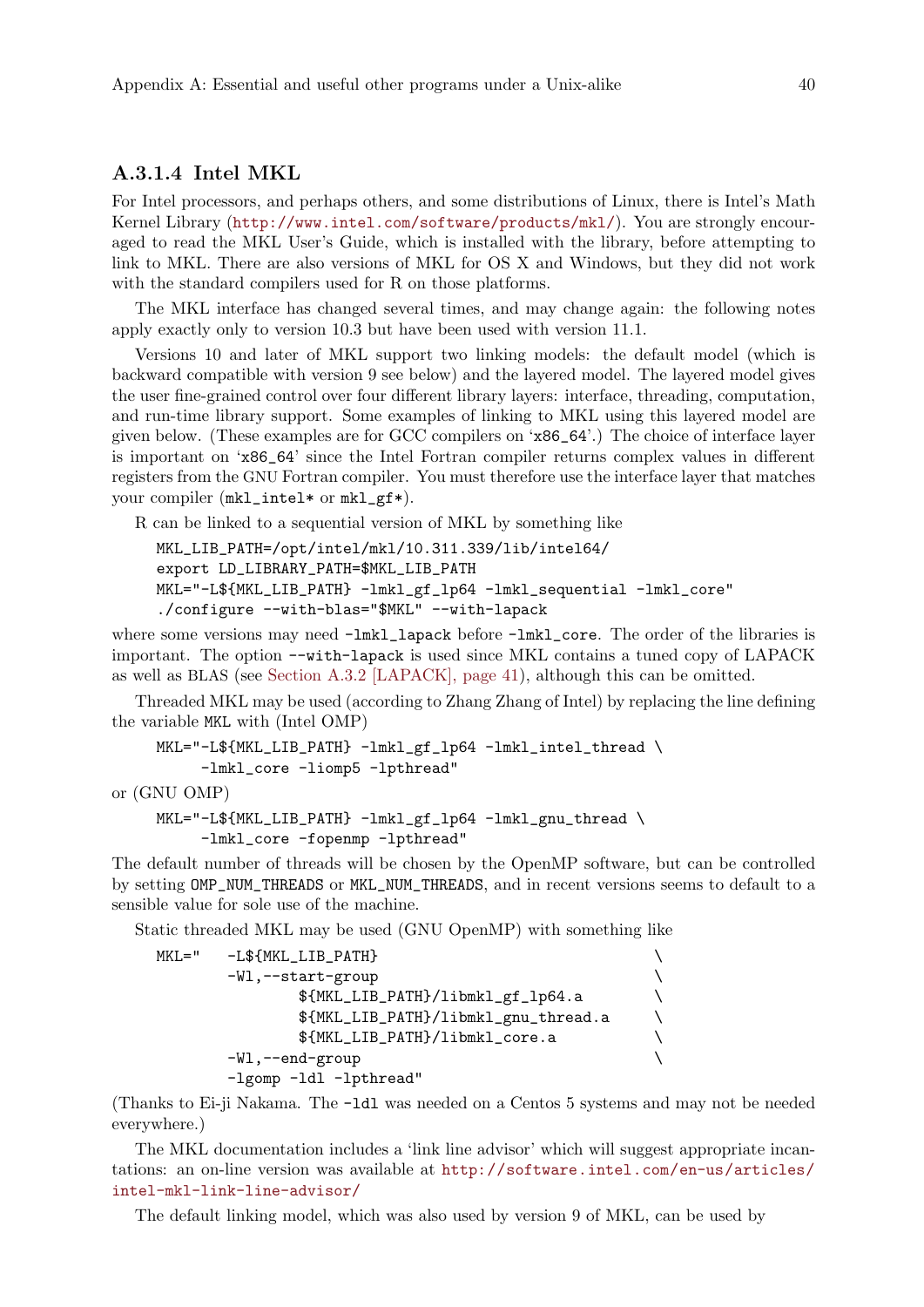#### A.3.1.4 Intel MKL

For Intel processors, and perhaps others, and some distributions of Linux, there is Intel's Math Kernel Library (http://www.intel.com/software/products/mkl/). You are strongly encouraged to read the MKL User's Guide, which is installed with the library, before attempting to link to MKL. There are also versions of MKL for OS X and Windows, but they did not work with the standard compilers used for R on those platforms.

The MKL interface has changed several times, and may change again: the following notes apply exactly only to version 10.3 but have been used with version 11.1.

Versions 10 and later of MKL support two linking models: the default model (which is backward compatible with version 9 see below) and the layered model. The layered model gives the user fine-grained control over four different library layers: interface, threading, computation, and run-time library support. Some examples of linking to MKL using this layered model are given below. (These examples are for GCC compilers on 'x86_64'.) The choice of interface layer is important on 'x86_64' since the Intel Fortran compiler returns complex values in different registers from the GNU Fortran compiler. You must therefore use the interface layer that matches your compiler (`mkl_intel*` or `mkl_gf*`).

R can be linked to a sequential version of MKL by something like

```
MKL_LIB_PATH=/opt/intel/mkl/10.311.339/lib/intel64/
export LD_LIBRARY_PATH=$MKL_LIB_PATH
MKL="-L${MKL_LIB_PATH} -lmkl_gf_lp64 -lmkl_sequential -lmkl_core"
./configure --with-blas="$MKL" --with-lapack
```

where some versions may need `-lmkl_lapack` before `-lmkl_core`. The order of the libraries is important. The option `--with-lapack` is used since MKL contains a tuned copy of LAPACK as well as BLAS (see Section A.3.2 [LAPACK], page 41), although this can be omitted.

Threaded MKL may be used (according to Zhang Zhang of Intel) by replacing the line defining the variable `MKL` with (Intel OMP)

```
MKL="-L${MKL_LIB_PATH} -lmkl_gf_lp64 -lmkl_intel_thread \
     -lmkl_core -liomp5 -lpthread"
```

or (GNU OMP)

```
MKL="-L${MKL_LIB_PATH} -lmkl_gf_lp64 -lmkl_gnu_thread \
     -lmkl_core -fopenmp -lpthread"
```

The default number of threads will be chosen by the OpenMP software, but can be controlled by setting `OMP_NUM_THREADS` or `MKL_NUM_THREADS`, and in recent versions seems to default to a sensible value for sole use of the machine.

Static threaded MKL may be used (GNU OpenMP) with something like

```
MKL="   -L${MKL_LIB_PATH}                               \
        -Wl,--start-group                               \
                ${MKL_LIB_PATH}/libmkl_gf_lp64.a        \
                ${MKL_LIB_PATH}/libmkl_gnu_thread.a     \
                ${MKL_LIB_PATH}/libmkl_core.a           \
        -Wl,--end-group                                 \
        -lgomp -ldl -lpthread"
```

(Thanks to Ei-ji Nakama. The `-ldl` was needed on a Centos 5 systems and may not be needed everywhere.)

The MKL documentation includes a 'link line advisor' which will suggest appropriate incantations: an on-line version was available at http://software.intel.com/en-us/articles/intel-mkl-link-line-advisor/

The default linking model, which was also used by version 9 of MKL, can be used by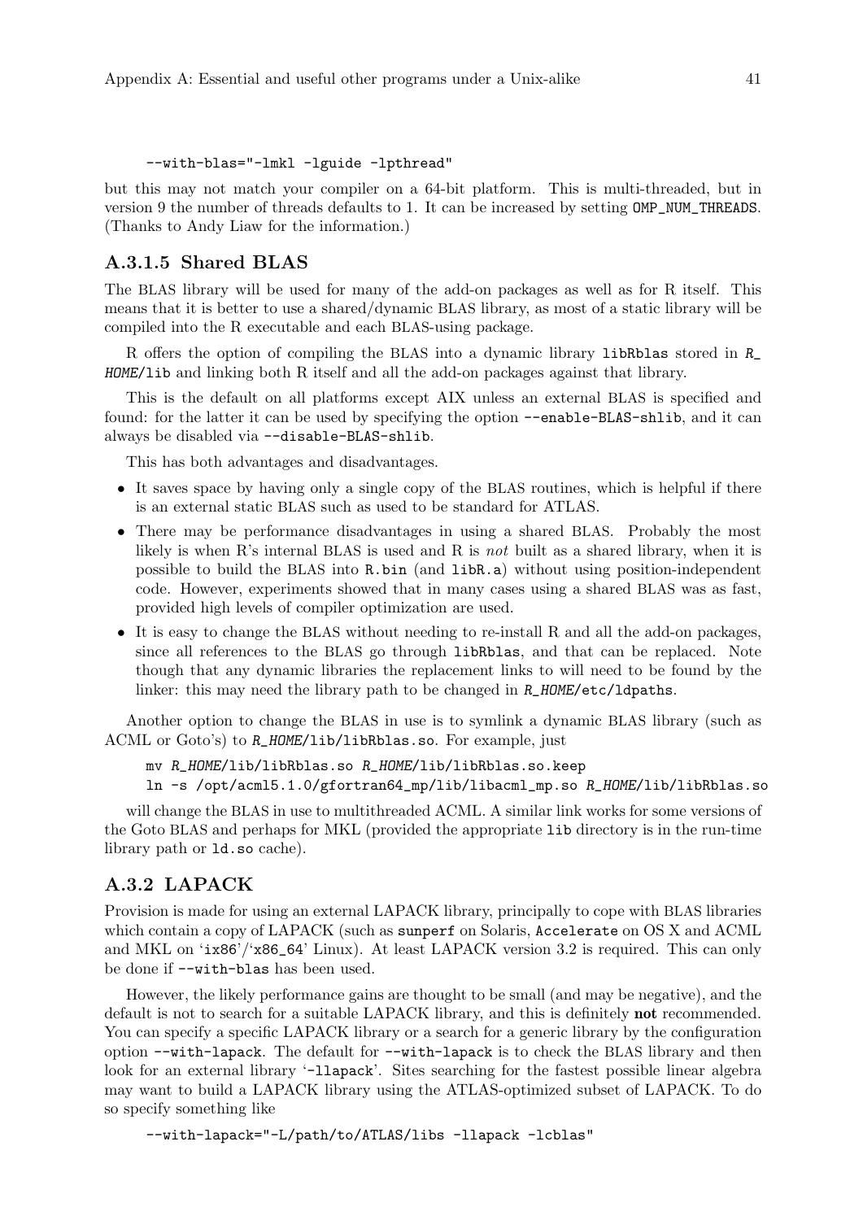```
--with-blas="-lmkl -lguide -lpthread"
```

but this may not match your compiler on a 64-bit platform. This is multi-threaded, but in version 9 the number of threads defaults to 1. It can be increased by setting `OMP_NUM_THREADS`. (Thanks to Andy Liaw for the information.)

#### A.3.1.5 Shared BLAS

The BLAS library will be used for many of the add-on packages as well as for R itself. This means that it is better to use a shared/dynamic BLAS library, as most of a static library will be compiled into the R executable and each BLAS-using package.

R offers the option of compiling the BLAS into a dynamic library `libRblas` stored in *R_HOME*`/lib` and linking both R itself and all the add-on packages against that library.

This is the default on all platforms except AIX unless an external BLAS is specified and found: for the latter it can be used by specifying the option `--enable-BLAS-shlib`, and it can always be disabled via `--disable-BLAS-shlib`.

This has both advantages and disadvantages.

- It saves space by having only a single copy of the BLAS routines, which is helpful if there is an external static BLAS such as used to be standard for ATLAS.
- There may be performance disadvantages in using a shared BLAS. Probably the most likely is when R's internal BLAS is used and R is *not* built as a shared library, when it is possible to build the BLAS into `R.bin` (and `libR.a`) without using position-independent code. However, experiments showed that in many cases using a shared BLAS was as fast, provided high levels of compiler optimization are used.
- It is easy to change the BLAS without needing to re-install R and all the add-on packages, since all references to the BLAS go through `libRblas`, and that can be replaced. Note though that any dynamic libraries the replacement links to will need to be found by the linker: this may need the library path to be changed in *R_HOME*`/etc/ldpaths`.

Another option to change the BLAS in use is to symlink a dynamic BLAS library (such as ACML or Goto's) to *R_HOME*`/lib/libRblas.so`. For example, just

```
mv R_HOME/lib/libRblas.so R_HOME/lib/libRblas.so.keep
ln -s /opt/acml5.1.0/gfortran64_mp/lib/libacml_mp.so R_HOME/lib/libRblas.so
```

will change the BLAS in use to multithreaded ACML. A similar link works for some versions of the Goto BLAS and perhaps for MKL (provided the appropriate `lib` directory is in the run-time library path or `ld.so` cache).

### A.3.2 LAPACK

Provision is made for using an external LAPACK library, principally to cope with BLAS libraries which contain a copy of LAPACK (such as `sunperf` on Solaris, `Accelerate` on OS X and ACML and MKL on '`ix86`'/'`x86_64`' Linux). At least LAPACK version 3.2 is required. This can only be done if `--with-blas` has been used.

However, the likely performance gains are thought to be small (and may be negative), and the default is not to search for a suitable LAPACK library, and this is definitely **not** recommended. You can specify a specific LAPACK library or a search for a generic library by the configuration option `--with-lapack`. The default for `--with-lapack` is to check the BLAS library and then look for an external library '`-llapack`'. Sites searching for the fastest possible linear algebra may want to build a LAPACK library using the ATLAS-optimized subset of LAPACK. To do so specify something like

```
--with-lapack="-L/path/to/ATLAS/libs -llapack -lcblas"
```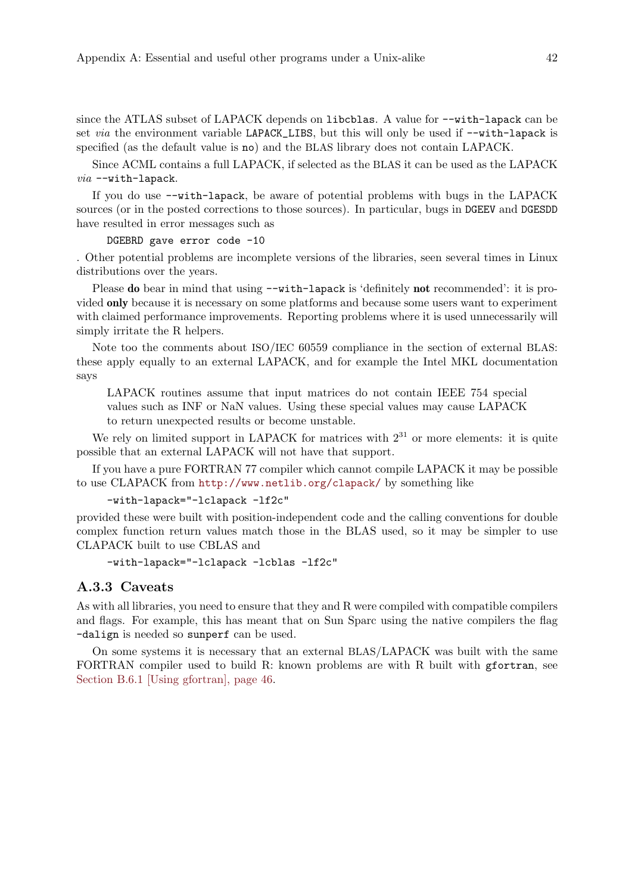since the ATLAS subset of LAPACK depends on `libcblas`. A value for `--with-lapack` can be set *via* the environment variable `LAPACK_LIBS`, but this will only be used if `--with-lapack` is specified (as the default value is `no`) and the BLAS library does not contain LAPACK.

Since ACML contains a full LAPACK, if selected as the BLAS it can be used as the LAPACK *via* `--with-lapack`.

If you do use `--with-lapack`, be aware of potential problems with bugs in the LAPACK sources (or in the posted corrections to those sources). In particular, bugs in `DGEEV` and `DGESDD` have resulted in error messages such as

```
DGEBRD gave error code -10
```

. Other potential problems are incomplete versions of the libraries, seen several times in Linux distributions over the years.

Please **do** bear in mind that using `--with-lapack` is 'definitely **not** recommended': it is provided **only** because it is necessary on some platforms and because some users want to experiment with claimed performance improvements. Reporting problems where it is used unnecessarily will simply irritate the R helpers.

Note too the comments about ISO/IEC 60559 compliance in the section of external BLAS: these apply equally to an external LAPACK, and for example the Intel MKL documentation says

> LAPACK routines assume that input matrices do not contain IEEE 754 special values such as INF or NaN values. Using these special values may cause LAPACK to return unexpected results or become unstable.

We rely on limited support in LAPACK for matrices with $2^{31}$ or more elements: it is quite possible that an external LAPACK will not have that support.

If you have a pure FORTRAN 77 compiler which cannot compile LAPACK it may be possible to use CLAPACK from http://www.netlib.org/clapack/ by something like

```
-with-lapack="-lclapack -lf2c"
```

provided these were built with position-independent code and the calling conventions for double complex function return values match those in the BLAS used, so it may be simpler to use CLAPACK built to use CBLAS and

```
-with-lapack="-lclapack -lcblas -lf2c"
```

### A.3.3 Caveats

As with all libraries, you need to ensure that they and R were compiled with compatible compilers and flags. For example, this has meant that on Sun Sparc using the native compilers the flag `-dalign` is needed so `sunperf` can be used.

On some systems it is necessary that an external BLAS/LAPACK was built with the same FORTRAN compiler used to build R: known problems are with R built with `gfortran`, see Section B.6.1 [Using gfortran], page 46.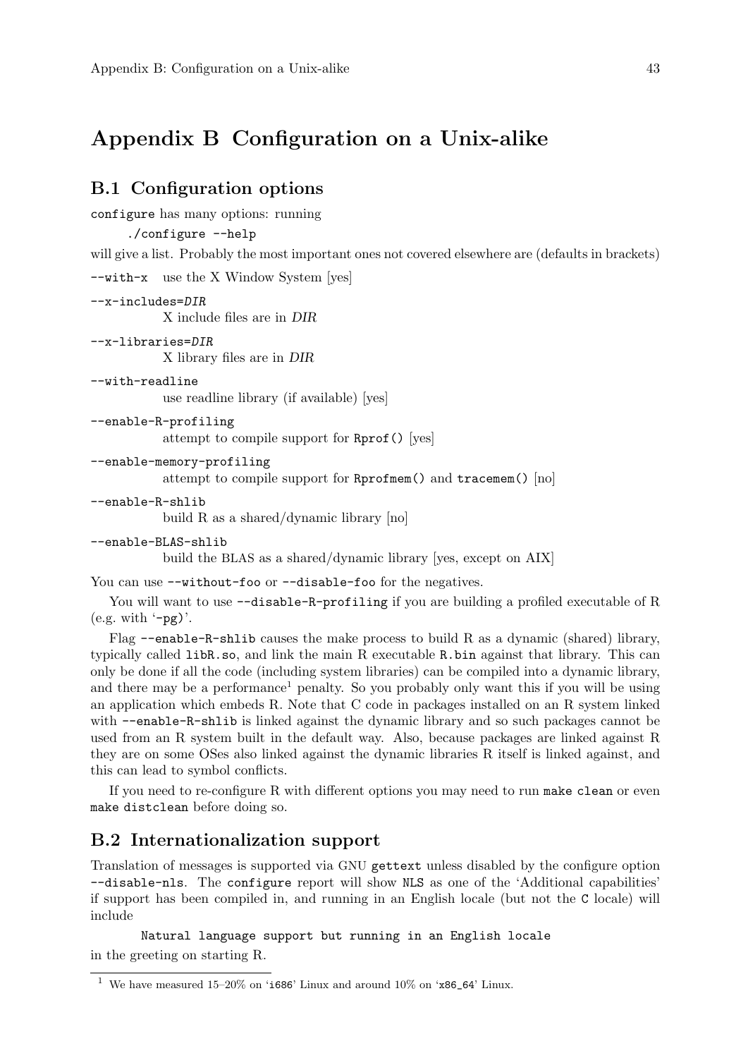# Appendix B Configuration on a Unix-alike

## B.1 Configuration options

`configure` has many options: running

```
./configure --help
```

will give a list. Probably the most important ones not covered elsewhere are (defaults in brackets)

`--with-x`
: use the X Window System [yes]

`--x-includes=DIR`
: X include files are in *DIR*

`--x-libraries=DIR`
: X library files are in *DIR*

`--with-readline`
: use readline library (if available) [yes]

`--enable-R-profiling`
: attempt to compile support for `Rprof()` [yes]

`--enable-memory-profiling`
: attempt to compile support for `Rprofmem()` and `tracemem()` [no]

`--enable-R-shlib`
: build R as a shared/dynamic library [no]

`--enable-BLAS-shlib`
: build the BLAS as a shared/dynamic library [yes, except on AIX]

You can use `--without-foo` or `--disable-foo` for the negatives.

You will want to use `--disable-R-profiling` if you are building a profiled executable of R (e.g. with '`-pg`').

Flag `--enable-R-shlib` causes the make process to build R as a dynamic (shared) library, typically called `libR.so`, and link the main R executable `R.bin` against that library. This can only be done if all the code (including system libraries) can be compiled into a dynamic library, and there may be a performance[1] penalty. So you probably only want this if you will be using an application which embeds R. Note that C code in packages installed on an R system linked with `--enable-R-shlib` is linked against the dynamic library and so such packages cannot be used from an R system built in the default way. Also, because packages are linked against R they are on some OSes also linked against the dynamic libraries R itself is linked against, and this can lead to symbol conflicts.

If you need to re-configure R with different options you may need to run `make clean` or even `make distclean` before doing so.

## B.2 Internationalization support

Translation of messages is supported via GNU `gettext` unless disabled by the configure option `--disable-nls`. The `configure` report will show `NLS` as one of the 'Additional capabilities' if support has been compiled in, and running in an English locale (but not the `C` locale) will include

```
Natural language support but running in an English locale
```

in the greeting on starting R.

---

[1] We have measured 15–20% on '`i686`' Linux and around 10% on '`x86_64`' Linux.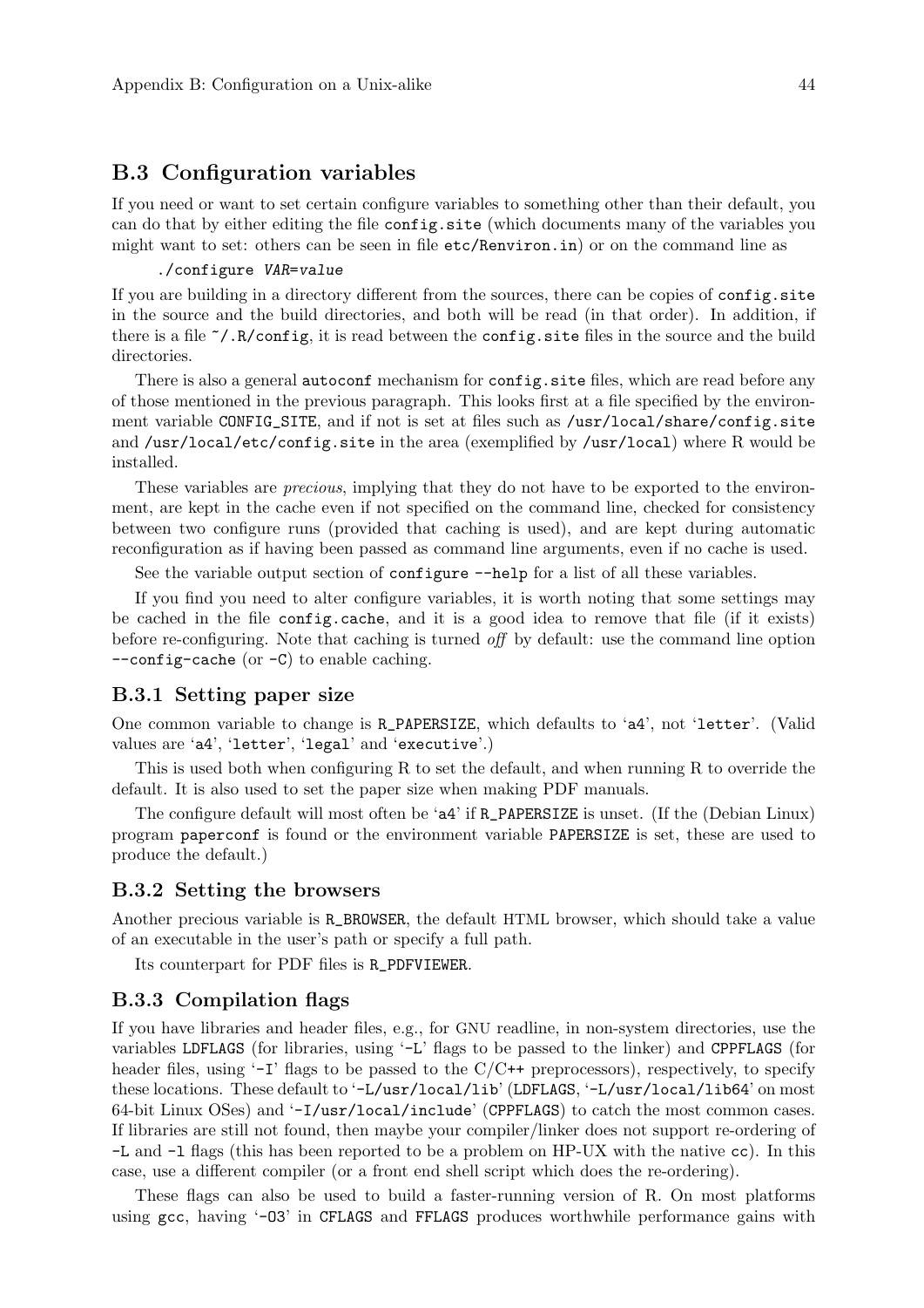## B.3 Configuration variables

If you need or want to set certain configure variables to something other than their default, you can do that by either editing the file `config.site` (which documents many of the variables you might want to set: others can be seen in file `etc/Renviron.in`) or on the command line as

```
./configure VAR=value
```

If you are building in a directory different from the sources, there can be copies of `config.site` in the source and the build directories, and both will be read (in that order). In addition, if there is a file `~/.R/config`, it is read between the `config.site` files in the source and the build directories.

There is also a general `autoconf` mechanism for `config.site` files, which are read before any of those mentioned in the previous paragraph. This looks first at a file specified by the environment variable `CONFIG_SITE`, and if not is set at files such as `/usr/local/share/config.site` and `/usr/local/etc/config.site` in the area (exemplified by `/usr/local`) where R would be installed.

These variables are *precious*, implying that they do not have to be exported to the environment, are kept in the cache even if not specified on the command line, checked for consistency between two configure runs (provided that caching is used), and are kept during automatic reconfiguration as if having been passed as command line arguments, even if no cache is used.

See the variable output section of `configure --help` for a list of all these variables.

If you find you need to alter configure variables, it is worth noting that some settings may be cached in the file `config.cache`, and it is a good idea to remove that file (if it exists) before re-configuring. Note that caching is turned *off* by default: use the command line option `--config-cache` (or `-C`) to enable caching.

### B.3.1 Setting paper size

One common variable to change is `R_PAPERSIZE`, which defaults to '`a4`', not '`letter`'. (Valid values are '`a4`', '`letter`', '`legal`' and '`executive`'.)

This is used both when configuring R to set the default, and when running R to override the default. It is also used to set the paper size when making PDF manuals.

The configure default will most often be '`a4`' if `R_PAPERSIZE` is unset. (If the (Debian Linux) program `paperconf` is found or the environment variable `PAPERSIZE` is set, these are used to produce the default.)

### B.3.2 Setting the browsers

Another precious variable is `R_BROWSER`, the default HTML browser, which should take a value of an executable in the user's path or specify a full path.

Its counterpart for PDF files is `R_PDFVIEWER`.

### B.3.3 Compilation flags

If you have libraries and header files, e.g., for GNU readline, in non-system directories, use the variables `LDFLAGS` (for libraries, using '`-L`' flags to be passed to the linker) and `CPPFLAGS` (for header files, using '`-I`' flags to be passed to the C/C++ preprocessors), respectively, to specify these locations. These default to '`-L/usr/local/lib`' (`LDFLAGS`, '`-L/usr/local/lib64`' on most 64-bit Linux OSes) and '`-I/usr/local/include`' (`CPPFLAGS`) to catch the most common cases. If libraries are still not found, then maybe your compiler/linker does not support re-ordering of `-L` and `-l` flags (this has been reported to be a problem on HP-UX with the native `cc`). In this case, use a different compiler (or a front end shell script which does the re-ordering).

These flags can also be used to build a faster-running version of R. On most platforms using `gcc`, having '`-O3`' in `CFLAGS` and `FFLAGS` produces worthwhile performance gains with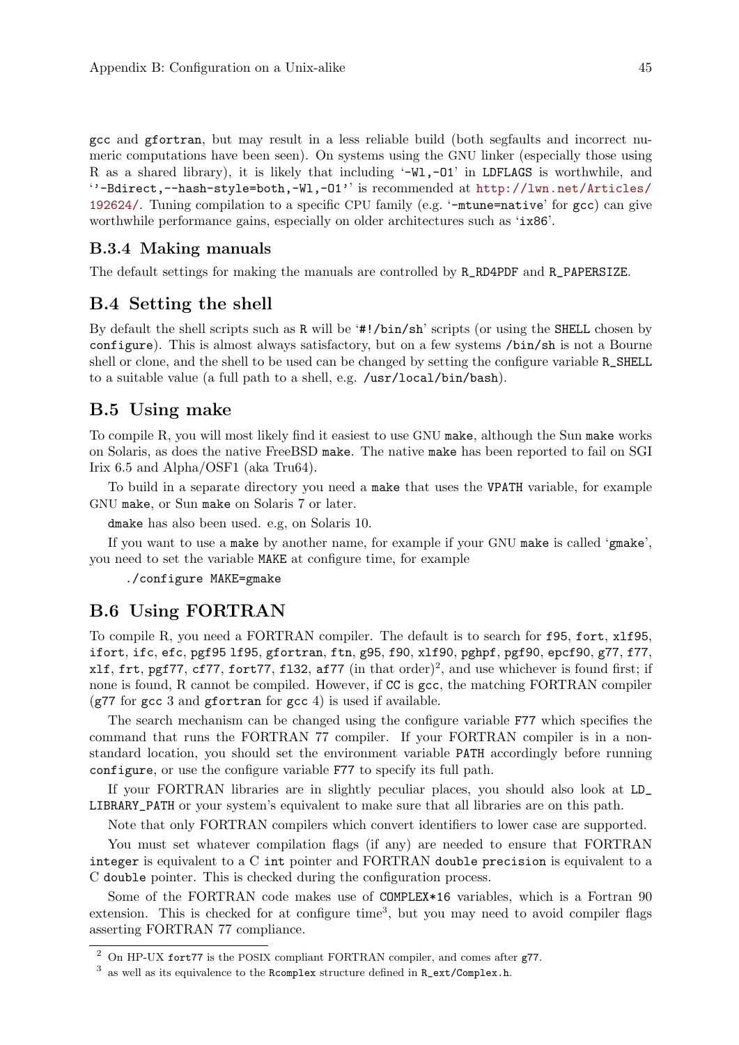gcc and gfortran, but may result in a less reliable build (both segfaults and incorrect numeric computations have been seen). On systems using the GNU linker (especially those using R as a shared library), it is likely that including '-Wl,-O1' in LDFLAGS is worthwhile, and ''-Bdirect,--hash-style=both,-Wl,-O1'' is recommended at http://lwn.net/Articles/192624/. Tuning compilation to a specific CPU family (e.g. '-mtune=native' for gcc) can give worthwhile performance gains, especially on older architectures such as 'ix86'.

### B.3.4 Making manuals

The default settings for making the manuals are controlled by R_RD4PDF and R_PAPERSIZE.

## B.4 Setting the shell

By default the shell scripts such as R will be '#!/bin/sh' scripts (or using the SHELL chosen by configure). This is almost always satisfactory, but on a few systems /bin/sh is not a Bourne shell or clone, and the shell to be used can be changed by setting the configure variable R_SHELL to a suitable value (a full path to a shell, e.g. /usr/local/bin/bash).

## B.5 Using make

To compile R, you will most likely find it easiest to use GNU make, although the Sun make works on Solaris, as does the native FreeBSD make. The native make has been reported to fail on SGI Irix 6.5 and Alpha/OSF1 (aka Tru64).

To build in a separate directory you need a make that uses the VPATH variable, for example GNU make, or Sun make on Solaris 7 or later.

dmake has also been used. e.g, on Solaris 10.

If you want to use a make by another name, for example if your GNU make is called 'gmake', you need to set the variable MAKE at configure time, for example

```
./configure MAKE=gmake
```

## B.6 Using FORTRAN

To compile R, you need a FORTRAN compiler. The default is to search for f95, fort, xlf95, ifort, ifc, efc, pgf95 lf95, gfortran, ftn, g95, f90, xlf90, pghpf, pgf90, epcf90, g77, f77, xlf, frt, pgf77, cf77, fort77, fl32, af77 (in that order)[2], and use whichever is found first; if none is found, R cannot be compiled. However, if CC is gcc, the matching FORTRAN compiler (g77 for gcc 3 and gfortran for gcc 4) is used if available.

The search mechanism can be changed using the configure variable F77 which specifies the command that runs the FORTRAN 77 compiler. If your FORTRAN compiler is in a non-standard location, you should set the environment variable PATH accordingly before running configure, or use the configure variable F77 to specify its full path.

If your FORTRAN libraries are in slightly peculiar places, you should also look at LD_LIBRARY_PATH or your system's equivalent to make sure that all libraries are on this path.

Note that only FORTRAN compilers which convert identifiers to lower case are supported.

You must set whatever compilation flags (if any) are needed to ensure that FORTRAN integer is equivalent to a C int pointer and FORTRAN double precision is equivalent to a C double pointer. This is checked during the configuration process.

Some of the FORTRAN code makes use of COMPLEX*16 variables, which is a Fortran 90 extension. This is checked for at configure time[3], but you may need to avoid compiler flags asserting FORTRAN 77 compliance.

---

[2] On HP-UX fort77 is the POSIX compliant FORTRAN compiler, and comes after g77.

[3] as well as its equivalence to the Rcomplex structure defined in R_ext/Complex.h.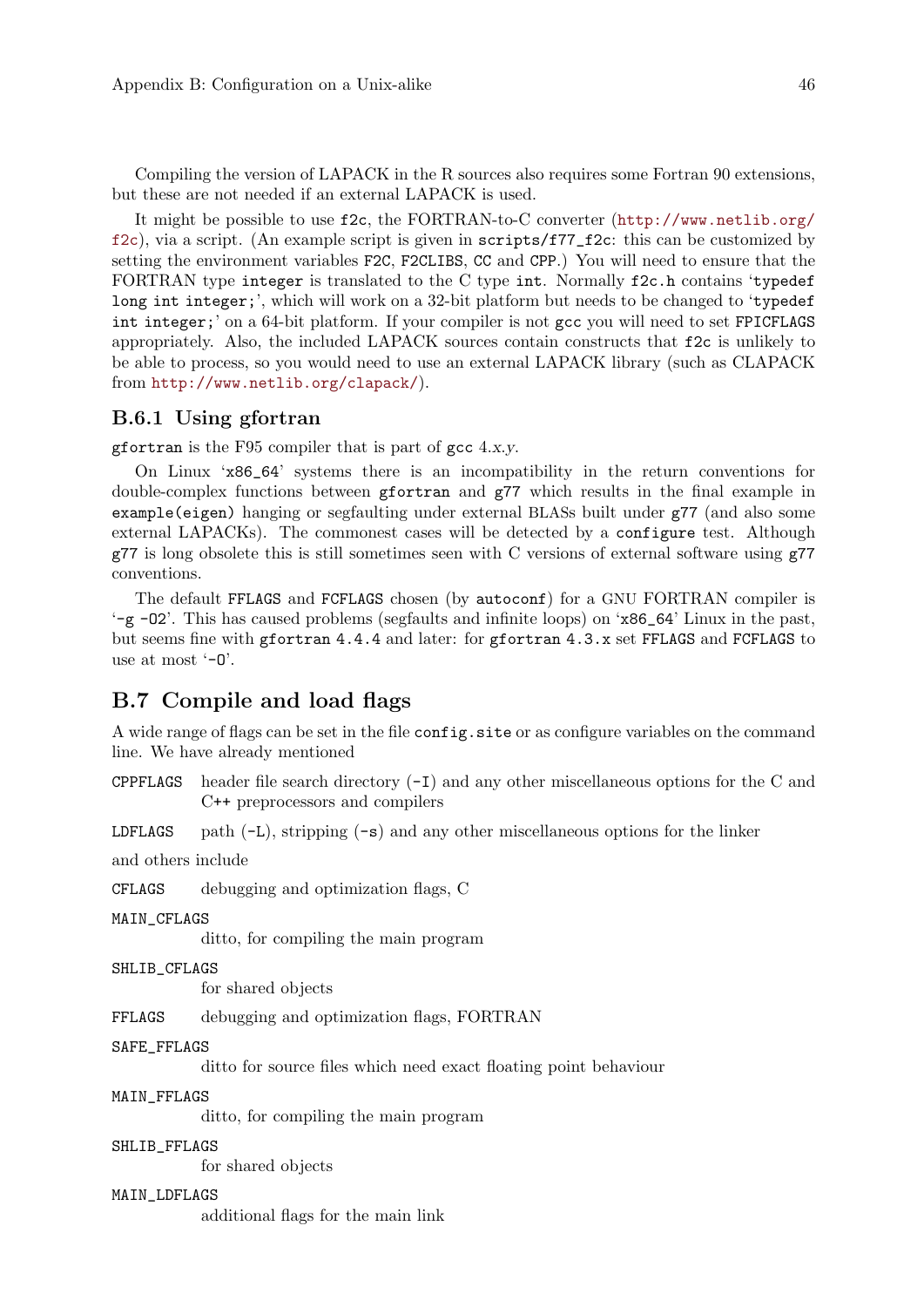Compiling the version of LAPACK in the R sources also requires some Fortran 90 extensions, but these are not needed if an external LAPACK is used.

It might be possible to use `f2c`, the FORTRAN-to-C converter (http://www.netlib.org/f2c), via a script. (An example script is given in `scripts/f77_f2c`: this can be customized by setting the environment variables `F2C`, `F2CLIBS`, `CC` and `CPP`.) You will need to ensure that the FORTRAN type `integer` is translated to the C type `int`. Normally `f2c.h` contains '`typedef long int integer;`', which will work on a 32-bit platform but needs to be changed to '`typedef int integer;`' on a 64-bit platform. If your compiler is not `gcc` you will need to set `FPICFLAGS` appropriately. Also, the included LAPACK sources contain constructs that `f2c` is unlikely to be able to process, so you would need to use an external LAPACK library (such as CLAPACK from http://www.netlib.org/clapack/).

### B.6.1 Using gfortran

`gfortran` is the F95 compiler that is part of `gcc` 4.*x*.*y*.

On Linux '`x86_64`' systems there is an incompatibility in the return conventions for double-complex functions between `gfortran` and `g77` which results in the final example in `example(eigen)` hanging or segfaulting under external BLASs built under `g77` (and also some external LAPACKs). The commonest cases will be detected by a `configure` test. Although `g77` is long obsolete this is still sometimes seen with C versions of external software using `g77` conventions.

The default `FFLAGS` and `FCFLAGS` chosen (by `autoconf`) for a GNU FORTRAN compiler is '`-g -O2`'. This has caused problems (segfaults and infinite loops) on '`x86_64`' Linux in the past, but seems fine with `gfortran 4.4.4` and later: for `gfortran 4.3.x` set `FFLAGS` and `FCFLAGS` to use at most '`-O`'.

## B.7 Compile and load flags

A wide range of flags can be set in the file `config.site` or as configure variables on the command line. We have already mentioned

`CPPFLAGS`
: header file search directory (`-I`) and any other miscellaneous options for the C and C++ preprocessors and compilers

`LDFLAGS`
: path (`-L`), stripping (`-s`) and any other miscellaneous options for the linker

and others include

`CFLAGS`
: debugging and optimization flags, C

`MAIN_CFLAGS`
: ditto, for compiling the main program

`SHLIB_CFLAGS`
: for shared objects

`FFLAGS`
: debugging and optimization flags, FORTRAN

`SAFE_FFLAGS`
: ditto for source files which need exact floating point behaviour

`MAIN_FFLAGS`
: ditto, for compiling the main program

`SHLIB_FFLAGS`
: for shared objects

`MAIN_LDFLAGS`
: additional flags for the main link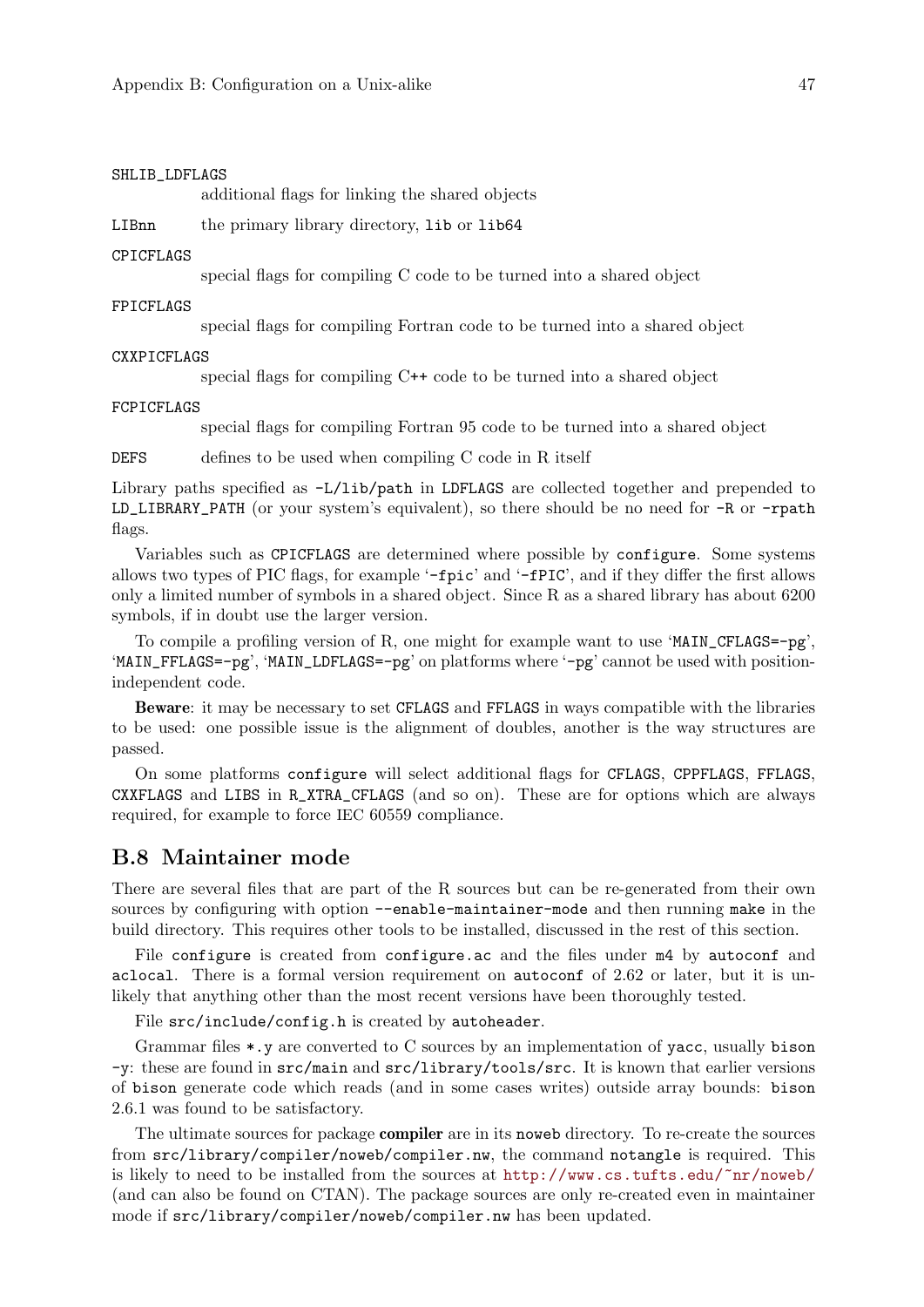`SHLIB_LDFLAGS`
: additional flags for linking the shared objects

`LIBnn`
: the primary library directory, `lib` or `lib64`

`CPICFLAGS`
: special flags for compiling C code to be turned into a shared object

`FPICFLAGS`
: special flags for compiling Fortran code to be turned into a shared object

`CXXPICFLAGS`
: special flags for compiling C++ code to be turned into a shared object

`FCPICFLAGS`
: special flags for compiling Fortran 95 code to be turned into a shared object

`DEFS`
: defines to be used when compiling C code in R itself

Library paths specified as `-L/lib/path` in `LDFLAGS` are collected together and prepended to `LD_LIBRARY_PATH` (or your system's equivalent), so there should be no need for `-R` or `-rpath` flags.

Variables such as `CPICFLAGS` are determined where possible by `configure`. Some systems allows two types of PIC flags, for example '`-fpic`' and '`-fPIC`', and if they differ the first allows only a limited number of symbols in a shared object. Since R as a shared library has about 6200 symbols, if in doubt use the larger version.

To compile a profiling version of R, one might for example want to use '`MAIN_CFLAGS=-pg`', '`MAIN_FFLAGS=-pg`', '`MAIN_LDFLAGS=-pg`' on platforms where '`-pg`' cannot be used with position-independent code.

**Beware**: it may be necessary to set `CFLAGS` and `FFLAGS` in ways compatible with the libraries to be used: one possible issue is the alignment of doubles, another is the way structures are passed.

On some platforms `configure` will select additional flags for `CFLAGS`, `CPPFLAGS`, `FFLAGS`, `CXXFLAGS` and `LIBS` in `R_XTRA_CFLAGS` (and so on). These are for options which are always required, for example to force IEC 60559 compliance.

## B.8 Maintainer mode

There are several files that are part of the R sources but can be re-generated from their own sources by configuring with option `--enable-maintainer-mode` and then running `make` in the build directory. This requires other tools to be installed, discussed in the rest of this section.

File `configure` is created from `configure.ac` and the files under `m4` by `autoconf` and `aclocal`. There is a formal version requirement on `autoconf` of 2.62 or later, but it is unlikely that anything other than the most recent versions have been thoroughly tested.

File `src/include/config.h` is created by `autoheader`.

Grammar files `*.y` are converted to C sources by an implementation of `yacc`, usually `bison -y`: these are found in `src/main` and `src/library/tools/src`. It is known that earlier versions of `bison` generate code which reads (and in some cases writes) outside array bounds: `bison` 2.6.1 was found to be satisfactory.

The ultimate sources for package **compiler** are in its `noweb` directory. To re-create the sources from `src/library/compiler/noweb/compiler.nw`, the command `notangle` is required. This is likely to need to be installed from the sources at http://www.cs.tufts.edu/~nr/noweb/ (and can also be found on CTAN). The package sources are only re-created even in maintainer mode if `src/library/compiler/noweb/compiler.nw` has been updated.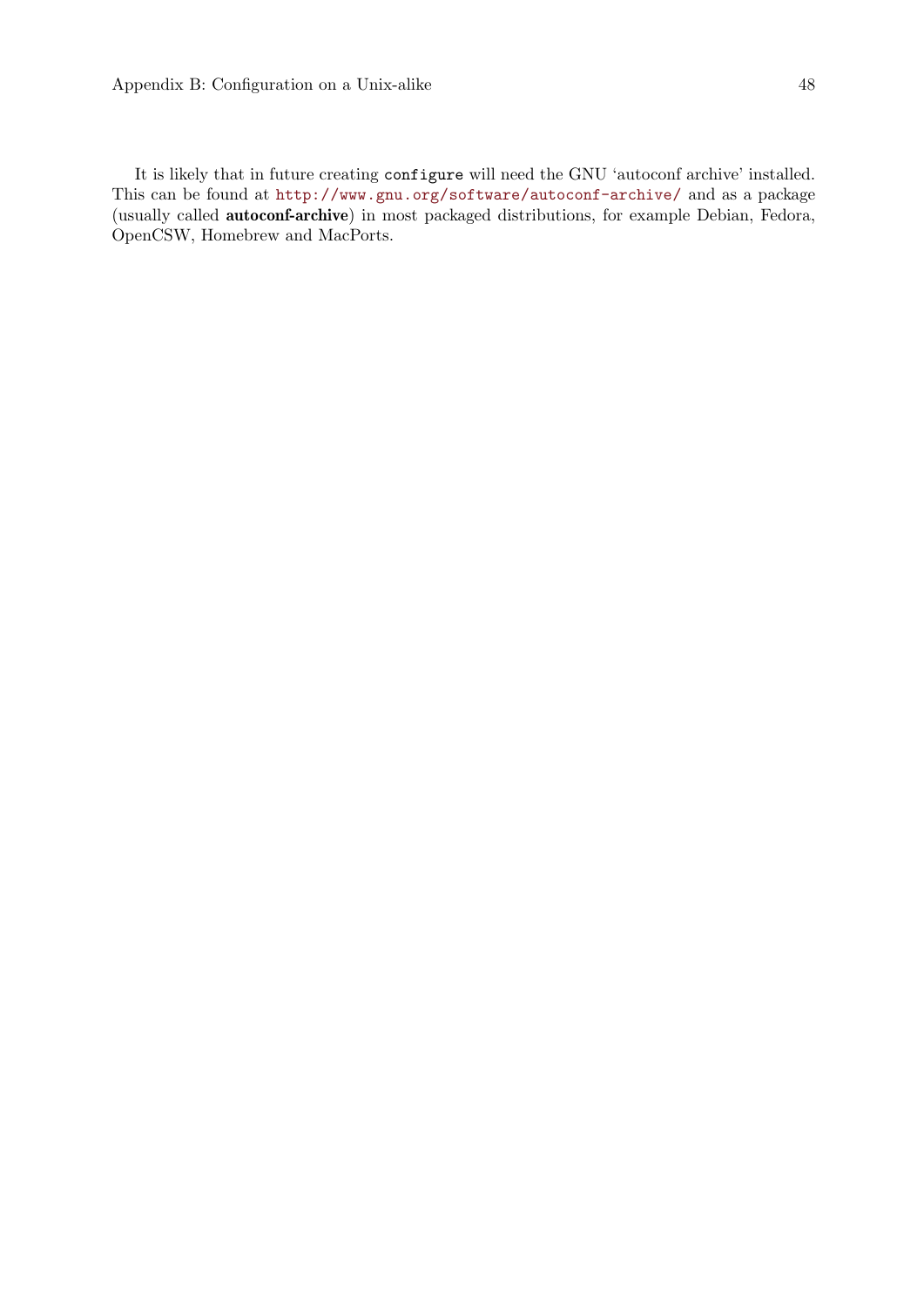It is likely that in future creating `configure` will need the GNU 'autoconf archive' installed. This can be found at http://www.gnu.org/software/autoconf-archive/ and as a package (usually called **autoconf-archive**) in most packaged distributions, for example Debian, Fedora, OpenCSW, Homebrew and MacPorts.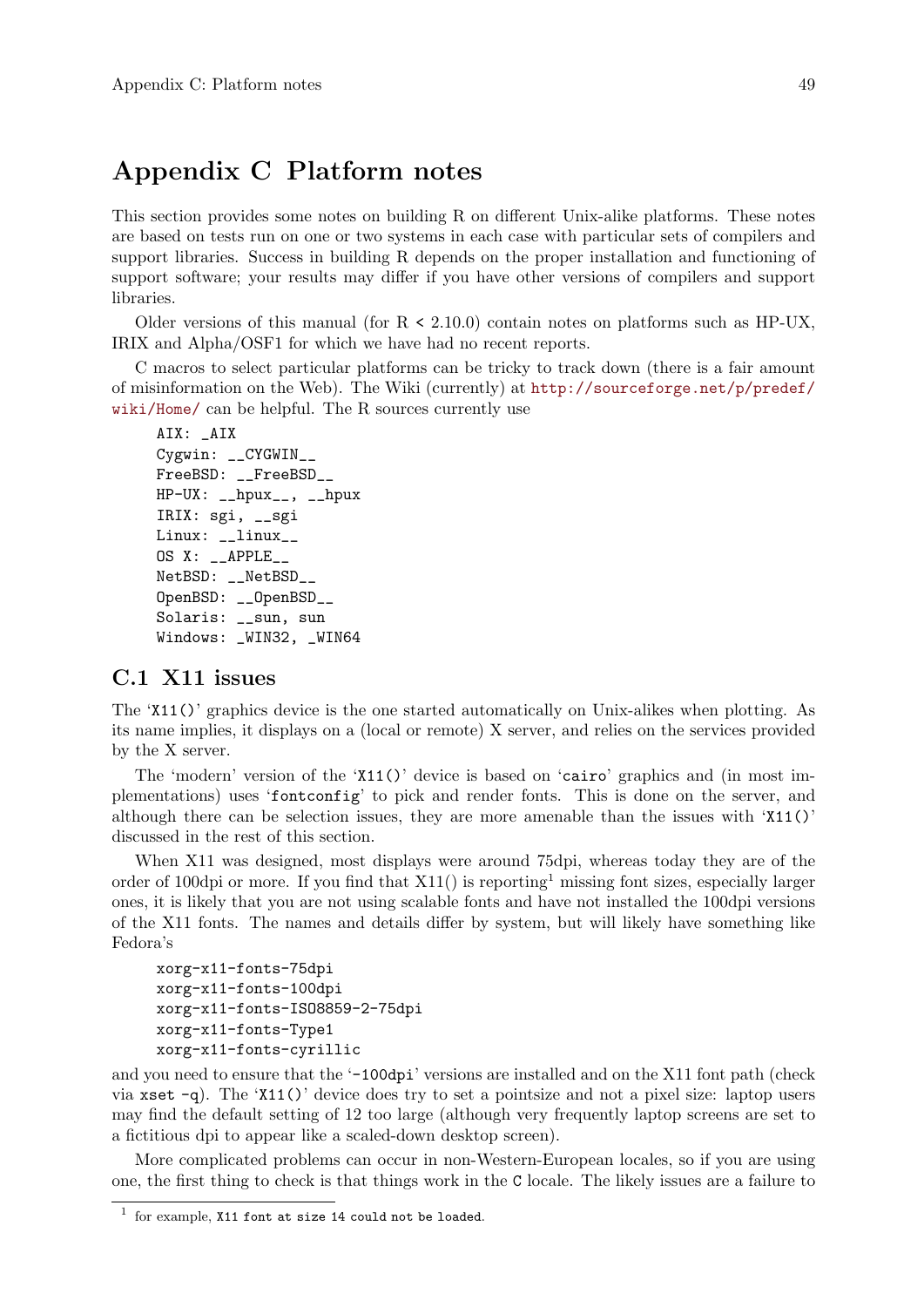# Appendix C Platform notes

This section provides some notes on building R on different Unix-alike platforms. These notes are based on tests run on one or two systems in each case with particular sets of compilers and support libraries. Success in building R depends on the proper installation and functioning of support software; your results may differ if you have other versions of compilers and support libraries.

Older versions of this manual (for R < 2.10.0) contain notes on platforms such as HP-UX, IRIX and Alpha/OSF1 for which we have had no recent reports.

C macros to select particular platforms can be tricky to track down (there is a fair amount of misinformation on the Web). The Wiki (currently) at http://sourceforge.net/p/predef/wiki/Home/ can be helpful. The R sources currently use

```
AIX: _AIX
Cygwin: __CYGWIN__
FreeBSD: __FreeBSD__
HP-UX: __hpux__, __hpux
IRIX: sgi, __sgi
Linux: __linux__
OS X: __APPLE__
NetBSD: __NetBSD__
OpenBSD: __OpenBSD__
Solaris: __sun, sun
Windows: _WIN32, _WIN64
```

## C.1 X11 issues

The '`X11()`' graphics device is the one started automatically on Unix-alikes when plotting. As its name implies, it displays on a (local or remote) X server, and relies on the services provided by the X server.

The 'modern' version of the '`X11()`' device is based on '`cairo`' graphics and (in most implementations) uses '`fontconfig`' to pick and render fonts. This is done on the server, and although there can be selection issues, they are more amenable than the issues with '`X11()`' discussed in the rest of this section.

When X11 was designed, most displays were around 75dpi, whereas today they are of the order of 100dpi or more. If you find that X11() is reporting[1] missing font sizes, especially larger ones, it is likely that you are not using scalable fonts and have not installed the 100dpi versions of the X11 fonts. The names and details differ by system, but will likely have something like Fedora's

```
xorg-x11-fonts-75dpi
xorg-x11-fonts-100dpi
xorg-x11-fonts-ISO8859-2-75dpi
xorg-x11-fonts-Type1
xorg-x11-fonts-cyrillic
```

and you need to ensure that the '`-100dpi`' versions are installed and on the X11 font path (check via `xset -q`). The '`X11()`' device does try to set a pointsize and not a pixel size: laptop users may find the default setting of 12 too large (although very frequently laptop screens are set to a fictitious dpi to appear like a scaled-down desktop screen).

More complicated problems can occur in non-Western-European locales, so if you are using one, the first thing to check is that things work in the `C` locale. The likely issues are a failure to

[1] for example, `X11 font at size 14 could not be loaded`.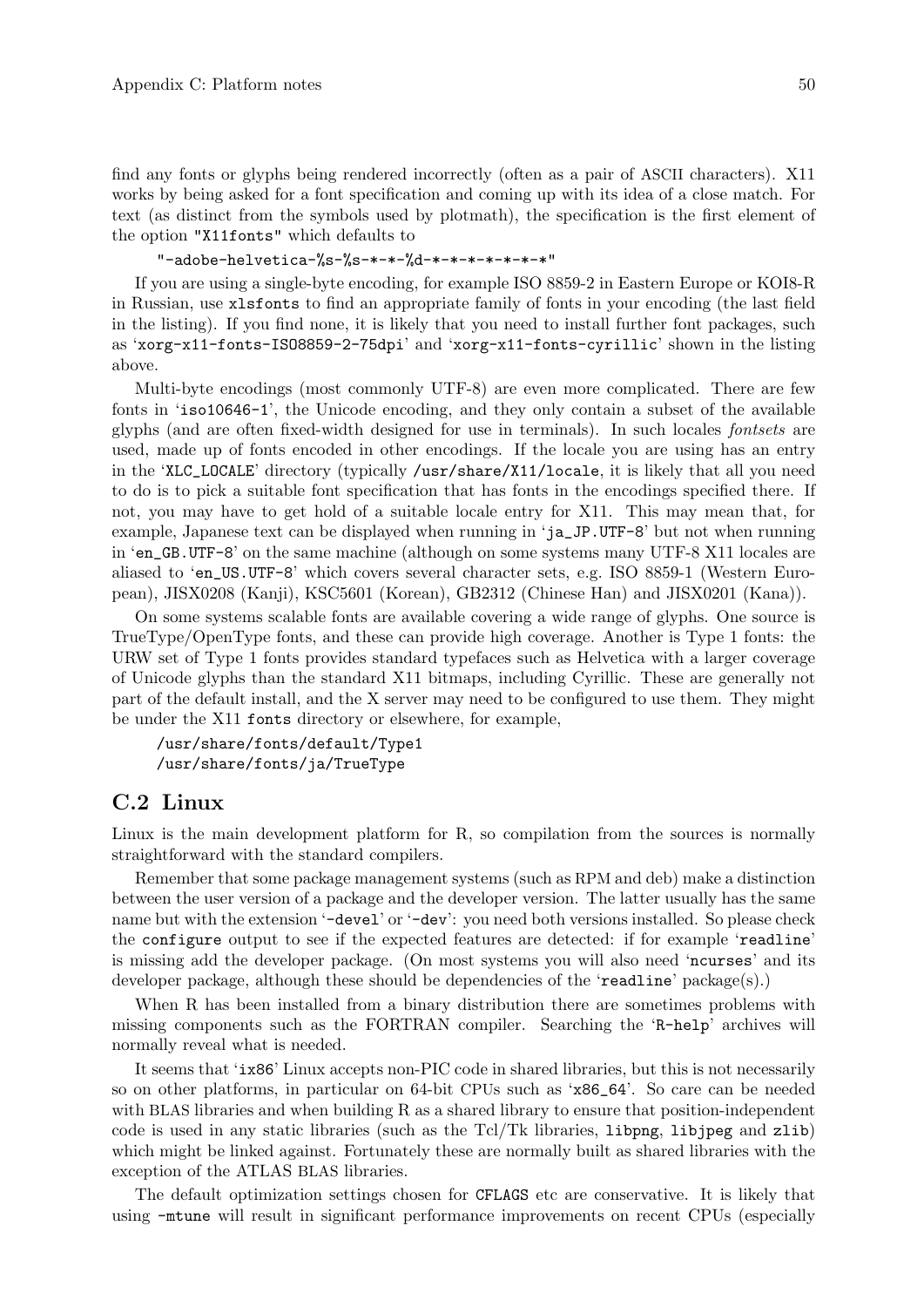find any fonts or glyphs being rendered incorrectly (often as a pair of ASCII characters). X11 works by being asked for a font specification and coming up with its idea of a close match. For text (as distinct from the symbols used by plotmath), the specification is the first element of the option "X11fonts" which defaults to

```
"-adobe-helvetica-%s-%s-*-*-%d-*-*-*-*-*-*-*"
```

If you are using a single-byte encoding, for example ISO 8859-2 in Eastern Europe or KOI8-R in Russian, use `xlsfonts` to find an appropriate family of fonts in your encoding (the last field in the listing). If you find none, it is likely that you need to install further font packages, such as 'xorg-x11-fonts-ISO8859-2-75dpi' and 'xorg-x11-fonts-cyrillic' shown in the listing above.

Multi-byte encodings (most commonly UTF-8) are even more complicated. There are few fonts in 'iso10646-1', the Unicode encoding, and they only contain a subset of the available glyphs (and are often fixed-width designed for use in terminals). In such locales *fontsets* are used, made up of fonts encoded in other encodings. If the locale you are using has an entry in the 'XLC_LOCALE' directory (typically `/usr/share/X11/locale`, it is likely that all you need to do is to pick a suitable font specification that has fonts in the encodings specified there. If not, you may have to get hold of a suitable locale entry for X11. This may mean that, for example, Japanese text can be displayed when running in 'ja_JP.UTF-8' but not when running in 'en_GB.UTF-8' on the same machine (although on some systems many UTF-8 X11 locales are aliased to 'en_US.UTF-8' which covers several character sets, e.g. ISO 8859-1 (Western European), JISX0208 (Kanji), KSC5601 (Korean), GB2312 (Chinese Han) and JISX0201 (Kana)).

On some systems scalable fonts are available covering a wide range of glyphs. One source is TrueType/OpenType fonts, and these can provide high coverage. Another is Type 1 fonts: the URW set of Type 1 fonts provides standard typefaces such as Helvetica with a larger coverage of Unicode glyphs than the standard X11 bitmaps, including Cyrillic. These are generally not part of the default install, and the X server may need to be configured to use them. They might be under the X11 `fonts` directory or elsewhere, for example,

```
/usr/share/fonts/default/Type1
/usr/share/fonts/ja/TrueType
```

## C.2 Linux

Linux is the main development platform for R, so compilation from the sources is normally straightforward with the standard compilers.

Remember that some package management systems (such as RPM and deb) make a distinction between the user version of a package and the developer version. The latter usually has the same name but with the extension '-devel' or '-dev': you need both versions installed. So please check the `configure` output to see if the expected features are detected: if for example 'readline' is missing add the developer package. (On most systems you will also need 'ncurses' and its developer package, although these should be dependencies of the 'readline' package(s).)

When R has been installed from a binary distribution there are sometimes problems with missing components such as the FORTRAN compiler. Searching the 'R-help' archives will normally reveal what is needed.

It seems that 'ix86' Linux accepts non-PIC code in shared libraries, but this is not necessarily so on other platforms, in particular on 64-bit CPUs such as 'x86_64'. So care can be needed with BLAS libraries and when building R as a shared library to ensure that position-independent code is used in any static libraries (such as the Tcl/Tk libraries, `libpng`, `libjpeg` and `zlib`) which might be linked against. Fortunately these are normally built as shared libraries with the exception of the ATLAS BLAS libraries.

The default optimization settings chosen for `CFLAGS` etc are conservative. It is likely that using `-mtune` will result in significant performance improvements on recent CPUs (especially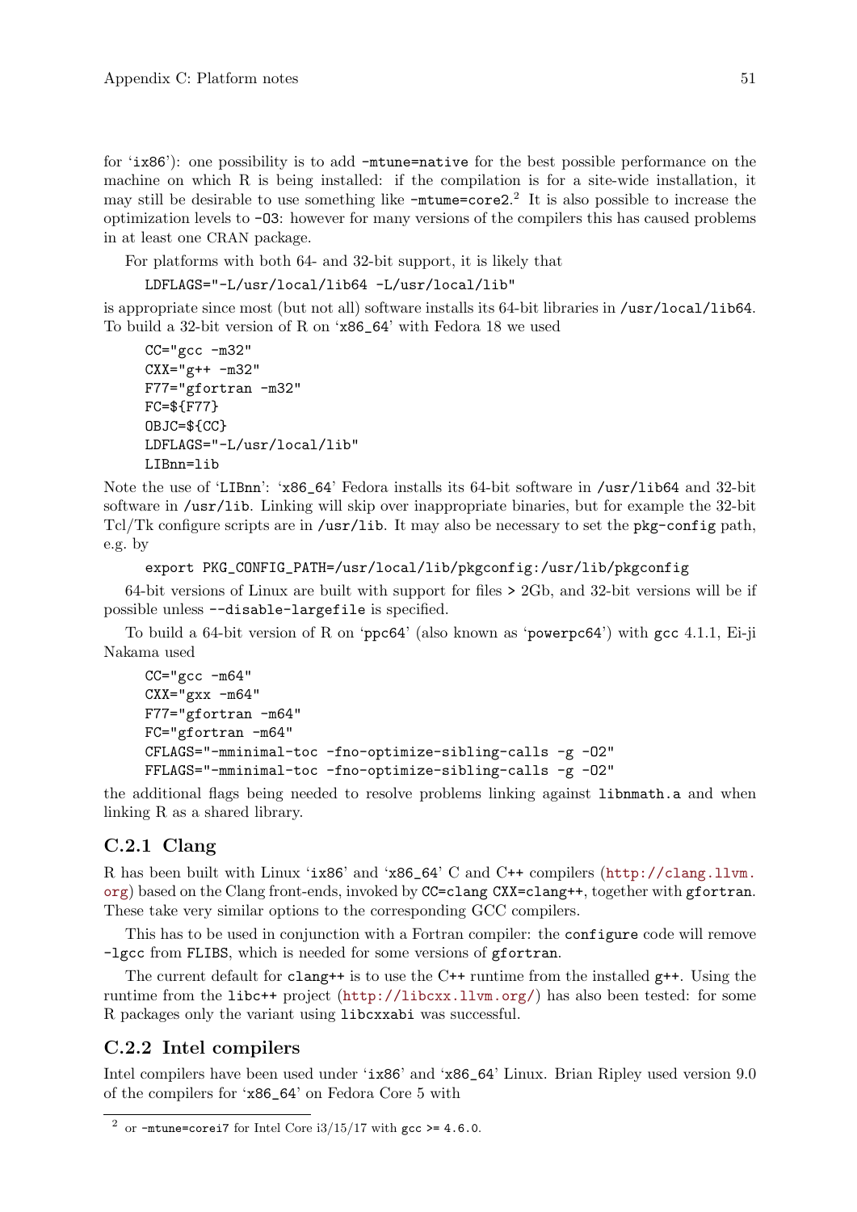for 'ix86'): one possibility is to add -mtune=native for the best possible performance on the machine on which R is being installed: if the compilation is for a site-wide installation, it may still be desirable to use something like -mtune=core2.[2] It is also possible to increase the optimization levels to -O3: however for many versions of the compilers this has caused problems in at least one CRAN package.

For platforms with both 64- and 32-bit support, it is likely that

```
LDFLAGS="-L/usr/local/lib64 -L/usr/local/lib"
```

is appropriate since most (but not all) software installs its 64-bit libraries in /usr/local/lib64. To build a 32-bit version of R on 'x86_64' with Fedora 18 we used

```
CC="gcc -m32"
CXX="g++ -m32"
F77="gfortran -m32"
FC=${F77}
OBJC=${CC}
LDFLAGS="-L/usr/local/lib"
LIBnn=lib
```

Note the use of 'LIBnn': 'x86_64' Fedora installs its 64-bit software in /usr/lib64 and 32-bit software in /usr/lib. Linking will skip over inappropriate binaries, but for example the 32-bit Tcl/Tk configure scripts are in /usr/lib. It may also be necessary to set the pkg-config path, e.g. by

```
export PKG_CONFIG_PATH=/usr/local/lib/pkgconfig:/usr/lib/pkgconfig
```

64-bit versions of Linux are built with support for files > 2Gb, and 32-bit versions will be if possible unless --disable-largefile is specified.

To build a 64-bit version of R on 'ppc64' (also known as 'powerpc64') with gcc 4.1.1, Ei-ji Nakama used

```
CC="gcc -m64"
CXX="gxx -m64"
F77="gfortran -m64"
FC="gfortran -m64"
CFLAGS="-mminimal-toc -fno-optimize-sibling-calls -g -O2"
FFLAGS="-mminimal-toc -fno-optimize-sibling-calls -g -O2"
```

the additional flags being needed to resolve problems linking against libnmath.a and when linking R as a shared library.

### C.2.1 Clang

R has been built with Linux 'ix86' and 'x86_64' C and C++ compilers (http://clang.llvm.org) based on the Clang front-ends, invoked by CC=clang CXX=clang++, together with gfortran. These take very similar options to the corresponding GCC compilers.

This has to be used in conjunction with a Fortran compiler: the configure code will remove -lgcc from FLIBS, which is needed for some versions of gfortran.

The current default for clang++ is to use the C++ runtime from the installed g++. Using the runtime from the libc++ project (http://libcxx.llvm.org/) has also been tested: for some R packages only the variant using libcxxabi was successful.

### C.2.2 Intel compilers

Intel compilers have been used under 'ix86' and 'x86_64' Linux. Brian Ripley used version 9.0 of the compilers for 'x86_64' on Fedora Core 5 with

---

[2] or -mtune=corei7 for Intel Core i3/i5/i7 with gcc >= 4.6.0.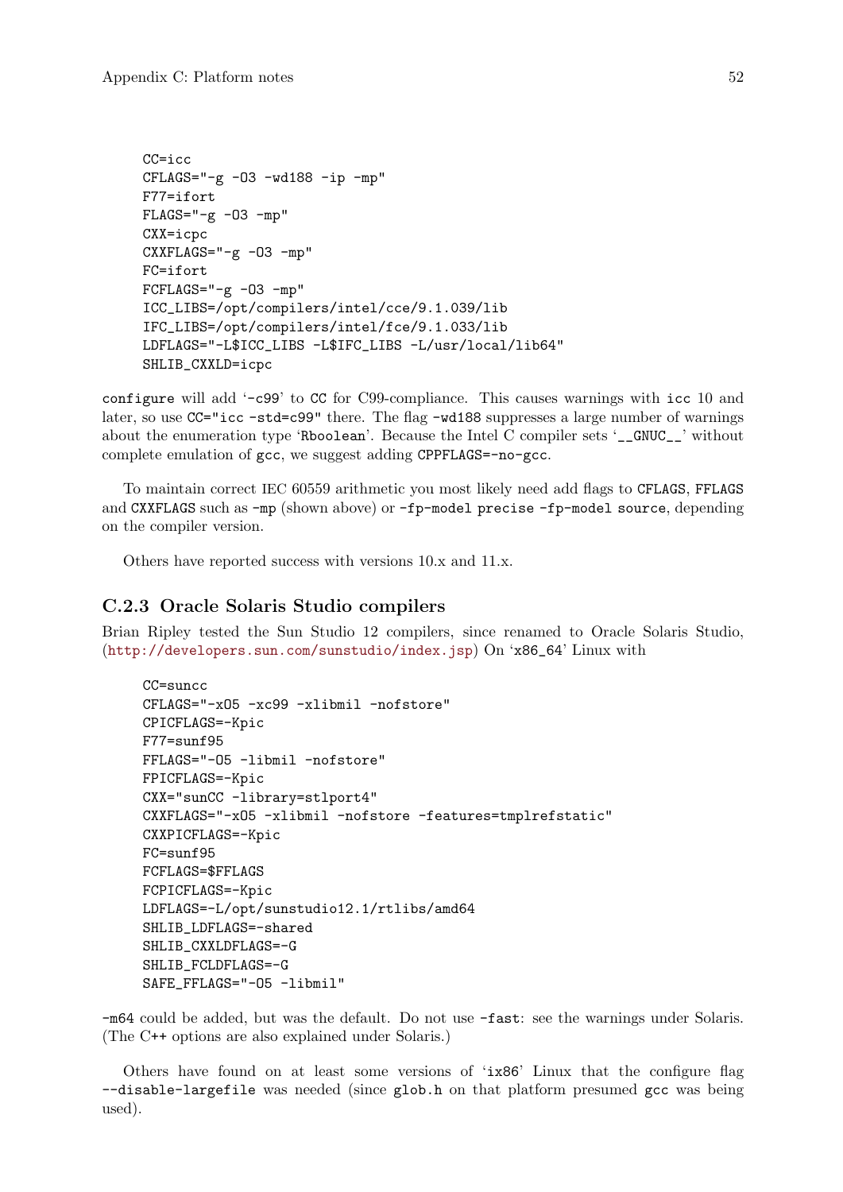```
CC=icc
CFLAGS="-g -O3 -wd188 -ip -mp"
F77=ifort
FLAGS="-g -O3 -mp"
CXX=icpc
CXXFLAGS="-g -O3 -mp"
FC=ifort
FCFLAGS="-g -O3 -mp"
ICC_LIBS=/opt/compilers/intel/cce/9.1.039/lib
IFC_LIBS=/opt/compilers/intel/fce/9.1.033/lib
LDFLAGS="-L$ICC_LIBS -L$IFC_LIBS -L/usr/local/lib64"
SHLIB_CXXLD=icpc
```

`configure` will add '`-c99`' to `CC` for C99-compliance. This causes warnings with `icc` 10 and later, so use `CC="icc -std=c99"` there. The flag `-wd188` suppresses a large number of warnings about the enumeration type '`Rboolean`'. Because the Intel C compiler sets '`__GNUC__`' without complete emulation of `gcc`, we suggest adding `CPPFLAGS=-no-gcc`.

To maintain correct IEC 60559 arithmetic you most likely need add flags to `CFLAGS`, `FFLAGS` and `CXXFLAGS` such as `-mp` (shown above) or `-fp-model precise -fp-model source`, depending on the compiler version.

Others have reported success with versions 10.x and 11.x.

### C.2.3 Oracle Solaris Studio compilers

Brian Ripley tested the Sun Studio 12 compilers, since renamed to Oracle Solaris Studio, (http://developers.sun.com/sunstudio/index.jsp) On '`x86_64`' Linux with

```
CC=suncc
CFLAGS="-xO5 -xc99 -xlibmil -nofstore"
CPICFLAGS=-Kpic
F77=sunf95
FFLAGS="-O5 -libmil -nofstore"
FPICFLAGS=-Kpic
CXX="sunCC -library=stlport4"
CXXFLAGS="-xO5 -xlibmil -nofstore -features=tmplrefstatic"
CXXPICFLAGS=-Kpic
FC=sunf95
FCFLAGS=$FFLAGS
FCPICFLAGS=-Kpic
LDFLAGS=-L/opt/sunstudio12.1/rtlibs/amd64
SHLIB_LDFLAGS=-shared
SHLIB_CXXLDFLAGS=-G
SHLIB_FCLDFLAGS=-G
SAFE_FFLAGS="-O5 -libmil"
```

`-m64` could be added, but was the default. Do not use `-fast`: see the warnings under Solaris. (The C++ options are also explained under Solaris.)

Others have found on at least some versions of '`ix86`' Linux that the configure flag `--disable-largefile` was needed (since `glob.h` on that platform presumed `gcc` was being used).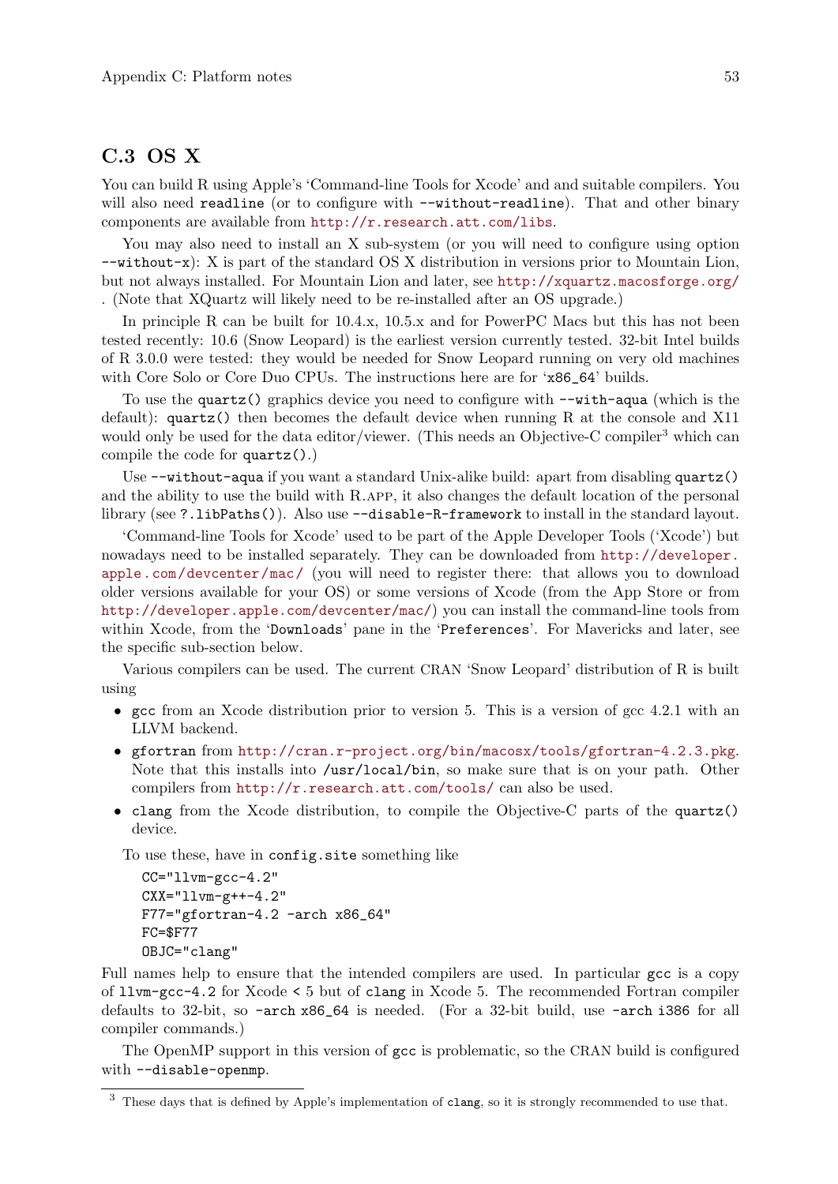## C.3 OS X

You can build R using Apple's 'Command-line Tools for Xcode' and and suitable compilers. You will also need `readline` (or to configure with `--without-readline`). That and other binary components are available from http://r.research.att.com/libs.

You may also need to install an X sub-system (or you will need to configure using option `--without-x`): X is part of the standard OS X distribution in versions prior to Mountain Lion, but not always installed. For Mountain Lion and later, see http://xquartz.macosforge.org/ . (Note that XQuartz will likely need to be re-installed after an OS upgrade.)

In principle R can be built for 10.4.x, 10.5.x and for PowerPC Macs but this has not been tested recently: 10.6 (Snow Leopard) is the earliest version currently tested. 32-bit Intel builds of R 3.0.0 were tested: they would be needed for Snow Leopard running on very old machines with Core Solo or Core Duo CPUs. The instructions here are for '`x86_64`' builds.

To use the `quartz()` graphics device you need to configure with `--with-aqua` (which is the default): `quartz()` then becomes the default device when running R at the console and X11 would only be used for the data editor/viewer. (This needs an Objective-C compiler[3] which can compile the code for `quartz()`.)

Use `--without-aqua` if you want a standard Unix-alike build: apart from disabling `quartz()` and the ability to use the build with R.APP, it also changes the default location of the personal library (see `?.libPaths()`). Also use `--disable-R-framework` to install in the standard layout.

'Command-line Tools for Xcode' used to be part of the Apple Developer Tools ('Xcode') but nowadays need to be installed separately. They can be downloaded from http://developer.apple.com/devcenter/mac/ (you will need to register there: that allows you to download older versions available for your OS) or some versions of Xcode (from the App Store or from http://developer.apple.com/devcenter/mac/) you can install the command-line tools from within Xcode, from the '`Downloads`' pane in the '`Preferences`'. For Mavericks and later, see the specific sub-section below.

Various compilers can be used. The current CRAN 'Snow Leopard' distribution of R is built using

- `gcc` from an Xcode distribution prior to version 5. This is a version of gcc 4.2.1 with an LLVM backend.
- `gfortran` from http://cran.r-project.org/bin/macosx/tools/gfortran-4.2.3.pkg. Note that this installs into `/usr/local/bin`, so make sure that is on your path. Other compilers from http://r.research.att.com/tools/ can also be used.
- `clang` from the Xcode distribution, to compile the Objective-C parts of the `quartz()` device.

To use these, have in `config.site` something like

```
CC="llvm-gcc-4.2"
CXX="llvm-g++-4.2"
F77="gfortran-4.2 -arch x86_64"
FC=$F77
OBJC="clang"
```

Full names help to ensure that the intended compilers are used. In particular `gcc` is a copy of `llvm-gcc-4.2` for Xcode < 5 but of `clang` in Xcode 5. The recommended Fortran compiler defaults to 32-bit, so `-arch x86_64` is needed. (For a 32-bit build, use `-arch i386` for all compiler commands.)

The OpenMP support in this version of `gcc` is problematic, so the CRAN build is configured with `--disable-openmp`.

[3] These days that is defined by Apple's implementation of `clang`, so it is strongly recommended to use that.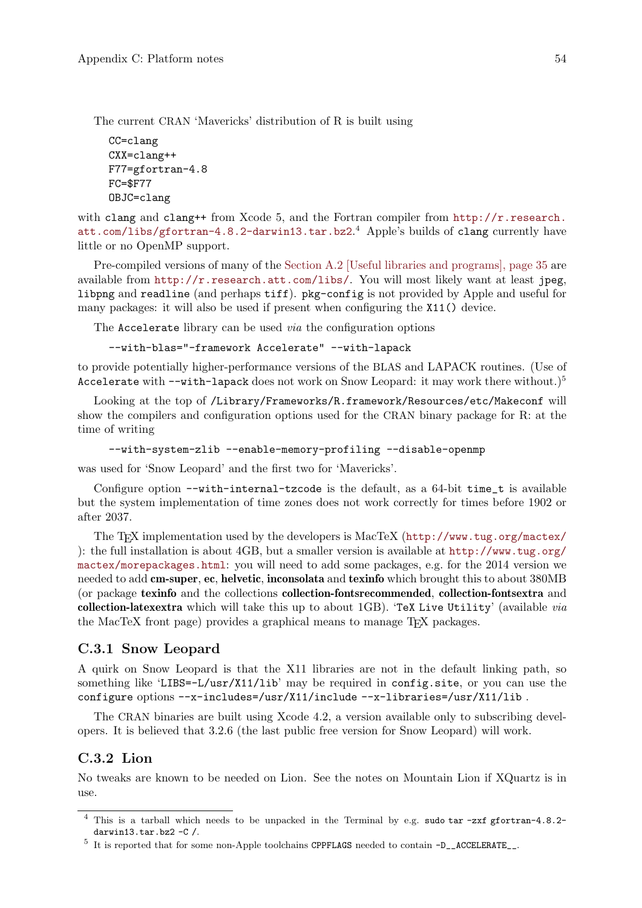The current CRAN 'Mavericks' distribution of R is built using

```
CC=clang
CXX=clang++
F77=gfortran-4.8
FC=$F77
OBJC=clang
```

with `clang` and `clang++` from Xcode 5, and the Fortran compiler from http://r.research.att.com/libs/gfortran-4.8.2-darwin13.tar.bz2.[4] Apple's builds of `clang` currently have little or no OpenMP support.

Pre-compiled versions of many of the Section A.2 [Useful libraries and programs], page 35 are available from http://r.research.att.com/libs/. You will most likely want at least `jpeg`, `libpng` and `readline` (and perhaps `tiff`). `pkg-config` is not provided by Apple and useful for many packages: it will also be used if present when configuring the `X11()` device.

The `Accelerate` library can be used *via* the configuration options

```
--with-blas="-framework Accelerate" --with-lapack
```

to provide potentially higher-performance versions of the BLAS and LAPACK routines. (Use of `Accelerate` with `--with-lapack` does not work on Snow Leopard: it may work there without.)[5]

Looking at the top of `/Library/Frameworks/R.framework/Resources/etc/Makeconf` will show the compilers and configuration options used for the CRAN binary package for R: at the time of writing

```
--with-system-zlib --enable-memory-profiling --disable-openmp
```

was used for 'Snow Leopard' and the first two for 'Mavericks'.

Configure option `--with-internal-tzcode` is the default, as a 64-bit `time_t` is available but the system implementation of time zones does not work correctly for times before 1902 or after 2037.

The TeX implementation used by the developers is MacTeX (http://www.tug.org/mactex/): the full installation is about 4GB, but a smaller version is available at http://www.tug.org/mactex/morepackages.html: you will need to add some packages, e.g. for the 2014 version we needed to add **cm-super**, **ec**, **helvetic**, **inconsolata** and **texinfo** which brought this to about 380MB (or package **texinfo** and the collections **collection-fontsrecommended**, **collection-fontsextra** and **collection-latexextra** which will take this up to about 1GB). '`TeX Live Utility`' (available *via* the MacTeX front page) provides a graphical means to manage TeX packages.

### C.3.1 Snow Leopard

A quirk on Snow Leopard is that the X11 libraries are not in the default linking path, so something like '`LIBS=-L/usr/X11/lib`' may be required in `config.site`, or you can use the `configure` options `--x-includes=/usr/X11/include --x-libraries=/usr/X11/lib` .

The CRAN binaries are built using Xcode 4.2, a version available only to subscribing developers. It is believed that 3.2.6 (the last public free version for Snow Leopard) will work.

### C.3.2 Lion

No tweaks are known to be needed on Lion. See the notes on Mountain Lion if XQuartz is in use.

---

[4] This is a tarball which needs to be unpacked in the Terminal by e.g. `sudo tar -zxf gfortran-4.8.2-darwin13.tar.bz2 -C /`.

[5] It is reported that for some non-Apple toolchains `CPPFLAGS` needed to contain `-D__ACCELERATE__`.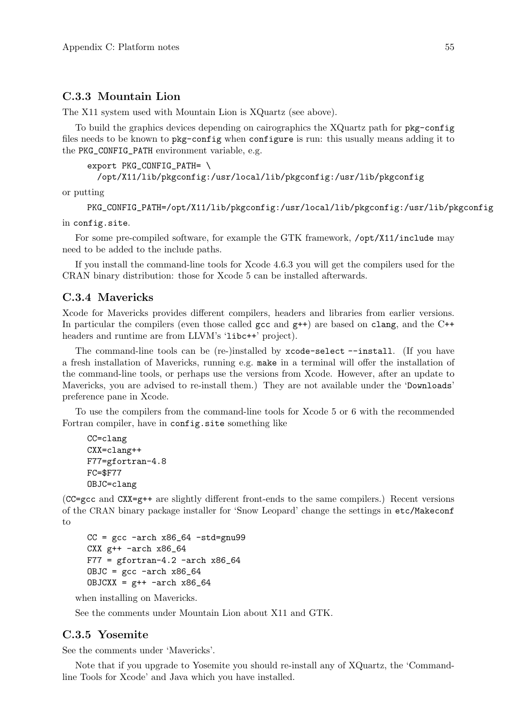### C.3.3 Mountain Lion

The X11 system used with Mountain Lion is XQuartz (see above).

To build the graphics devices depending on cairographics the XQuartz path for `pkg-config` files needs to be known to `pkg-config` when `configure` is run: this usually means adding it to the `PKG_CONFIG_PATH` environment variable, e.g.

```
export PKG_CONFIG_PATH= \
  /opt/X11/lib/pkgconfig:/usr/local/lib/pkgconfig:/usr/lib/pkgconfig
```

or putting

```
PKG_CONFIG_PATH=/opt/X11/lib/pkgconfig:/usr/local/lib/pkgconfig:/usr/lib/pkgconfig
```

in `config.site`.

For some pre-compiled software, for example the GTK framework, `/opt/X11/include` may need to be added to the include paths.

If you install the command-line tools for Xcode 4.6.3 you will get the compilers used for the CRAN binary distribution: those for Xcode 5 can be installed afterwards.

### C.3.4 Mavericks

Xcode for Mavericks provides different compilers, headers and libraries from earlier versions. In particular the compilers (even those called `gcc` and `g++`) are based on `clang`, and the C++ headers and runtime are from LLVM's '`libc++`' project).

The command-line tools can be (re-)installed by `xcode-select --install`. (If you have a fresh installation of Mavericks, running e.g. `make` in a terminal will offer the installation of the command-line tools, or perhaps use the versions from Xcode. However, after an update to Mavericks, you are advised to re-install them.) They are not available under the '`Downloads`' preference pane in Xcode.

To use the compilers from the command-line tools for Xcode 5 or 6 with the recommended Fortran compiler, have in `config.site` something like

```
CC=clang
CXX=clang++
F77=gfortran-4.8
FC=$F77
OBJC=clang
```

(`CC=gcc` and `CXX=g++` are slightly different front-ends to the same compilers.) Recent versions of the CRAN binary package installer for 'Snow Leopard' change the settings in `etc/Makeconf` to

```
CC = gcc -arch x86_64 -std=gnu99
CXX g++ -arch x86_64
F77 = gfortran-4.2 -arch x86_64
OBJC = gcc -arch x86_64
OBJCXX = g++ -arch x86_64
```

when installing on Mavericks.

See the comments under Mountain Lion about X11 and GTK.

### C.3.5 Yosemite

See the comments under 'Mavericks'.

Note that if you upgrade to Yosemite you should re-install any of XQuartz, the 'Command-line Tools for Xcode' and Java which you have installed.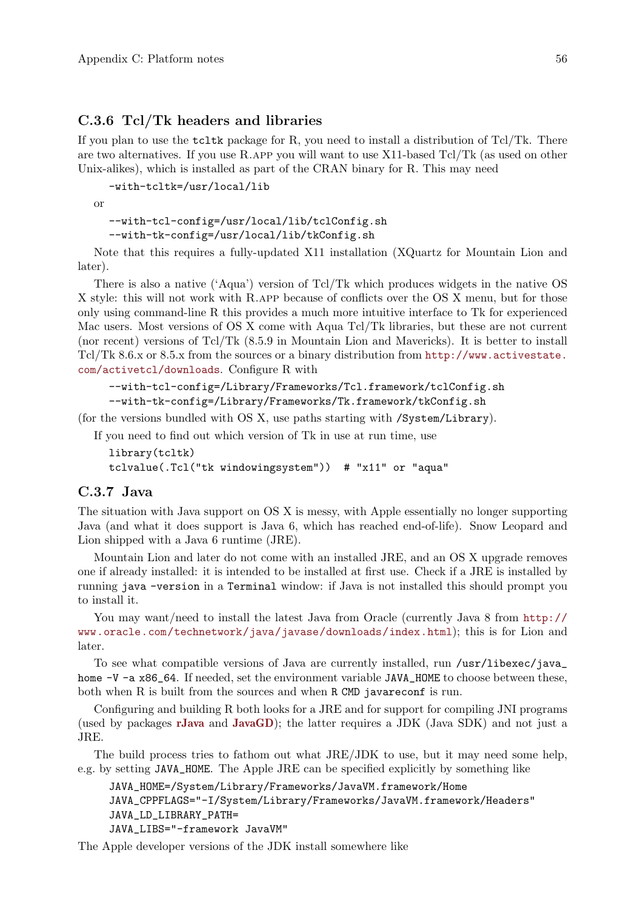### C.3.6 Tcl/Tk headers and libraries

If you plan to use the `tcltk` package for R, you need to install a distribution of Tcl/Tk. There are two alternatives. If you use R.app you will want to use X11-based Tcl/Tk (as used on other Unix-alikes), which is installed as part of the CRAN binary for R. This may need

```
-with-tcltk=/usr/local/lib
```

or

```
--with-tcl-config=/usr/local/lib/tclConfig.sh
--with-tk-config=/usr/local/lib/tkConfig.sh
```

Note that this requires a fully-updated X11 installation (XQuartz for Mountain Lion and later).

There is also a native ('Aqua') version of Tcl/Tk which produces widgets in the native OS X style: this will not work with R.app because of conflicts over the OS X menu, but for those only using command-line R this provides a much more intuitive interface to Tk for experienced Mac users. Most versions of OS X come with Aqua Tcl/Tk libraries, but these are not current (nor recent) versions of Tcl/Tk (8.5.9 in Mountain Lion and Mavericks). It is better to install Tcl/Tk 8.6.x or 8.5.x from the sources or a binary distribution from http://www.activestate.com/activetcl/downloads. Configure R with

```
--with-tcl-config=/Library/Frameworks/Tcl.framework/tclConfig.sh
--with-tk-config=/Library/Frameworks/Tk.framework/tkConfig.sh
```

(for the versions bundled with OS X, use paths starting with `/System/Library`).

If you need to find out which version of Tk in use at run time, use

```
library(tcltk)
tclvalue(.Tcl("tk windowingsystem"))  # "x11" or "aqua"
```

### C.3.7 Java

The situation with Java support on OS X is messy, with Apple essentially no longer supporting Java (and what it does support is Java 6, which has reached end-of-life). Snow Leopard and Lion shipped with a Java 6 runtime (JRE).

Mountain Lion and later do not come with an installed JRE, and an OS X upgrade removes one if already installed: it is intended to be installed at first use. Check if a JRE is installed by running `java -version` in a `Terminal` window: if Java is not installed this should prompt you to install it.

You may want/need to install the latest Java from Oracle (currently Java 8 from http://www.oracle.com/technetwork/java/javase/downloads/index.html); this is for Lion and later.

To see what compatible versions of Java are currently installed, run `/usr/libexec/java_home -V -a x86_64`. If needed, set the environment variable `JAVA_HOME` to choose between these, both when R is built from the sources and when `R CMD javareconf` is run.

Configuring and building R both looks for a JRE and for support for compiling JNI programs (used by packages **rJava** and **JavaGD**); the latter requires a JDK (Java SDK) and not just a JRE.

The build process tries to fathom out what JRE/JDK to use, but it may need some help, e.g. by setting `JAVA_HOME`. The Apple JRE can be specified explicitly by something like

```
JAVA_HOME=/System/Library/Frameworks/JavaVM.framework/Home
JAVA_CPPFLAGS="-I/System/Library/Frameworks/JavaVM.framework/Headers"
JAVA_LD_LIBRARY_PATH=
JAVA_LIBS="-framework JavaVM"
```

The Apple developer versions of the JDK install somewhere like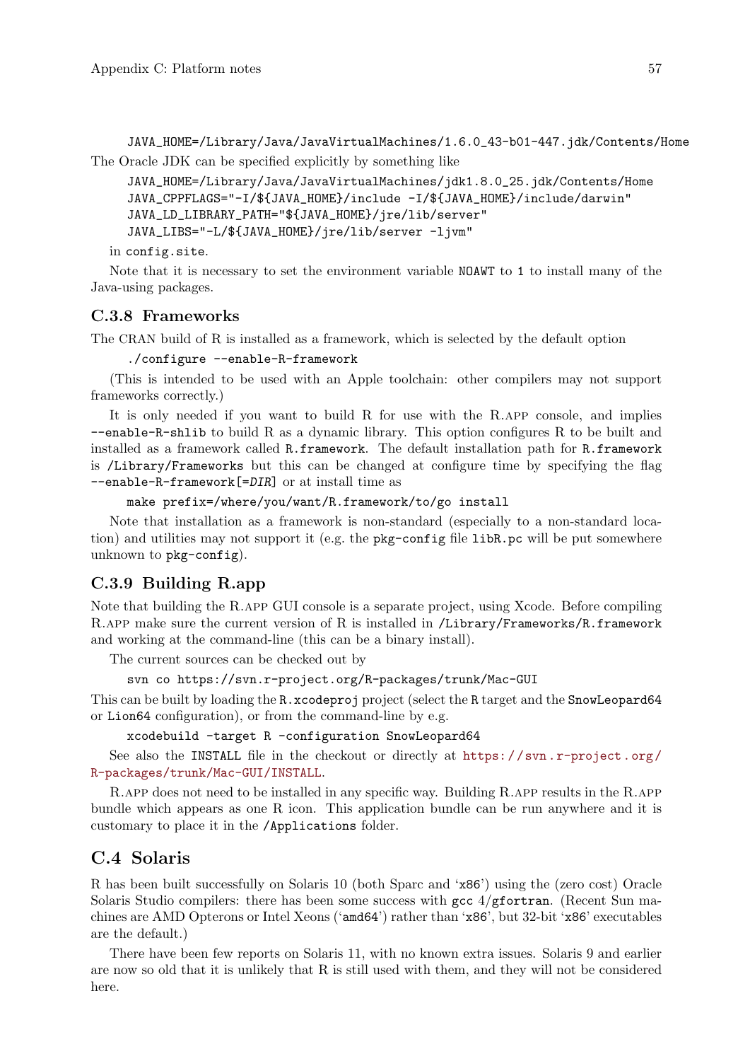```
JAVA_HOME=/Library/Java/JavaVirtualMachines/1.6.0_43-b01-447.jdk/Contents/Home
```

The Oracle JDK can be specified explicitly by something like

```
JAVA_HOME=/Library/Java/JavaVirtualMachines/jdk1.8.0_25.jdk/Contents/Home
JAVA_CPPFLAGS="-I/${JAVA_HOME}/include -I/${JAVA_HOME}/include/darwin"
JAVA_LD_LIBRARY_PATH="${JAVA_HOME}/jre/lib/server"
JAVA_LIBS="-L/${JAVA_HOME}/jre/lib/server -ljvm"
```

in `config.site`.

Note that it is necessary to set the environment variable `NOAWT` to `1` to install many of the Java-using packages.

### C.3.8 Frameworks

The CRAN build of R is installed as a framework, which is selected by the default option

```
./configure --enable-R-framework
```

(This is intended to be used with an Apple toolchain: other compilers may not support frameworks correctly.)

It is only needed if you want to build R for use with the R.app console, and implies `--enable-R-shlib` to build R as a dynamic library. This option configures R to be built and installed as a framework called `R.framework`. The default installation path for `R.framework` is `/Library/Frameworks` but this can be changed at configure time by specifying the flag `--enable-R-framework[=DIR]` or at install time as

```
make prefix=/where/you/want/R.framework/to/go install
```

Note that installation as a framework is non-standard (especially to a non-standard location) and utilities may not support it (e.g. the `pkg-config` file `libR.pc` will be put somewhere unknown to `pkg-config`).

### C.3.9 Building R.app

Note that building the R.app GUI console is a separate project, using Xcode. Before compiling R.app make sure the current version of R is installed in `/Library/Frameworks/R.framework` and working at the command-line (this can be a binary install).

The current sources can be checked out by

```
svn co https://svn.r-project.org/R-packages/trunk/Mac-GUI
```

This can be built by loading the `R.xcodeproj` project (select the `R` target and the `SnowLeopard64` or `Lion64` configuration), or from the command-line by e.g.

```
xcodebuild -target R -configuration SnowLeopard64
```

See also the `INSTALL` file in the checkout or directly at https://svn.r-project.org/R-packages/trunk/Mac-GUI/INSTALL.

R.app does not need to be installed in any specific way. Building R.app results in the R.app bundle which appears as one R icon. This application bundle can be run anywhere and it is customary to place it in the `/Applications` folder.

## C.4 Solaris

R has been built successfully on Solaris 10 (both Sparc and '`x86`') using the (zero cost) Oracle Solaris Studio compilers: there has been some success with `gcc` 4/`gfortran`. (Recent Sun machines are AMD Opterons or Intel Xeons ('`amd64`') rather than '`x86`', but 32-bit '`x86`' executables are the default.)

There have been few reports on Solaris 11, with no known extra issues. Solaris 9 and earlier are now so old that it is unlikely that R is still used with them, and they will not be considered here.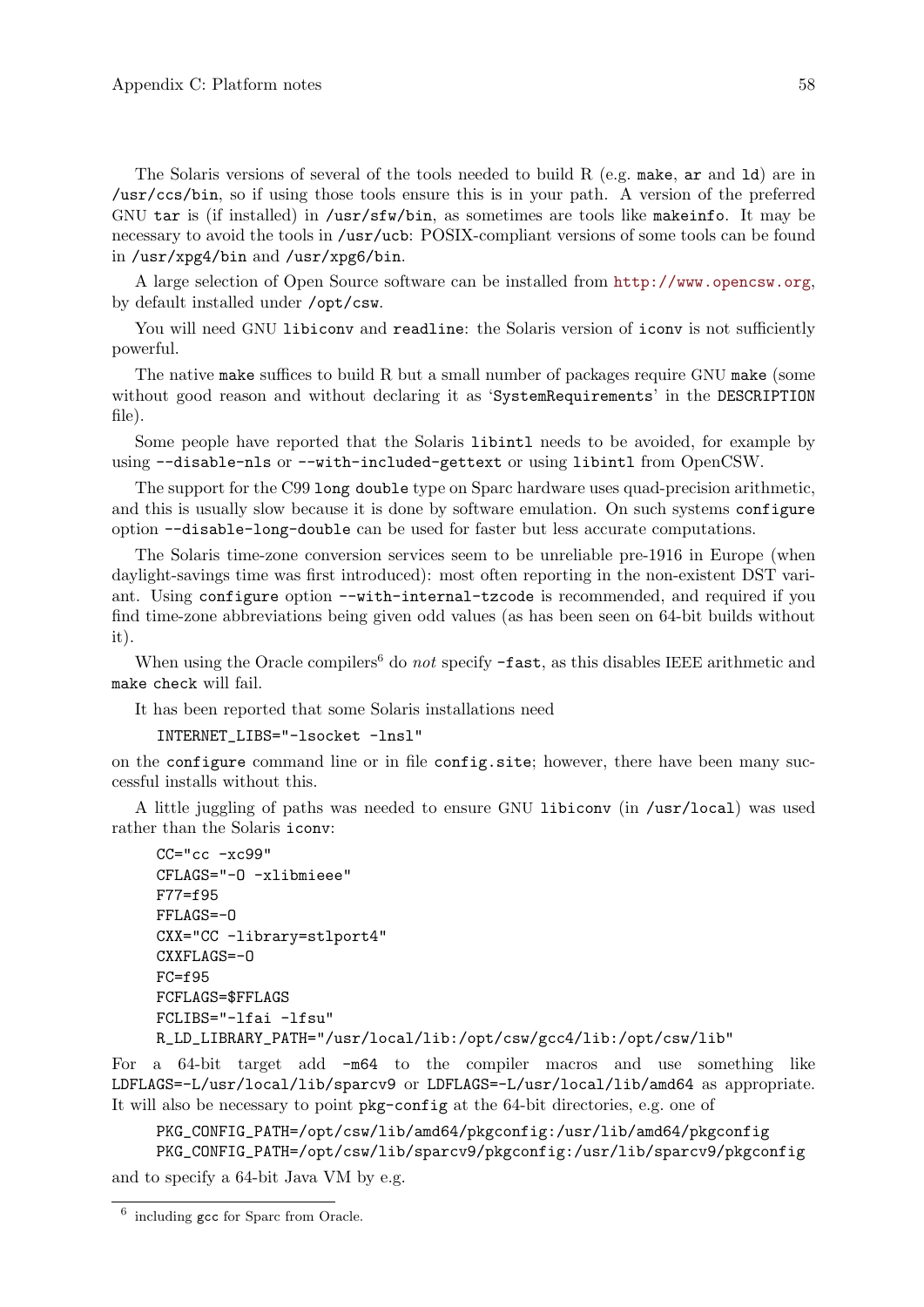The Solaris versions of several of the tools needed to build R (e.g. `make`, `ar` and `ld`) are in `/usr/ccs/bin`, so if using those tools ensure this is in your path. A version of the preferred GNU `tar` is (if installed) in `/usr/sfw/bin`, as sometimes are tools like `makeinfo`. It may be necessary to avoid the tools in `/usr/ucb`: POSIX-compliant versions of some tools can be found in `/usr/xpg4/bin` and `/usr/xpg6/bin`.

A large selection of Open Source software can be installed from http://www.opencsw.org, by default installed under `/opt/csw`.

You will need GNU `libiconv` and `readline`: the Solaris version of `iconv` is not sufficiently powerful.

The native `make` suffices to build R but a small number of packages require GNU `make` (some without good reason and without declaring it as '`SystemRequirements`' in the `DESCRIPTION` file).

Some people have reported that the Solaris `libintl` needs to be avoided, for example by using `--disable-nls` or `--with-included-gettext` or using `libintl` from OpenCSW.

The support for the C99 `long double` type on Sparc hardware uses quad-precision arithmetic, and this is usually slow because it is done by software emulation. On such systems `configure` option `--disable-long-double` can be used for faster but less accurate computations.

The Solaris time-zone conversion services seem to be unreliable pre-1916 in Europe (when daylight-savings time was first introduced): most often reporting in the non-existent DST variant. Using `configure` option `--with-internal-tzcode` is recommended, and required if you find time-zone abbreviations being given odd values (as has been seen on 64-bit builds without it).

When using the Oracle compilers[6] do *not* specify `-fast`, as this disables IEEE arithmetic and `make check` will fail.

It has been reported that some Solaris installations need

```
INTERNET_LIBS="-lsocket -lnsl"
```

on the `configure` command line or in file `config.site`; however, there have been many successful installs without this.

A little juggling of paths was needed to ensure GNU `libiconv` (in `/usr/local`) was used rather than the Solaris `iconv`:

```
CC="cc -xc99"
CFLAGS="-O -xlibmieee"
F77=f95
FFLAGS=-O
CXX="CC -library=stlport4"
CXXFLAGS=-O
FC=f95
FCFLAGS=$FFLAGS
FCLIBS="-lfai -lfsu"
R_LD_LIBRARY_PATH="/usr/local/lib:/opt/csw/gcc4/lib:/opt/csw/lib"
```

For a 64-bit target add `-m64` to the compiler macros and use something like `LDFLAGS=-L/usr/local/lib/sparcv9` or `LDFLAGS=-L/usr/local/lib/amd64` as appropriate. It will also be necessary to point `pkg-config` at the 64-bit directories, e.g. one of

```
PKG_CONFIG_PATH=/opt/csw/lib/amd64/pkgconfig:/usr/lib/amd64/pkgconfig
PKG_CONFIG_PATH=/opt/csw/lib/sparcv9/pkgconfig:/usr/lib/sparcv9/pkgconfig
```

and to specify a 64-bit Java VM by e.g.

---

[6] including `gcc` for Sparc from Oracle.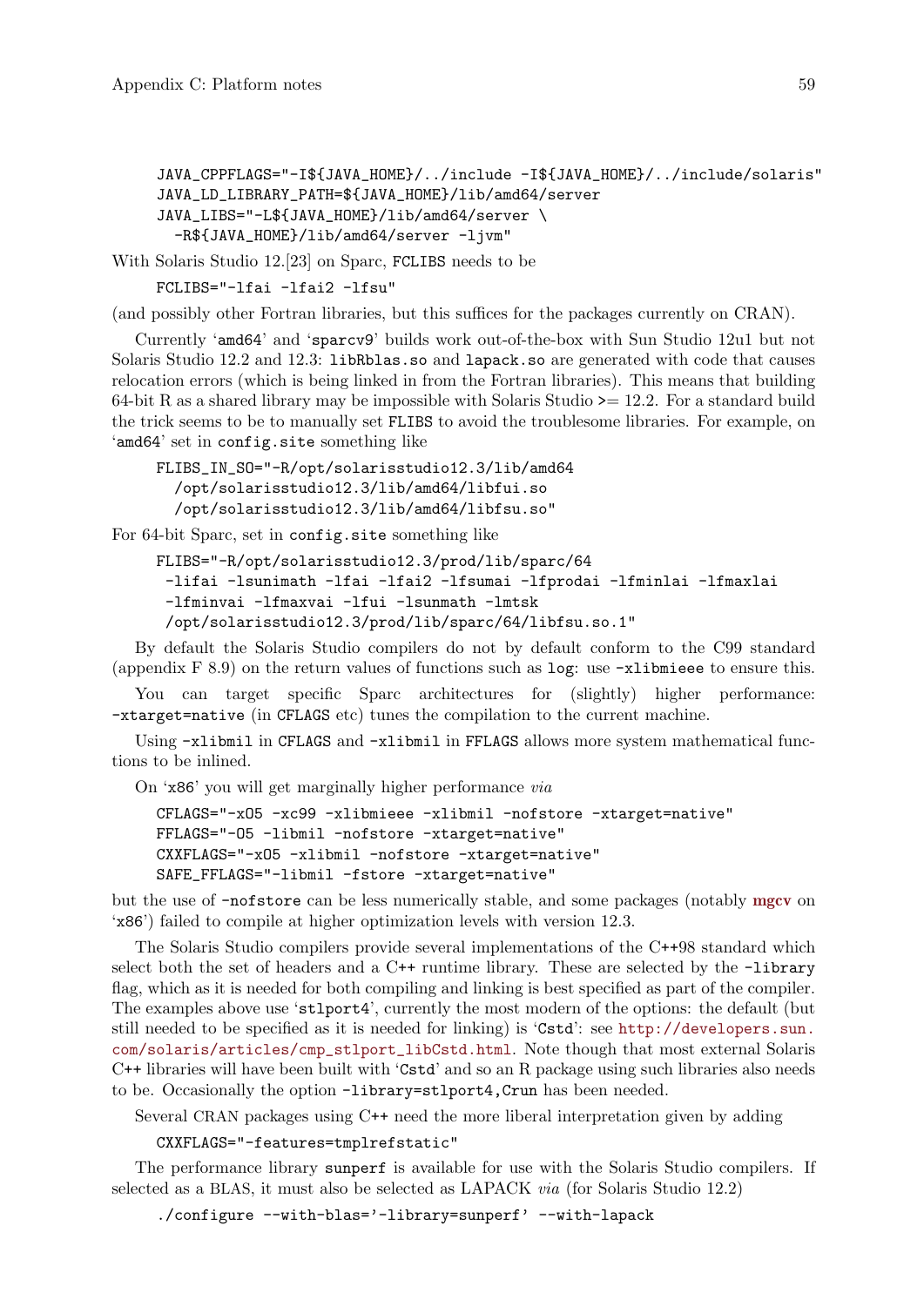```
JAVA_CPPFLAGS="-I${JAVA_HOME}/../include -I${JAVA_HOME}/../include/solaris"
JAVA_LD_LIBRARY_PATH=${JAVA_HOME}/lib/amd64/server
JAVA_LIBS="-L${JAVA_HOME}/lib/amd64/server \
  -R${JAVA_HOME}/lib/amd64/server -ljvm"
```

With Solaris Studio 12.[23] on Sparc, `FCLIBS` needs to be

```
FCLIBS="-lfai -lfai2 -lfsu"
```

(and possibly other Fortran libraries, but this suffices for the packages currently on CRAN).

Currently '`amd64`' and '`sparcv9`' builds work out-of-the-box with Sun Studio 12u1 but not Solaris Studio 12.2 and 12.3: `libRblas.so` and `lapack.so` are generated with code that causes relocation errors (which is being linked in from the Fortran libraries). This means that building 64-bit R as a shared library may be impossible with Solaris Studio >= 12.2. For a standard build the trick seems to be to manually set `FLIBS` to avoid the troublesome libraries. For example, on '`amd64`' set in `config.site` something like

```
FLIBS_IN_SO="-R/opt/solarisstudio12.3/lib/amd64
  /opt/solarisstudio12.3/lib/amd64/libfui.so
  /opt/solarisstudio12.3/lib/amd64/libfsu.so"
```

For 64-bit Sparc, set in `config.site` something like

```
FLIBS="-R/opt/solarisstudio12.3/prod/lib/sparc/64
 -lifai -lsunimath -lfai -lfai2 -lfsumai -lfprodai -lfminlai -lfmaxlai
 -lfminvai -lfmaxvai -lfui -lsunmath -lmtsk
 /opt/solarisstudio12.3/prod/lib/sparc/64/libfsu.so.1"
```

By default the Solaris Studio compilers do not by default conform to the C99 standard (appendix F 8.9) on the return values of functions such as `log`: use `-xlibmieee` to ensure this.

You can target specific Sparc architectures for (slightly) higher performance: `-xtarget=native` (in `CFLAGS` etc) tunes the compilation to the current machine.

Using `-xlibmil` in `CFLAGS` and `-xlibmil` in `FFLAGS` allows more system mathematical functions to be inlined.

On '`x86`' you will get marginally higher performance *via*

```
CFLAGS="-xO5 -xc99 -xlibmieee -xlibmil -nofstore -xtarget=native"
FFLAGS="-O5 -libmil -nofstore -xtarget=native"
CXXFLAGS="-xO5 -xlibmil -nofstore -xtarget=native"
SAFE_FFLAGS="-libmil -fstore -xtarget=native"
```

but the use of `-nofstore` can be less numerically stable, and some packages (notably **mgcv** on '`x86`') failed to compile at higher optimization levels with version 12.3.

The Solaris Studio compilers provide several implementations of the C++98 standard which select both the set of headers and a C++ runtime library. These are selected by the `-library` flag, which as it is needed for both compiling and linking is best specified as part of the compiler. The examples above use '`stlport4`', currently the most modern of the options: the default (but still needed to be specified as it is needed for linking) is '`Cstd`': see http://developers.sun.com/solaris/articles/cmp_stlport_libCstd.html. Note though that most external Solaris C++ libraries will have been built with '`Cstd`' and so an R package using such libraries also needs to be. Occasionally the option `-library=stlport4,Crun` has been needed.

Several CRAN packages using C++ need the more liberal interpretation given by adding

```
CXXFLAGS="-features=tmplrefstatic"
```

The performance library `sunperf` is available for use with the Solaris Studio compilers. If selected as a BLAS, it must also be selected as LAPACK *via* (for Solaris Studio 12.2)

```
./configure --with-blas='-library=sunperf' --with-lapack
```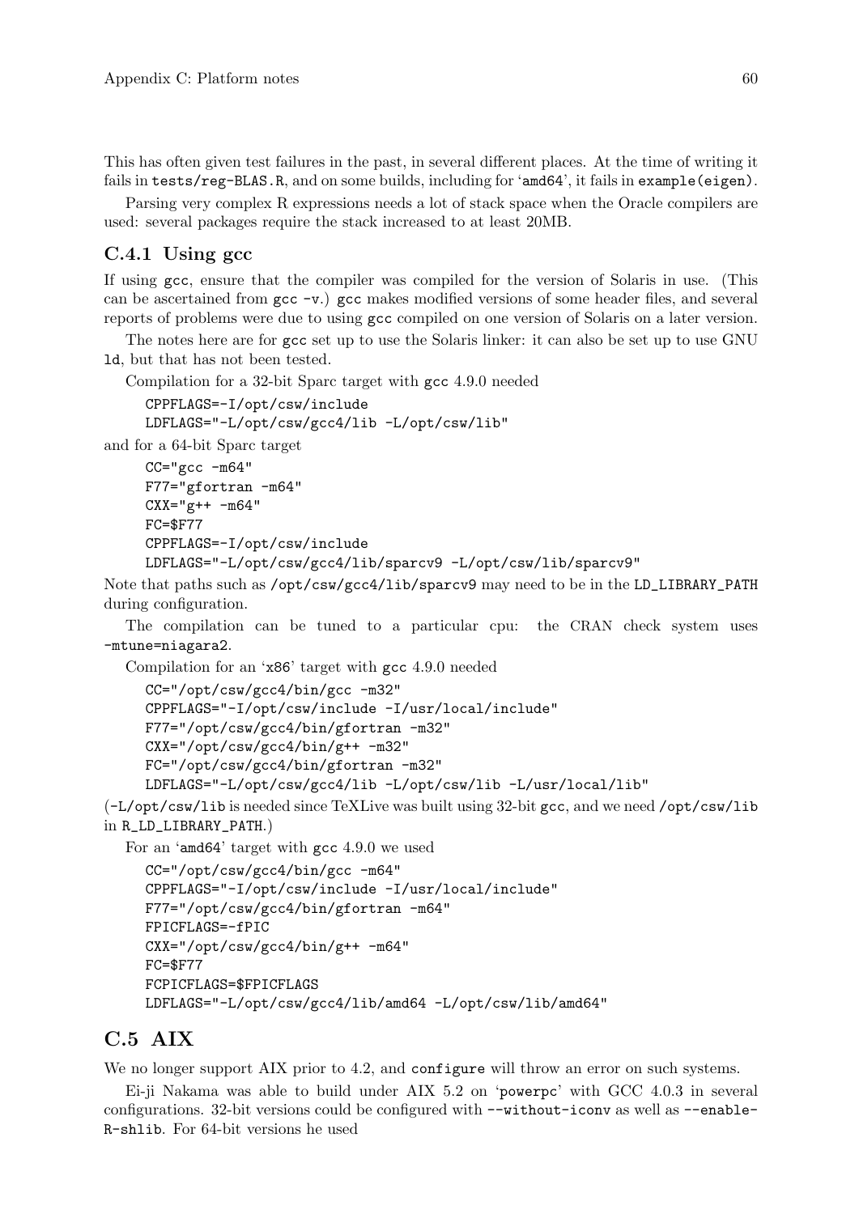This has often given test failures in the past, in several different places. At the time of writing it fails in `tests/reg-BLAS.R`, and on some builds, including for '`amd64`', it fails in `example(eigen)`.

Parsing very complex R expressions needs a lot of stack space when the Oracle compilers are used: several packages require the stack increased to at least 20MB.

### C.4.1 Using gcc

If using `gcc`, ensure that the compiler was compiled for the version of Solaris in use. (This can be ascertained from `gcc -v`.) `gcc` makes modified versions of some header files, and several reports of problems were due to using `gcc` compiled on one version of Solaris on a later version.

The notes here are for `gcc` set up to use the Solaris linker: it can also be set up to use GNU `ld`, but that has not been tested.

Compilation for a 32-bit Sparc target with `gcc` 4.9.0 needed

```
CPPFLAGS=-I/opt/csw/include
LDFLAGS="-L/opt/csw/gcc4/lib -L/opt/csw/lib"
```

and for a 64-bit Sparc target

```
CC="gcc -m64"
F77="gfortran -m64"
CXX="g++ -m64"
FC=$F77
CPPFLAGS=-I/opt/csw/include
LDFLAGS="-L/opt/csw/gcc4/lib/sparcv9 -L/opt/csw/lib/sparcv9"
```

Note that paths such as `/opt/csw/gcc4/lib/sparcv9` may need to be in the `LD_LIBRARY_PATH` during configuration.

The compilation can be tuned to a particular cpu: the CRAN check system uses `-mtune=niagara2`.

Compilation for an '`x86`' target with `gcc` 4.9.0 needed

```
CC="/opt/csw/gcc4/bin/gcc -m32"
CPPFLAGS="-I/opt/csw/include -I/usr/local/include"
F77="/opt/csw/gcc4/bin/gfortran -m32"
CXX="/opt/csw/gcc4/bin/g++ -m32"
FC="/opt/csw/gcc4/bin/gfortran -m32"
LDFLAGS="-L/opt/csw/gcc4/lib -L/opt/csw/lib -L/usr/local/lib"
```

(`-L/opt/csw/lib` is needed since TeXLive was built using 32-bit `gcc`, and we need `/opt/csw/lib` in `R_LD_LIBRARY_PATH`.)

For an '`amd64`' target with `gcc` 4.9.0 we used

```
CC="/opt/csw/gcc4/bin/gcc -m64"
CPPFLAGS="-I/opt/csw/include -I/usr/local/include"
F77="/opt/csw/gcc4/bin/gfortran -m64"
FPICFLAGS=-fPIC
CXX="/opt/csw/gcc4/bin/g++ -m64"
FC=$F77
FCPICFLAGS=$FPICFLAGS
LDFLAGS="-L/opt/csw/gcc4/lib/amd64 -L/opt/csw/lib/amd64"
```

## C.5 AIX

We no longer support AIX prior to 4.2, and `configure` will throw an error on such systems.

Ei-ji Nakama was able to build under AIX 5.2 on '`powerpc`' with GCC 4.0.3 in several configurations. 32-bit versions could be configured with `--without-iconv` as well as `--enable-R-shlib`. For 64-bit versions he used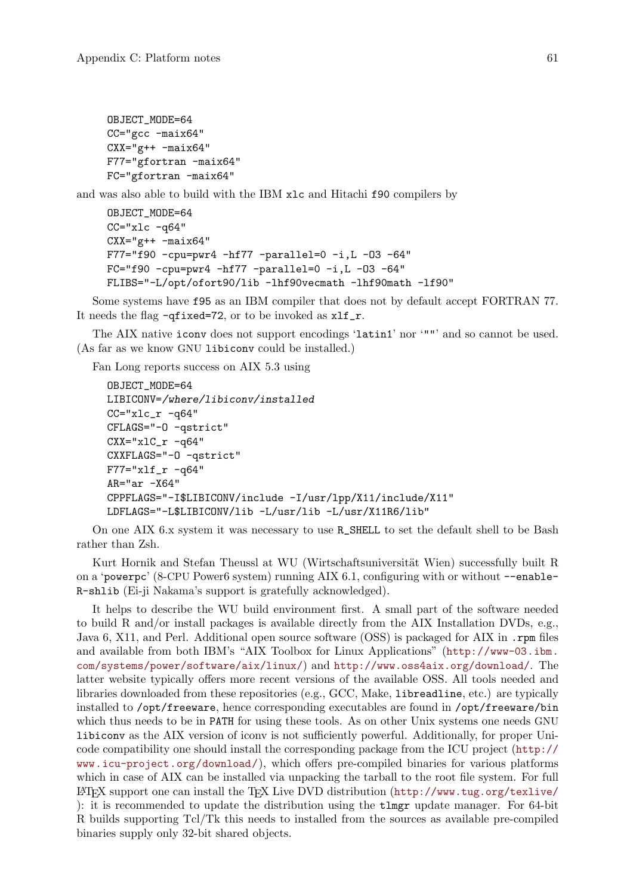```
OBJECT_MODE=64
CC="gcc -maix64"
CXX="g++ -maix64"
F77="gfortran -maix64"
FC="gfortran -maix64"
```

and was also able to build with the IBM `xlc` and Hitachi `f90` compilers by

```
OBJECT_MODE=64
CC="xlc -q64"
CXX="g++ -maix64"
F77="f90 -cpu=pwr4 -hf77 -parallel=0 -i,L -O3 -64"
FC="f90 -cpu=pwr4 -hf77 -parallel=0 -i,L -O3 -64"
FLIBS="-L/opt/ofort90/lib -lhf90vecmath -lhf90math -lf90"
```

Some systems have `f95` as an IBM compiler that does not by default accept FORTRAN 77. It needs the flag `-qfixed=72`, or to be invoked as `xlf_r`.

The AIX native `iconv` does not support encodings '`latin1`' nor '`""`' and so cannot be used. (As far as we know GNU `libiconv` could be installed.)

Fan Long reports success on AIX 5.3 using

```
OBJECT_MODE=64
LIBICONV=/where/libiconv/installed
CC="xlc_r -q64"
CFLAGS="-O -qstrict"
CXX="xlC_r -q64"
CXXFLAGS="-O -qstrict"
F77="xlf_r -q64"
AR="ar -X64"
CPPFLAGS="-I$LIBICONV/include -I/usr/lpp/X11/include/X11"
LDFLAGS="-L$LIBICONV/lib -L/usr/lib -L/usr/X11R6/lib"
```

On one AIX 6.x system it was necessary to use `R_SHELL` to set the default shell to be Bash rather than Zsh.

Kurt Hornik and Stefan Theussl at WU (Wirtschaftsuniversität Wien) successfully built R on a '`powerpc`' (8-CPU Power6 system) running AIX 6.1, configuring with or without `--enable-R-shlib` (Ei-ji Nakama's support is gratefully acknowledged).

It helps to describe the WU build environment first. A small part of the software needed to build R and/or install packages is available directly from the AIX Installation DVDs, e.g., Java 6, X11, and Perl. Additional open source software (OSS) is packaged for AIX in `.rpm` files and available from both IBM's "AIX Toolbox for Linux Applications" (http://www-03.ibm.com/systems/power/software/aix/linux/) and http://www.oss4aix.org/download/. The latter website typically offers more recent versions of the available OSS. All tools needed and libraries downloaded from these repositories (e.g., GCC, Make, `libreadline`, etc.) are typically installed to `/opt/freeware`, hence corresponding executables are found in `/opt/freeware/bin` which thus needs to be in `PATH` for using these tools. As on other Unix systems one needs GNU `libiconv` as the AIX version of iconv is not sufficiently powerful. Additionally, for proper Unicode compatibility one should install the corresponding package from the ICU project (http://www.icu-project.org/download/), which offers pre-compiled binaries for various platforms which in case of AIX can be installed via unpacking the tarball to the root file system. For full LaTeX support one can install the TeX Live DVD distribution (http://www.tug.org/texlive/): it is recommended to update the distribution using the `tlmgr` update manager. For 64-bit R builds supporting Tcl/Tk this needs to installed from the sources as available pre-compiled binaries supply only 32-bit shared objects.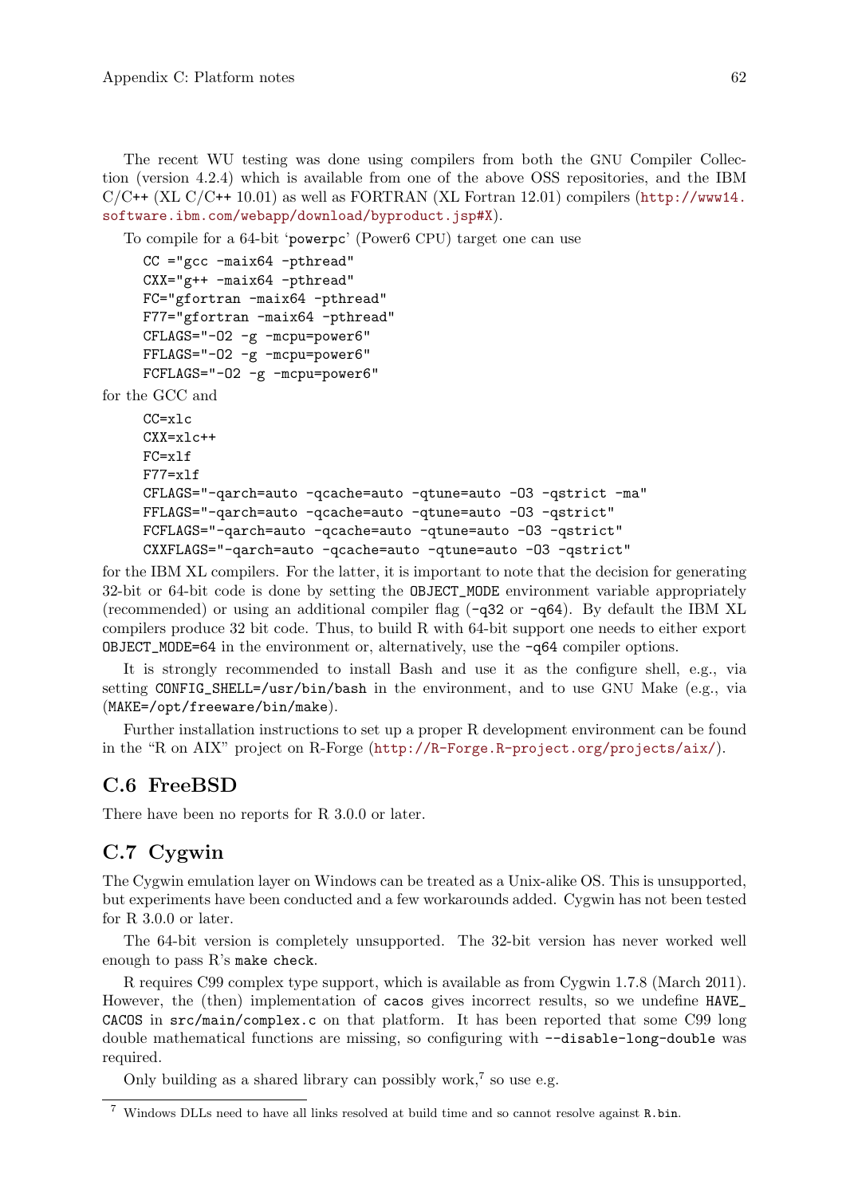The recent WU testing was done using compilers from both the GNU Compiler Collection (version 4.2.4) which is available from one of the above OSS repositories, and the IBM C/C++ (XL C/C++ 10.01) as well as FORTRAN (XL Fortran 12.01) compilers (http://www14.software.ibm.com/webapp/download/byproduct.jsp#X).

To compile for a 64-bit 'powerpc' (Power6 CPU) target one can use

```
CC ="gcc -maix64 -pthread"
CXX="g++ -maix64 -pthread"
FC="gfortran -maix64 -pthread"
F77="gfortran -maix64 -pthread"
CFLAGS="-O2 -g -mcpu=power6"
FFLAGS="-O2 -g -mcpu=power6"
FCFLAGS="-O2 -g -mcpu=power6"
```

for the GCC and

```
CC=xlc
CXX=xlc++
FC=xlf
F77=xlf
CFLAGS="-qarch=auto -qcache=auto -qtune=auto -O3 -qstrict -ma"
FFLAGS="-qarch=auto -qcache=auto -qtune=auto -O3 -qstrict"
FCFLAGS="-qarch=auto -qcache=auto -qtune=auto -O3 -qstrict"
CXXFLAGS="-qarch=auto -qcache=auto -qtune=auto -O3 -qstrict"
```

for the IBM XL compilers. For the latter, it is important to note that the decision for generating 32-bit or 64-bit code is done by setting the `OBJECT_MODE` environment variable appropriately (recommended) or using an additional compiler flag (`-q32` or `-q64`). By default the IBM XL compilers produce 32 bit code. Thus, to build R with 64-bit support one needs to either export `OBJECT_MODE=64` in the environment or, alternatively, use the `-q64` compiler options.

It is strongly recommended to install Bash and use it as the configure shell, e.g., via setting `CONFIG_SHELL=/usr/bin/bash` in the environment, and to use GNU Make (e.g., via (`MAKE=/opt/freeware/bin/make`).

Further installation instructions to set up a proper R development environment can be found in the "R on AIX" project on R-Forge (http://R-Forge.R-project.org/projects/aix/).

## C.6 FreeBSD

There have been no reports for R 3.0.0 or later.

## C.7 Cygwin

The Cygwin emulation layer on Windows can be treated as a Unix-alike OS. This is unsupported, but experiments have been conducted and a few workarounds added. Cygwin has not been tested for R 3.0.0 or later.

The 64-bit version is completely unsupported. The 32-bit version has never worked well enough to pass R's `make check`.

R requires C99 complex type support, which is available as from Cygwin 1.7.8 (March 2011). However, the (then) implementation of `cacos` gives incorrect results, so we undefine `HAVE_CACOS` in `src/main/complex.c` on that platform. It has been reported that some C99 long double mathematical functions are missing, so configuring with `--disable-long-double` was required.

Only building as a shared library can possibly work,[7] so use e.g.

[7] Windows DLLs need to have all links resolved at build time and so cannot resolve against `R.bin`.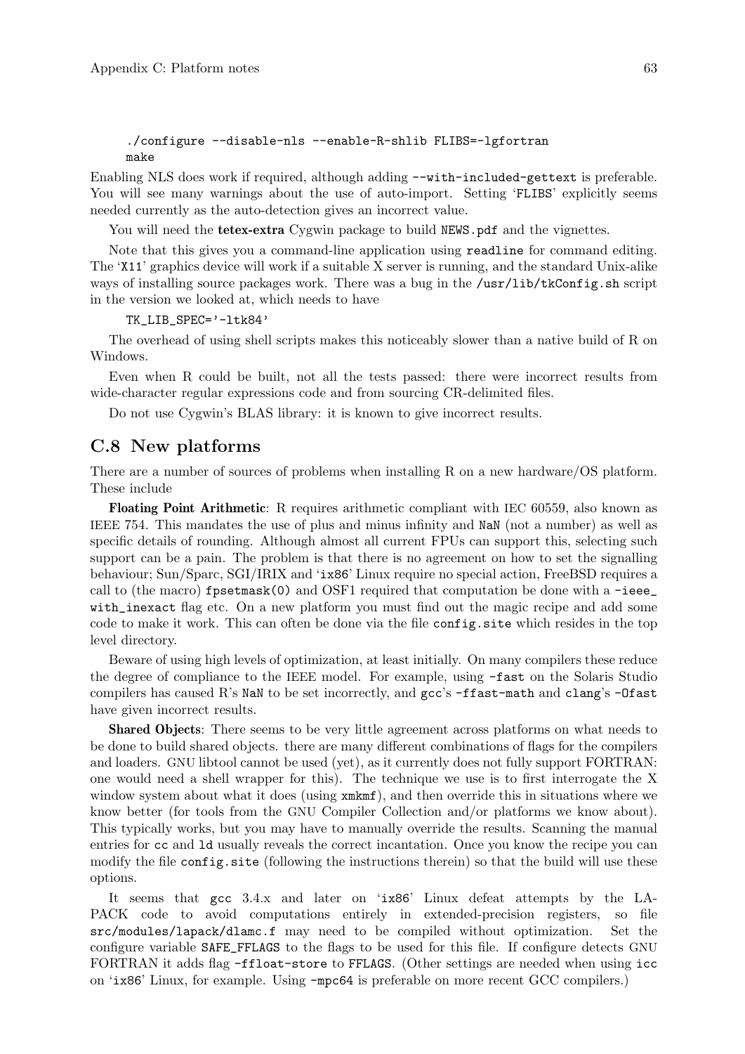```
./configure --disable-nls --enable-R-shlib FLIBS=-lgfortran
make
```

Enabling NLS does work if required, although adding `--with-included-gettext` is preferable. You will see many warnings about the use of auto-import. Setting 'FLIBS' explicitly seems needed currently as the auto-detection gives an incorrect value.

You will need the **tetex-extra** Cygwin package to build NEWS.pdf and the vignettes.

Note that this gives you a command-line application using `readline` for command editing. The 'X11' graphics device will work if a suitable X server is running, and the standard Unix-alike ways of installing source packages work. There was a bug in the `/usr/lib/tkConfig.sh` script in the version we looked at, which needs to have

```
TK_LIB_SPEC='-ltk84'
```

The overhead of using shell scripts makes this noticeably slower than a native build of R on Windows.

Even when R could be built, not all the tests passed: there were incorrect results from wide-character regular expressions code and from sourcing CR-delimited files.

Do not use Cygwin's BLAS library: it is known to give incorrect results.

## C.8 New platforms

There are a number of sources of problems when installing R on a new hardware/OS platform. These include

**Floating Point Arithmetic**: R requires arithmetic compliant with IEC 60559, also known as IEEE 754. This mandates the use of plus and minus infinity and `NaN` (not a number) as well as specific details of rounding. Although almost all current FPUs can support this, selecting such support can be a pain. The problem is that there is no agreement on how to set the signalling behaviour; Sun/Sparc, SGI/IRIX and 'ix86' Linux require no special action, FreeBSD requires a call to (the macro) `fpsetmask(0)` and OSF1 required that computation be done with a `-ieee_with_inexact` flag etc. On a new platform you must find out the magic recipe and add some code to make it work. This can often be done via the file `config.site` which resides in the top level directory.

Beware of using high levels of optimization, at least initially. On many compilers these reduce the degree of compliance to the IEEE model. For example, using `-fast` on the Solaris Studio compilers has caused R's `NaN` to be set incorrectly, and `gcc`'s `-ffast-math` and `clang`'s `-Ofast` have given incorrect results.

**Shared Objects**: There seems to be very little agreement across platforms on what needs to be done to build shared objects. there are many different combinations of flags for the compilers and loaders. GNU libtool cannot be used (yet), as it currently does not fully support FORTRAN: one would need a shell wrapper for this). The technique we use is to first interrogate the X window system about what it does (using `xmkmf`), and then override this in situations where we know better (for tools from the GNU Compiler Collection and/or platforms we know about). This typically works, but you may have to manually override the results. Scanning the manual entries for `cc` and `ld` usually reveals the correct incantation. Once you know the recipe you can modify the file `config.site` (following the instructions therein) so that the build will use these options.

It seems that `gcc` 3.4.x and later on 'ix86' Linux defeat attempts by the LAPACK code to avoid computations entirely in extended-precision registers, so file `src/modules/lapack/dlamc.f` may need to be compiled without optimization. Set the configure variable `SAFE_FFLAGS` to the flags to be used for this file. If configure detects GNU FORTRAN it adds flag `-ffloat-store` to `FFLAGS`. (Other settings are needed when using `icc` on 'ix86' Linux, for example. Using `-mpc64` is preferable on more recent GCC compilers.)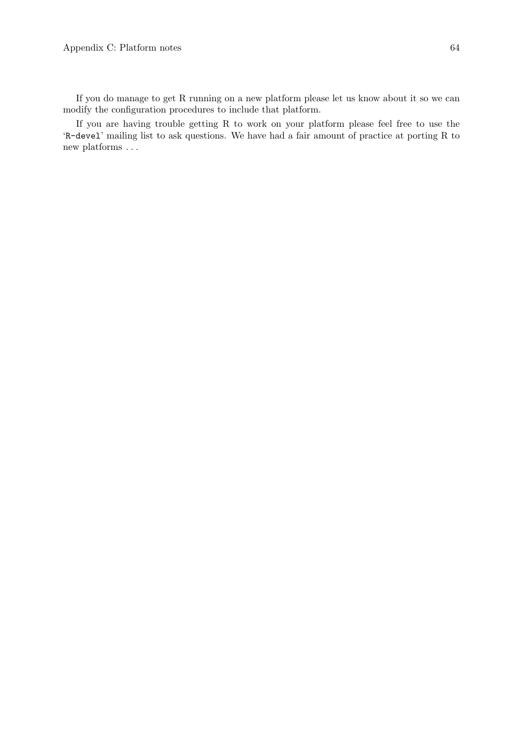If you do manage to get R running on a new platform please let us know about it so we can modify the configuration procedures to include that platform.

If you are having trouble getting R to work on your platform please feel free to use the '`R-devel`' mailing list to ask questions. We have had a fair amount of practice at porting R to new platforms . . .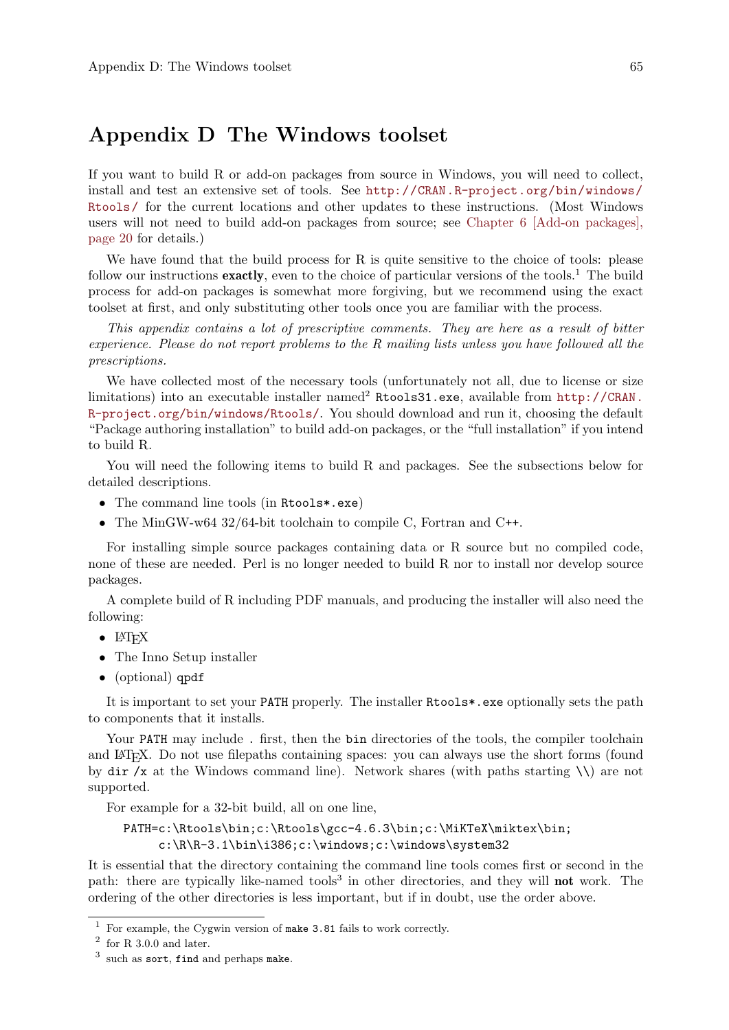# Appendix D The Windows toolset

If you want to build R or add-on packages from source in Windows, you will need to collect, install and test an extensive set of tools. See http://CRAN.R-project.org/bin/windows/Rtools/ for the current locations and other updates to these instructions. (Most Windows users will not need to build add-on packages from source; see Chapter 6 [Add-on packages], page 20 for details.)

We have found that the build process for R is quite sensitive to the choice of tools: please follow our instructions **exactly**, even to the choice of particular versions of the tools.[1] The build process for add-on packages is somewhat more forgiving, but we recommend using the exact toolset at first, and only substituting other tools once you are familiar with the process.

*This appendix contains a lot of prescriptive comments. They are here as a result of bitter experience. Please do not report problems to the R mailing lists unless you have followed all the prescriptions.*

We have collected most of the necessary tools (unfortunately not all, due to license or size limitations) into an executable installer named[2] `Rtools31.exe`, available from http://CRAN.R-project.org/bin/windows/Rtools/. You should download and run it, choosing the default "Package authoring installation" to build add-on packages, or the "full installation" if you intend to build R.

You will need the following items to build R and packages. See the subsections below for detailed descriptions.

- The command line tools (in `Rtools*.exe`)
- The MinGW-w64 32/64-bit toolchain to compile C, Fortran and C++.

For installing simple source packages containing data or R source but no compiled code, none of these are needed. Perl is no longer needed to build R nor to install nor develop source packages.

A complete build of R including PDF manuals, and producing the installer will also need the following:

- LaTeX
- The Inno Setup installer
- (optional) `qpdf`

It is important to set your `PATH` properly. The installer `Rtools*.exe` optionally sets the path to components that it installs.

Your `PATH` may include `.` first, then the `bin` directories of the tools, the compiler toolchain and LaTeX. Do not use filepaths containing spaces: you can always use the short forms (found by `dir /x` at the Windows command line). Network shares (with paths starting `\\`) are not supported.

For example for a 32-bit build, all on one line,

```
PATH=c:\Rtools\bin;c:\Rtools\gcc-4.6.3\bin;c:\MiKTeX\miktex\bin;
     c:\R\R-3.1\bin\i386;c:\windows;c:\windows\system32
```

It is essential that the directory containing the command line tools comes first or second in the path: there are typically like-named tools[3] in other directories, and they will **not** work. The ordering of the other directories is less important, but if in doubt, use the order above.

---

[1] For example, the Cygwin version of `make 3.81` fails to work correctly.

[2] for R 3.0.0 and later.

[3] such as `sort`, `find` and perhaps `make`.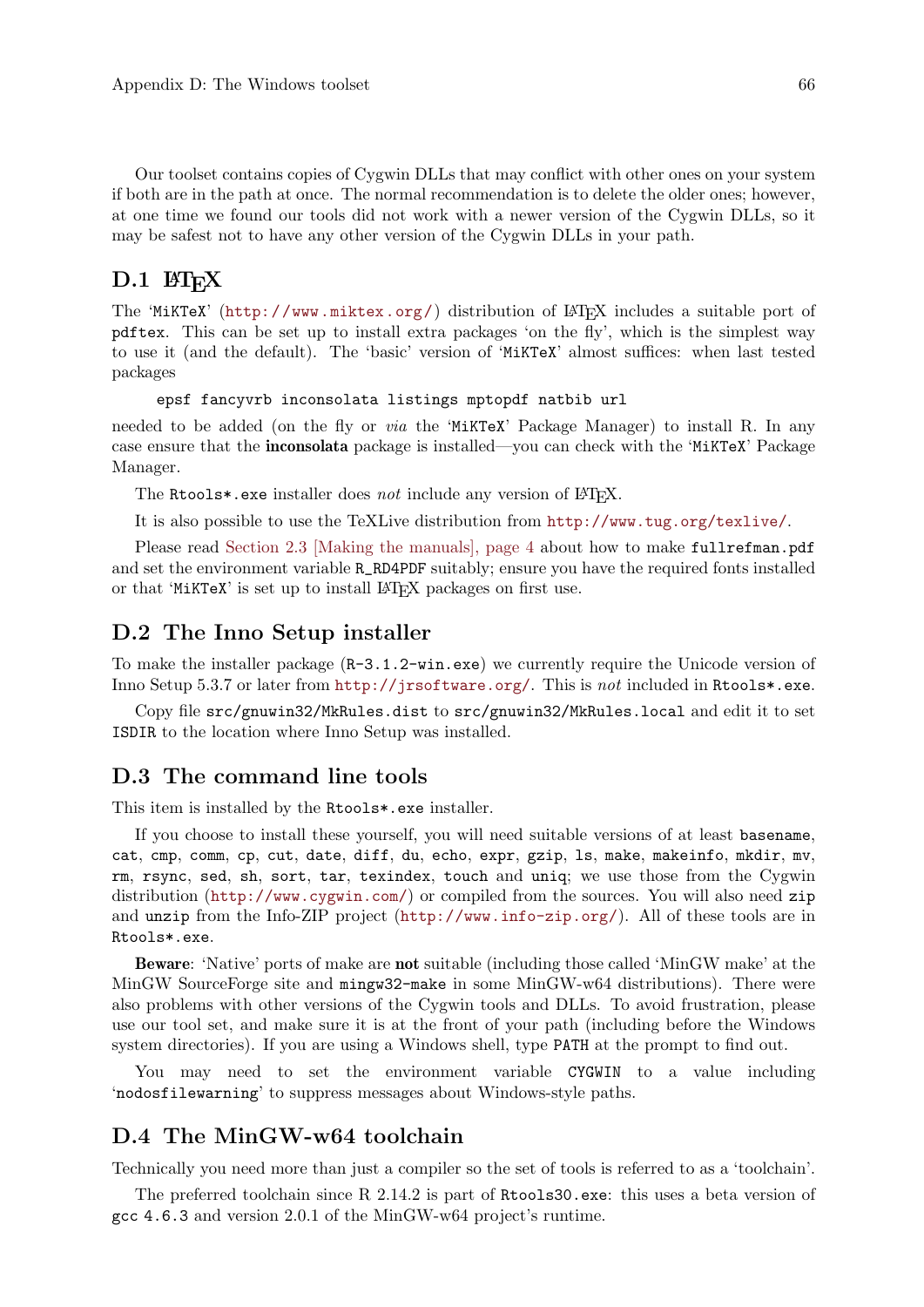Our toolset contains copies of Cygwin DLLs that may conflict with other ones on your system if both are in the path at once. The normal recommendation is to delete the older ones; however, at one time we found our tools did not work with a newer version of the Cygwin DLLs, so it may be safest not to have any other version of the Cygwin DLLs in your path.

## D.1 LaTeX

The 'MiKTeX' (http://www.miktex.org/) distribution of LaTeX includes a suitable port of pdftex. This can be set up to install extra packages 'on the fly', which is the simplest way to use it (and the default). The 'basic' version of 'MiKTeX' almost suffices: when last tested packages

```
epsf fancyvrb inconsolata listings mptopdf natbib url
```

needed to be added (on the fly or *via* the 'MiKTeX' Package Manager) to install R. In any case ensure that the **inconsolata** package is installed—you can check with the 'MiKTeX' Package Manager.

The `Rtools*.exe` installer does *not* include any version of LaTeX.

It is also possible to use the TeXLive distribution from http://www.tug.org/texlive/.

Please read Section 2.3 [Making the manuals], page 4 about how to make `fullrefman.pdf` and set the environment variable `R_RD4PDF` suitably; ensure you have the required fonts installed or that 'MiKTeX' is set up to install LaTeX packages on first use.

## D.2 The Inno Setup installer

To make the installer package (`R-3.1.2-win.exe`) we currently require the Unicode version of Inno Setup 5.3.7 or later from http://jrsoftware.org/. This is *not* included in `Rtools*.exe`.

Copy file `src/gnuwin32/MkRules.dist` to `src/gnuwin32/MkRules.local` and edit it to set `ISDIR` to the location where Inno Setup was installed.

## D.3 The command line tools

This item is installed by the `Rtools*.exe` installer.

If you choose to install these yourself, you will need suitable versions of at least `basename`, `cat`, `cmp`, `comm`, `cp`, `cut`, `date`, `diff`, `du`, `echo`, `expr`, `gzip`, `ls`, `make`, `makeinfo`, `mkdir`, `mv`, `rm`, `rsync`, `sed`, `sh`, `sort`, `tar`, `texindex`, `touch` and `uniq`; we use those from the Cygwin distribution (http://www.cygwin.com/) or compiled from the sources. You will also need `zip` and `unzip` from the Info-ZIP project (http://www.info-zip.org/). All of these tools are in `Rtools*.exe`.

**Beware**: 'Native' ports of make are **not** suitable (including those called 'MinGW make' at the MinGW SourceForge site and `mingw32-make` in some MinGW-w64 distributions). There were also problems with other versions of the Cygwin tools and DLLs. To avoid frustration, please use our tool set, and make sure it is at the front of your path (including before the Windows system directories). If you are using a Windows shell, type `PATH` at the prompt to find out.

You may need to set the environment variable `CYGWIN` to a value including '`nodosfilewarning`' to suppress messages about Windows-style paths.

## D.4 The MinGW-w64 toolchain

Technically you need more than just a compiler so the set of tools is referred to as a 'toolchain'.

The preferred toolchain since R 2.14.2 is part of `Rtools30.exe`: this uses a beta version of `gcc 4.6.3` and version 2.0.1 of the MinGW-w64 project's runtime.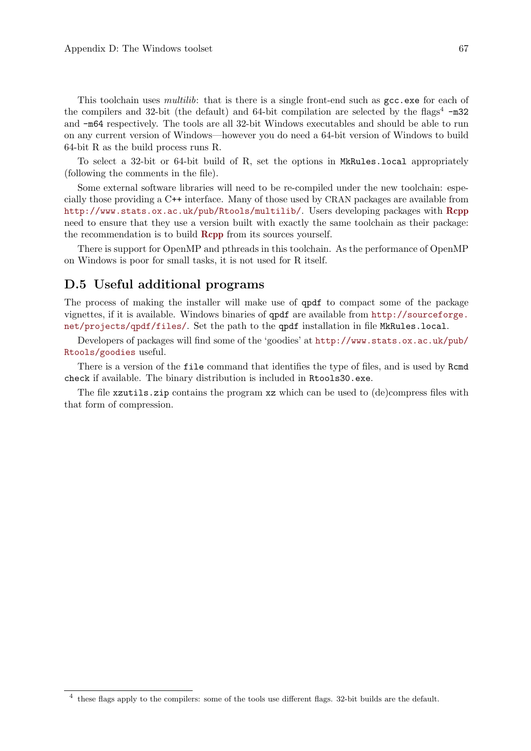This toolchain uses *multilib*: that is there is a single front-end such as `gcc.exe` for each of the compilers and 32-bit (the default) and 64-bit compilation are selected by the flags[4] `-m32` and `-m64` respectively. The tools are all 32-bit Windows executables and should be able to run on any current version of Windows—however you do need a 64-bit version of Windows to build 64-bit R as the build process runs R.

To select a 32-bit or 64-bit build of R, set the options in `MkRules.local` appropriately (following the comments in the file).

Some external software libraries will need to be re-compiled under the new toolchain: especially those providing a C++ interface. Many of those used by CRAN packages are available from http://www.stats.ox.ac.uk/pub/Rtools/multilib/. Users developing packages with **Rcpp** need to ensure that they use a version built with exactly the same toolchain as their package: the recommendation is to build **Rcpp** from its sources yourself.

There is support for OpenMP and pthreads in this toolchain. As the performance of OpenMP on Windows is poor for small tasks, it is not used for R itself.

## D.5 Useful additional programs

The process of making the installer will make use of `qpdf` to compact some of the package vignettes, if it is available. Windows binaries of `qpdf` are available from http://sourceforge.net/projects/qpdf/files/. Set the path to the `qpdf` installation in file `MkRules.local`.

Developers of packages will find some of the 'goodies' at http://www.stats.ox.ac.uk/pub/Rtools/goodies useful.

There is a version of the `file` command that identifies the type of files, and is used by `Rcmd check` if available. The binary distribution is included in `Rtools30.exe`.

The file `xzutils.zip` contains the program `xz` which can be used to (de)compress files with that form of compression.

---

[4] these flags apply to the compilers: some of the tools use different flags. 32-bit builds are the default.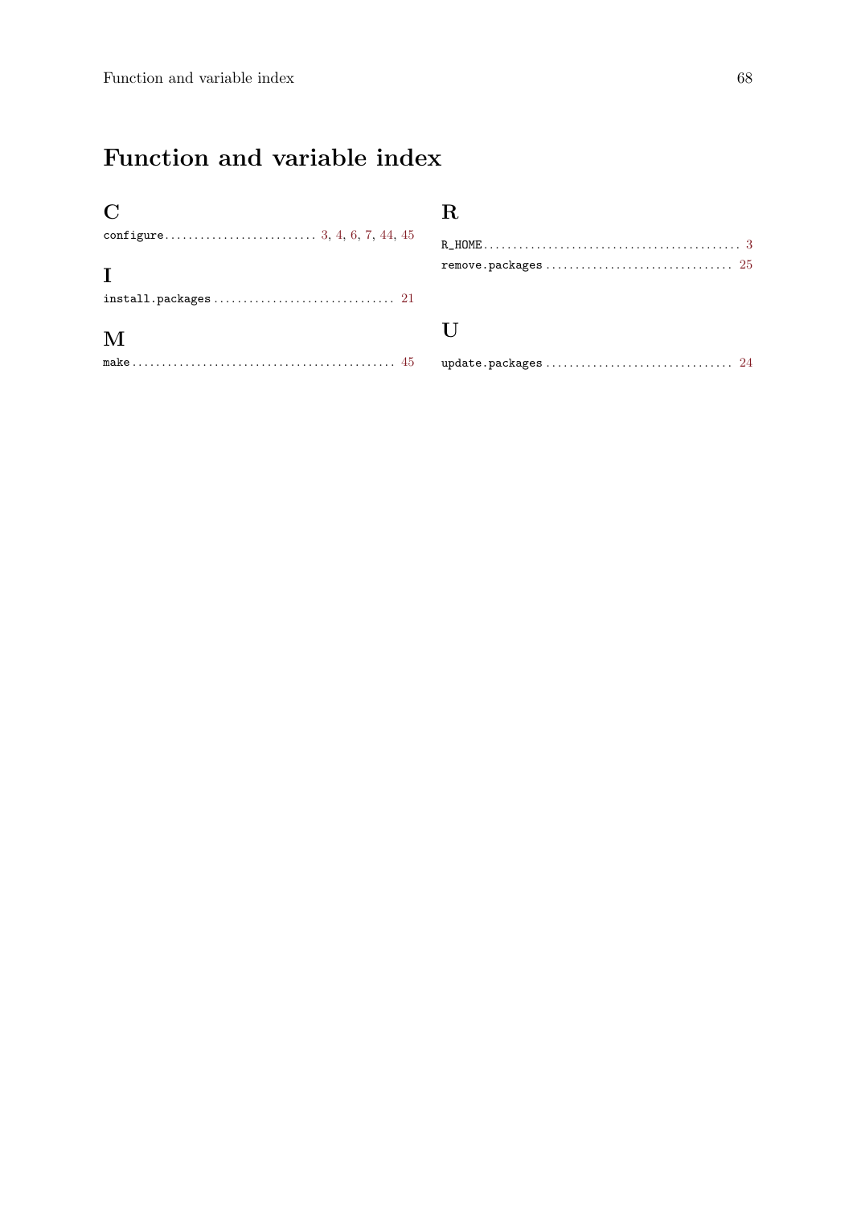# Function and variable index

## C

`configure` .......................... 3, 4, 6, 7, 44, 45

## I

`install.packages` .............................. 21

## M

`make` ............................................ 45

## R

`R_HOME` ........................................... 3

`remove.packages` ............................... 25

## U

`update.packages` ............................... 24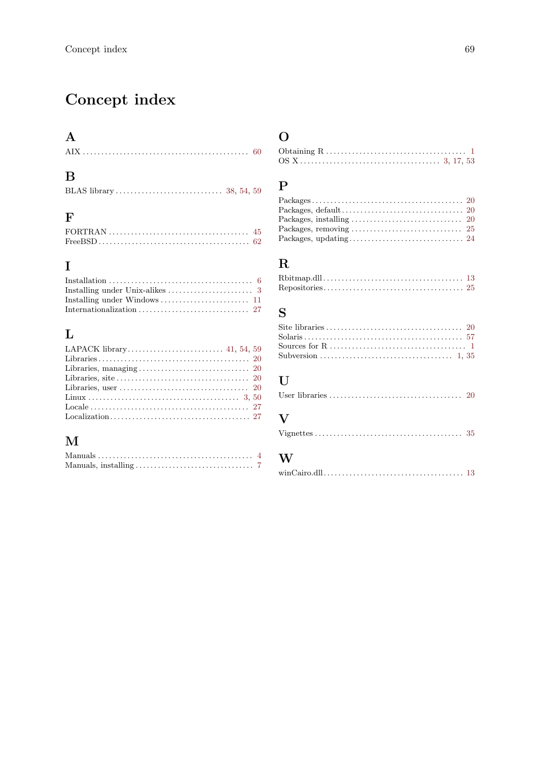# Concept index

## A

AIX .......... 60

## B

BLAS library .......... 38, 54, 59

## F

FORTRAN .......... 45
FreeBSD .......... 62

## I

Installation .......... 6
Installing under Unix-alikes .......... 3
Installing under Windows .......... 11
Internationalization .......... 27

## L

LAPACK library .......... 41, 54, 59
Libraries .......... 20
Libraries, managing .......... 20
Libraries, site .......... 20
Libraries, user .......... 20
Linux .......... 3, 50
Locale .......... 27
Localization .......... 27

## M

Manuals .......... 4
Manuals, installing .......... 7

## O

Obtaining R .......... 1
OS X .......... 3, 17, 53

## P

Packages .......... 20
Packages, default .......... 20
Packages, installing .......... 20
Packages, removing .......... 25
Packages, updating .......... 24

## R

Rbitmap.dll .......... 13
Repositories .......... 25

## S

Site libraries .......... 20
Solaris .......... 57
Sources for R .......... 1
Subversion .......... 1, 35

## U

User libraries .......... 20

## V

Vignettes .......... 35

## W

winCairo.dll .......... 13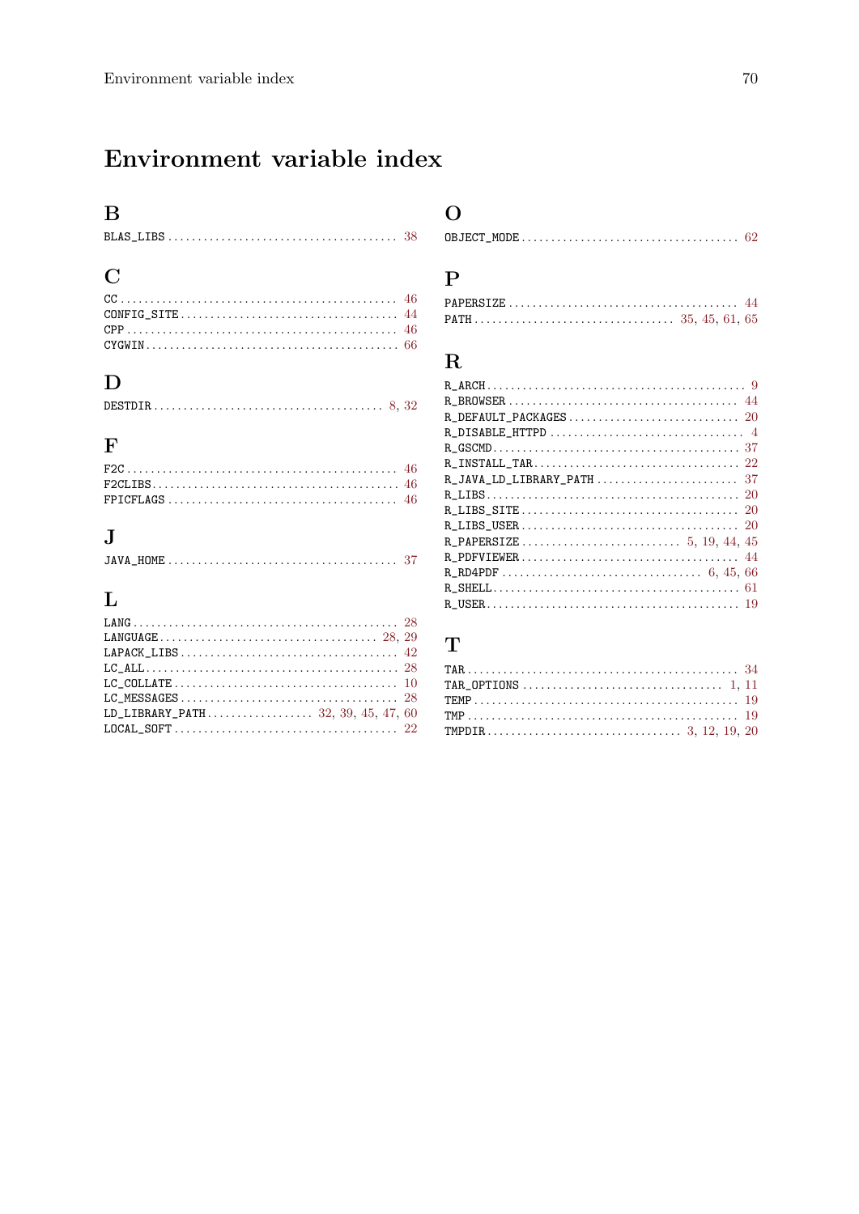# Environment variable index

## B

BLAS_LIBS .......... 38

## C

CC .......... 46
CONFIG_SITE .......... 44
CPP .......... 46
CYGWIN .......... 66

## D

DESTDIR .......... 8, 32

## F

F2C .......... 46
F2CLIBS .......... 46
FPICFLAGS .......... 46

## J

JAVA_HOME .......... 37

## L

LANG .......... 28
LANGUAGE .......... 28, 29
LAPACK_LIBS .......... 42
LC_ALL .......... 28
LC_COLLATE .......... 10
LC_MESSAGES .......... 28
LD_LIBRARY_PATH .......... 32, 39, 45, 47, 60
LOCAL_SOFT .......... 22

## O

OBJECT_MODE .......... 62

## P

PAPERSIZE .......... 44
PATH .......... 35, 45, 61, 65

## R

R_ARCH .......... 9
R_BROWSER .......... 44
R_DEFAULT_PACKAGES .......... 20
R_DISABLE_HTTPD .......... 4
R_GSCMD .......... 37
R_INSTALL_TAR .......... 22
R_JAVA_LD_LIBRARY_PATH .......... 37
R_LIBS .......... 20
R_LIBS_SITE .......... 20
R_LIBS_USER .......... 20
R_PAPERSIZE .......... 5, 19, 44, 45
R_PDFVIEWER .......... 44
R_RD4PDF .......... 6, 45, 66
R_SHELL .......... 61
R_USER .......... 19

## T

TAR .......... 34
TAR_OPTIONS .......... 1, 11
TEMP .......... 19
TMP .......... 19
TMPDIR .......... 3, 12, 19, 20